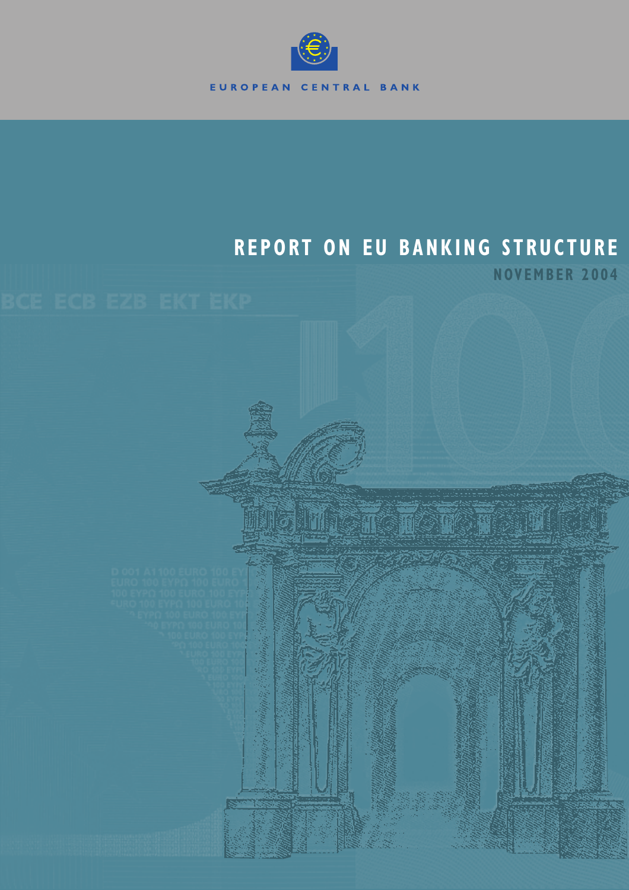EUROPEAN CENTRAL BANK

# REPORT ON EU BANKING STRUCTURE

NOVEMBER 2004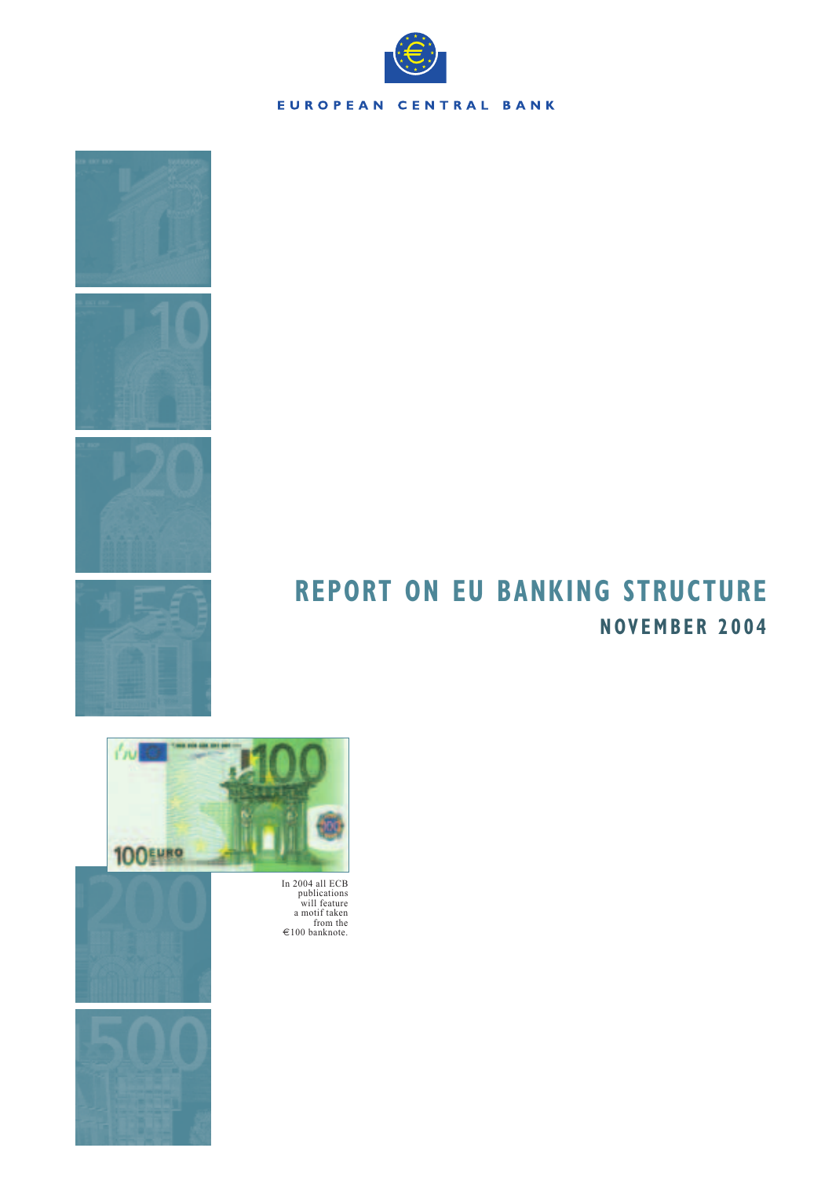EUROPEAN CENTRAL BANK

# REPORT ON EU BANKING STRUCTURE

## NOVEMBER 2004

In 2004 all ECB publications will feature a motif taken from the €100 banknote.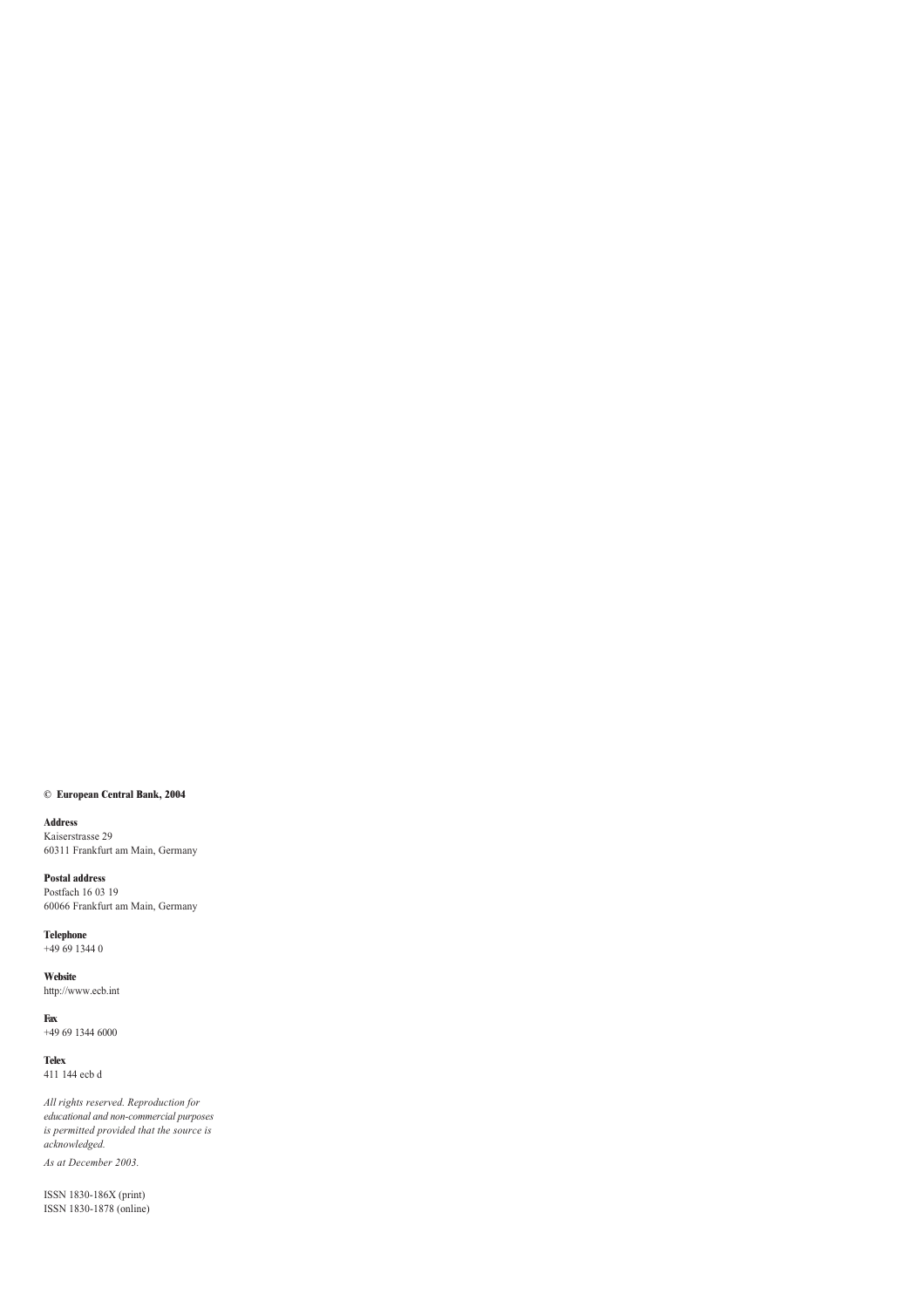**© European Central Bank, 2004**

**Address**
Kaiserstrasse 29
60311 Frankfurt am Main, Germany

**Postal address**
Postfach 16 03 19
60066 Frankfurt am Main, Germany

**Telephone**
+49 69 1344 0

**Website**
http://www.ecb.int

**Fax**
+49 69 1344 6000

**Telex**
411 144 ecb d

*All rights reserved. Reproduction for educational and non-commercial purposes is permitted provided that the source is acknowledged.*

*As at December 2003.*

ISSN 1830-186X (print)
ISSN 1830-1878 (online)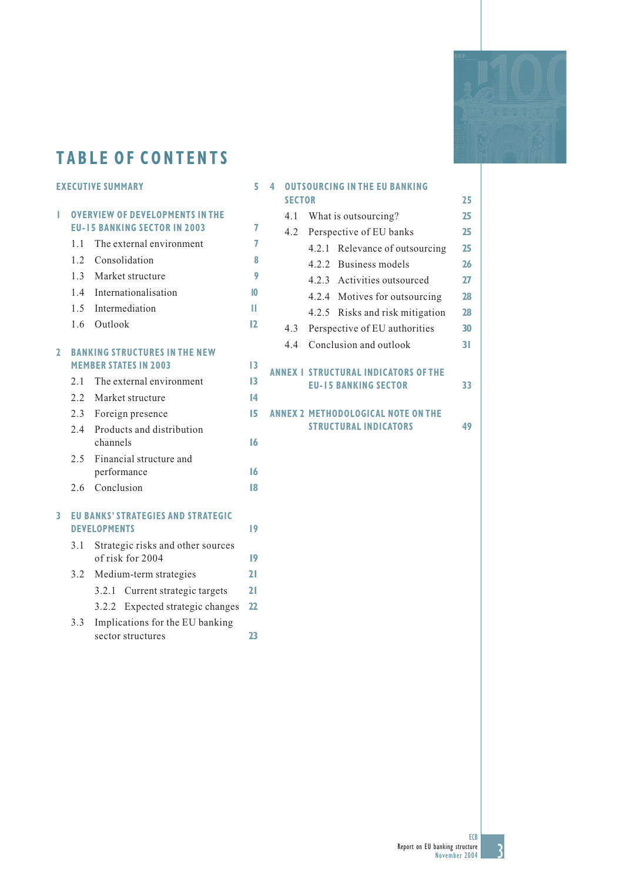# TABLE OF CONTENTS

**EXECUTIVE SUMMARY** 5

**1 OVERVIEW OF DEVELOPMENTS IN THE EU-15 BANKING SECTOR IN 2003** 7

- 1.1 The external environment 7
- 1.2 Consolidation 8
- 1.3 Market structure 9
- 1.4 Internationalisation 10
- 1.5 Intermediation 11
- 1.6 Outlook 12

**2 BANKING STRUCTURES IN THE NEW MEMBER STATES IN 2003** 13

- 2.1 The external environment 13
- 2.2 Market structure 14
- 2.3 Foreign presence 15
- 2.4 Products and distribution channels 16
- 2.5 Financial structure and performance 16
- 2.6 Conclusion 18

**3 EU BANKS' STRATEGIES AND STRATEGIC DEVELOPMENTS** 19

- 3.1 Strategic risks and other sources of risk for 2004 19
- 3.2 Medium-term strategies 21
  - 3.2.1 Current strategic targets 21
  - 3.2.2 Expected strategic changes 22
- 3.3 Implications for the EU banking sector structures 23

**4 OUTSOURCING IN THE EU BANKING SECTOR** 25

- 4.1 What is outsourcing? 25
- 4.2 Perspective of EU banks 25
  - 4.2.1 Relevance of outsourcing 25
  - 4.2.2 Business models 26
  - 4.2.3 Activities outsourced 27
  - 4.2.4 Motives for outsourcing 28
  - 4.2.5 Risks and risk mitigation 28
- 4.3 Perspective of EU authorities 30
- 4.4 Conclusion and outlook 31

**ANNEX 1 STRUCTURAL INDICATORS OF THE EU-15 BANKING SECTOR** 33

**ANNEX 2 METHODOLOGICAL NOTE ON THE STRUCTURAL INDICATORS** 49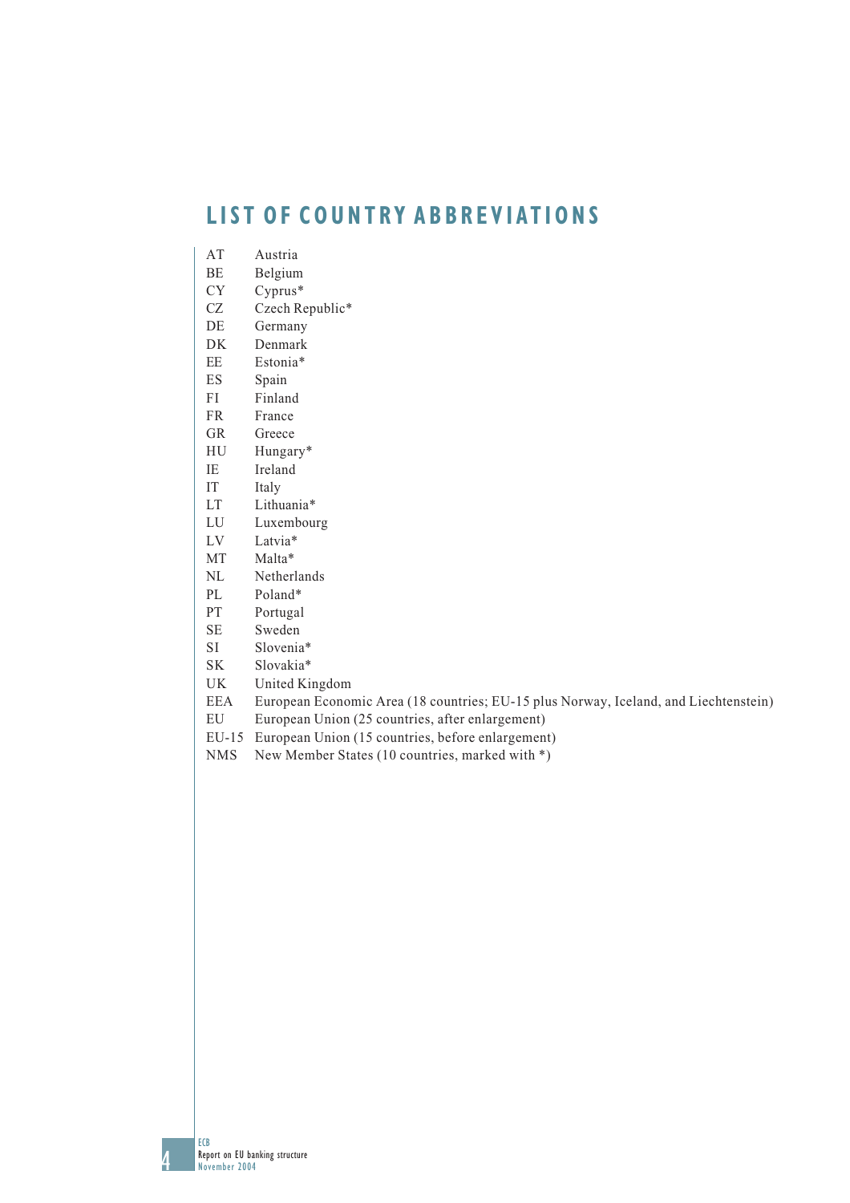# LIST OF COUNTRY ABBREVIATIONS

| | |
|---|---|
| AT | Austria |
| BE | Belgium |
| CY | Cyprus* |
| CZ | Czech Republic* |
| DE | Germany |
| DK | Denmark |
| EE | Estonia* |
| ES | Spain |
| FI | Finland |
| FR | France |
| GR | Greece |
| HU | Hungary* |
| IE | Ireland |
| IT | Italy |
| LT | Lithuania* |
| LU | Luxembourg |
| LV | Latvia* |
| MT | Malta* |
| NL | Netherlands |
| PL | Poland* |
| PT | Portugal |
| SE | Sweden |
| SI | Slovenia* |
| SK | Slovakia* |
| UK | United Kingdom |
| EEA | European Economic Area (18 countries; EU-15 plus Norway, Iceland, and Liechtenstein) |
| EU | European Union (25 countries, after enlargement) |
| EU-15 | European Union (15 countries, before enlargement) |
| NMS | New Member States (10 countries, marked with *) |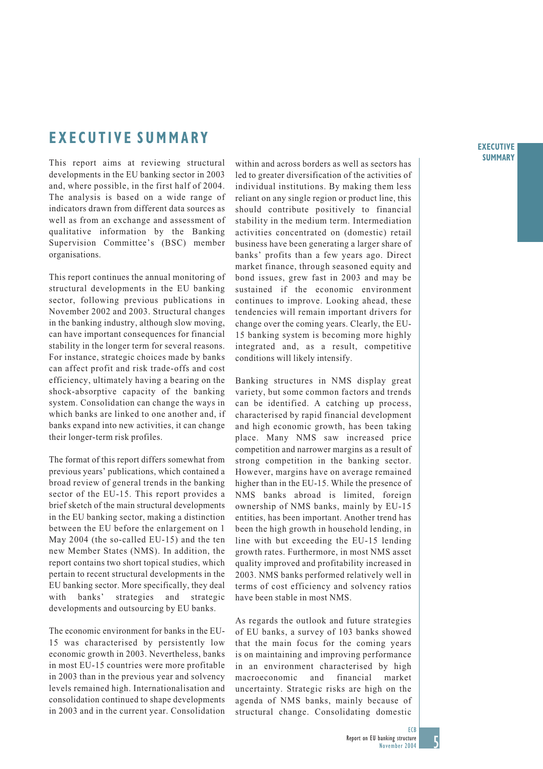# EXECUTIVE SUMMARY

This report aims at reviewing structural developments in the EU banking sector in 2003 and, where possible, in the first half of 2004. The analysis is based on a wide range of indicators drawn from different data sources as well as from an exchange and assessment of qualitative information by the Banking Supervision Committee's (BSC) member organisations.

This report continues the annual monitoring of structural developments in the EU banking sector, following previous publications in November 2002 and 2003. Structural changes in the banking industry, although slow moving, can have important consequences for financial stability in the longer term for several reasons. For instance, strategic choices made by banks can affect profit and risk trade-offs and cost efficiency, ultimately having a bearing on the shock-absorptive capacity of the banking system. Consolidation can change the ways in which banks are linked to one another and, if banks expand into new activities, it can change their longer-term risk profiles.

The format of this report differs somewhat from previous years' publications, which contained a broad review of general trends in the banking sector of the EU-15. This report provides a brief sketch of the main structural developments in the EU banking sector, making a distinction between the EU before the enlargement on 1 May 2004 (the so-called EU-15) and the ten new Member States (NMS). In addition, the report contains two short topical studies, which pertain to recent structural developments in the EU banking sector. More specifically, they deal with banks' strategies and strategic developments and outsourcing by EU banks.

The economic environment for banks in the EU-15 was characterised by persistently low economic growth in 2003. Nevertheless, banks in most EU-15 countries were more profitable in 2003 than in the previous year and solvency levels remained high. Internationalisation and consolidation continued to shape developments in 2003 and in the current year. Consolidation within and across borders as well as sectors has led to greater diversification of the activities of individual institutions. By making them less reliant on any single region or product line, this should contribute positively to financial stability in the medium term. Intermediation activities concentrated on (domestic) retail business have been generating a larger share of banks' profits than a few years ago. Direct market finance, through seasoned equity and bond issues, grew fast in 2003 and may be sustained if the economic environment continues to improve. Looking ahead, these tendencies will remain important drivers for change over the coming years. Clearly, the EU-15 banking system is becoming more highly integrated and, as a result, competitive conditions will likely intensify.

Banking structures in NMS display great variety, but some common factors and trends can be identified. A catching up process, characterised by rapid financial development and high economic growth, has been taking place. Many NMS saw increased price competition and narrower margins as a result of strong competition in the banking sector. However, margins have on average remained higher than in the EU-15. While the presence of NMS banks abroad is limited, foreign ownership of NMS banks, mainly by EU-15 entities, has been important. Another trend has been the high growth in household lending, in line with but exceeding the EU-15 lending growth rates. Furthermore, in most NMS asset quality improved and profitability increased in 2003. NMS banks performed relatively well in terms of cost efficiency and solvency ratios have been stable in most NMS.

As regards the outlook and future strategies of EU banks, a survey of 103 banks showed that the main focus for the coming years is on maintaining and improving performance in an environment characterised by high macroeconomic and financial market uncertainty. Strategic risks are high on the agenda of NMS banks, mainly because of structural change. Consolidating domestic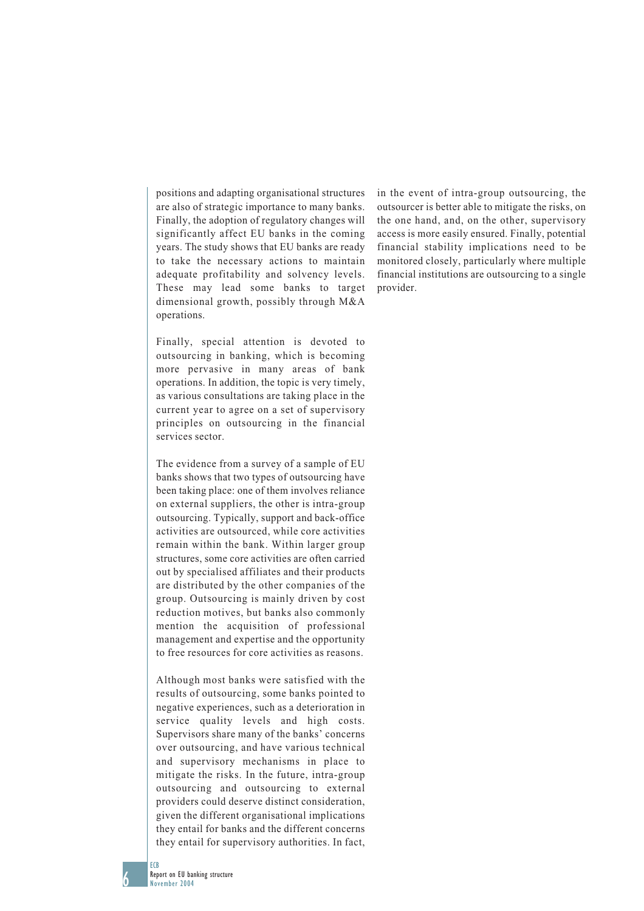positions and adapting organisational structures are also of strategic importance to many banks. Finally, the adoption of regulatory changes will significantly affect EU banks in the coming years. The study shows that EU banks are ready to take the necessary actions to maintain adequate profitability and solvency levels. These may lead some banks to target dimensional growth, possibly through M&A operations.

Finally, special attention is devoted to outsourcing in banking, which is becoming more pervasive in many areas of bank operations. In addition, the topic is very timely, as various consultations are taking place in the current year to agree on a set of supervisory principles on outsourcing in the financial services sector.

The evidence from a survey of a sample of EU banks shows that two types of outsourcing have been taking place: one of them involves reliance on external suppliers, the other is intra-group outsourcing. Typically, support and back-office activities are outsourced, while core activities remain within the bank. Within larger group structures, some core activities are often carried out by specialised affiliates and their products are distributed by the other companies of the group. Outsourcing is mainly driven by cost reduction motives, but banks also commonly mention the acquisition of professional management and expertise and the opportunity to free resources for core activities as reasons.

Although most banks were satisfied with the results of outsourcing, some banks pointed to negative experiences, such as a deterioration in service quality levels and high costs. Supervisors share many of the banks' concerns over outsourcing, and have various technical and supervisory mechanisms in place to mitigate the risks. In the future, intra-group outsourcing and outsourcing to external providers could deserve distinct consideration, given the different organisational implications they entail for banks and the different concerns they entail for supervisory authorities. In fact, in the event of intra-group outsourcing, the outsourcer is better able to mitigate the risks, on the one hand, and, on the other, supervisory access is more easily ensured. Finally, potential financial stability implications need to be monitored closely, particularly where multiple financial institutions are outsourcing to a single provider.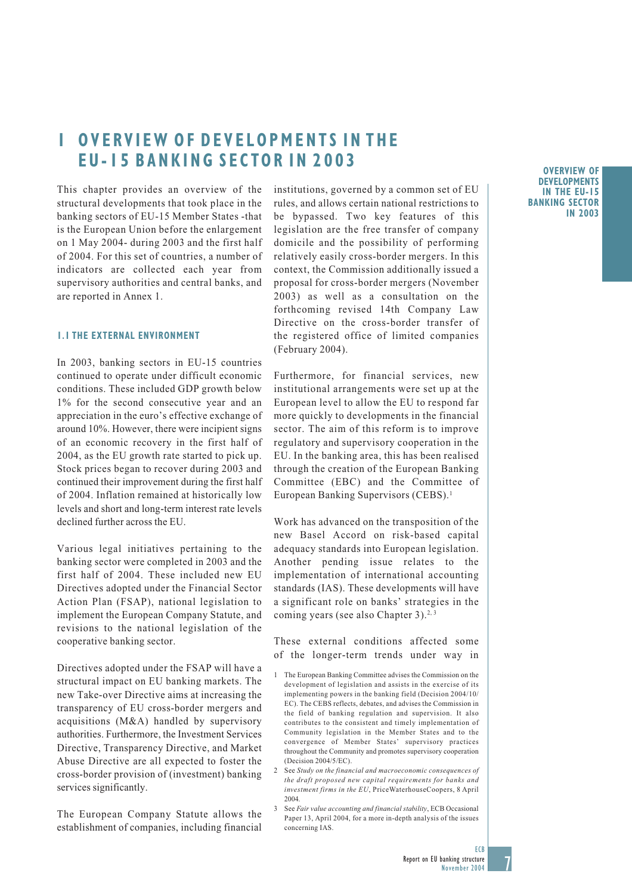# 1 OVERVIEW OF DEVELOPMENTS IN THE EU-15 BANKING SECTOR IN 2003

This chapter provides an overview of the structural developments that took place in the banking sectors of EU-15 Member States -that is the European Union before the enlargement on 1 May 2004- during 2003 and the first half of 2004. For this set of countries, a number of indicators are collected each year from supervisory authorities and central banks, and are reported in Annex 1.

## 1.1 THE EXTERNAL ENVIRONMENT

In 2003, banking sectors in EU-15 countries continued to operate under difficult economic conditions. These included GDP growth below 1% for the second consecutive year and an appreciation in the euro's effective exchange of around 10%. However, there were incipient signs of an economic recovery in the first half of 2004, as the EU growth rate started to pick up. Stock prices began to recover during 2003 and continued their improvement during the first half of 2004. Inflation remained at historically low levels and short and long-term interest rate levels declined further across the EU.

Various legal initiatives pertaining to the banking sector were completed in 2003 and the first half of 2004. These included new EU Directives adopted under the Financial Sector Action Plan (FSAP), national legislation to implement the European Company Statute, and revisions to the national legislation of the cooperative banking sector.

Directives adopted under the FSAP will have a structural impact on EU banking markets. The new Take-over Directive aims at increasing the transparency of EU cross-border mergers and acquisitions (M&A) handled by supervisory authorities. Furthermore, the Investment Services Directive, Transparency Directive, and Market Abuse Directive are all expected to foster the cross-border provision of (investment) banking services significantly.

The European Company Statute allows the establishment of companies, including financial institutions, governed by a common set of EU rules, and allows certain national restrictions to be bypassed. Two key features of this legislation are the free transfer of company domicile and the possibility of performing relatively easily cross-border mergers. In this context, the Commission additionally issued a proposal for cross-border mergers (November 2003) as well as a consultation on the forthcoming revised 14th Company Law Directive on the cross-border transfer of the registered office of limited companies (February 2004).

Furthermore, for financial services, new institutional arrangements were set up at the European level to allow the EU to respond far more quickly to developments in the financial sector. The aim of this reform is to improve regulatory and supervisory cooperation in the EU. In the banking area, this has been realised through the creation of the European Banking Committee (EBC) and the Committee of European Banking Supervisors (CEBS).[1]

Work has advanced on the transposition of the new Basel Accord on risk-based capital adequacy standards into European legislation. Another pending issue relates to the implementation of international accounting standards (IAS). These developments will have a significant role on banks' strategies in the coming years (see also Chapter 3).[2, 3]

These external conditions affected some of the longer-term trends under way in

1 The European Banking Committee advises the Commission on the development of legislation and assists in the exercise of its implementing powers in the banking field (Decision 2004/10/EC). The CEBS reflects, debates, and advises the Commission in the field of banking regulation and supervision. It also contributes to the consistent and timely implementation of Community legislation in the Member States and to the convergence of Member States' supervisory practices throughout the Community and promotes supervisory cooperation (Decision 2004/5/EC).

2 See *Study on the financial and macroeconomic consequences of the draft proposed new capital requirements for banks and investment firms in the EU*, PriceWaterhouseCoopers, 8 April 2004.

3 See *Fair value accounting and financial stability*, ECB Occasional Paper 13, April 2004, for a more in-depth analysis of the issues concerning IAS.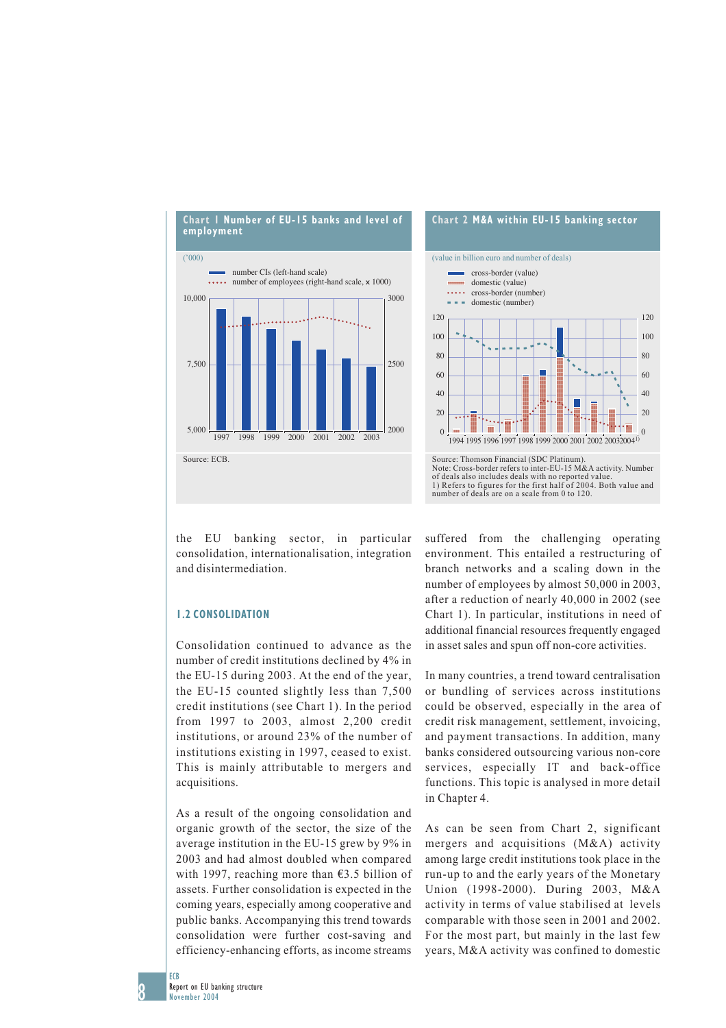**Chart 1 Number of EU-15 banks and level of employment**

('000)

- number CIs (left-hand scale)
- number of employees (right-hand scale, x 1000)

Source: ECB.

**Chart 2 M&A within EU-15 banking sector**

(value in billion euro and number of deals)

- cross-border (value)
- domestic (value)
- cross-border (number)
- domestic (number)

Source: Thomson Financial (SDC Platinum).
Note: Cross-border refers to inter-EU-15 M&A activity. Number of deals also includes deals with no reported value.
1) Refers to figures for the first half of 2004. Both value and number of deals are on a scale from 0 to 120.

the EU banking sector, in particular consolidation, internationalisation, integration and disintermediation.

## 1.2 CONSOLIDATION

Consolidation continued to advance as the number of credit institutions declined by 4% in the EU-15 during 2003. At the end of the year, the EU-15 counted slightly less than 7,500 credit institutions (see Chart 1). In the period from 1997 to 2003, almost 2,200 credit institutions, or around 23% of the number of institutions existing in 1997, ceased to exist. This is mainly attributable to mergers and acquisitions.

As a result of the ongoing consolidation and organic growth of the sector, the size of the average institution in the EU-15 grew by 9% in 2003 and had almost doubled when compared with 1997, reaching more than €3.5 billion of assets. Further consolidation is expected in the coming years, especially among cooperative and public banks. Accompanying this trend towards consolidation were further cost-saving and efficiency-enhancing efforts, as income streams suffered from the challenging operating environment. This entailed a restructuring of branch networks and a scaling down in the number of employees by almost 50,000 in 2003, after a reduction of nearly 40,000 in 2002 (see Chart 1). In particular, institutions in need of additional financial resources frequently engaged in asset sales and spun off non-core activities.

In many countries, a trend toward centralisation or bundling of services across institutions could be observed, especially in the area of credit risk management, settlement, invoicing, and payment transactions. In addition, many banks considered outsourcing various non-core services, especially IT and back-office functions. This topic is analysed in more detail in Chapter 4.

As can be seen from Chart 2, significant mergers and acquisitions (M&A) activity among large credit institutions took place in the run-up to and the early years of the Monetary Union (1998-2000). During 2003, M&A activity in terms of value stabilised at levels comparable with those seen in 2001 and 2002. For the most part, but mainly in the last few years, M&A activity was confined to domestic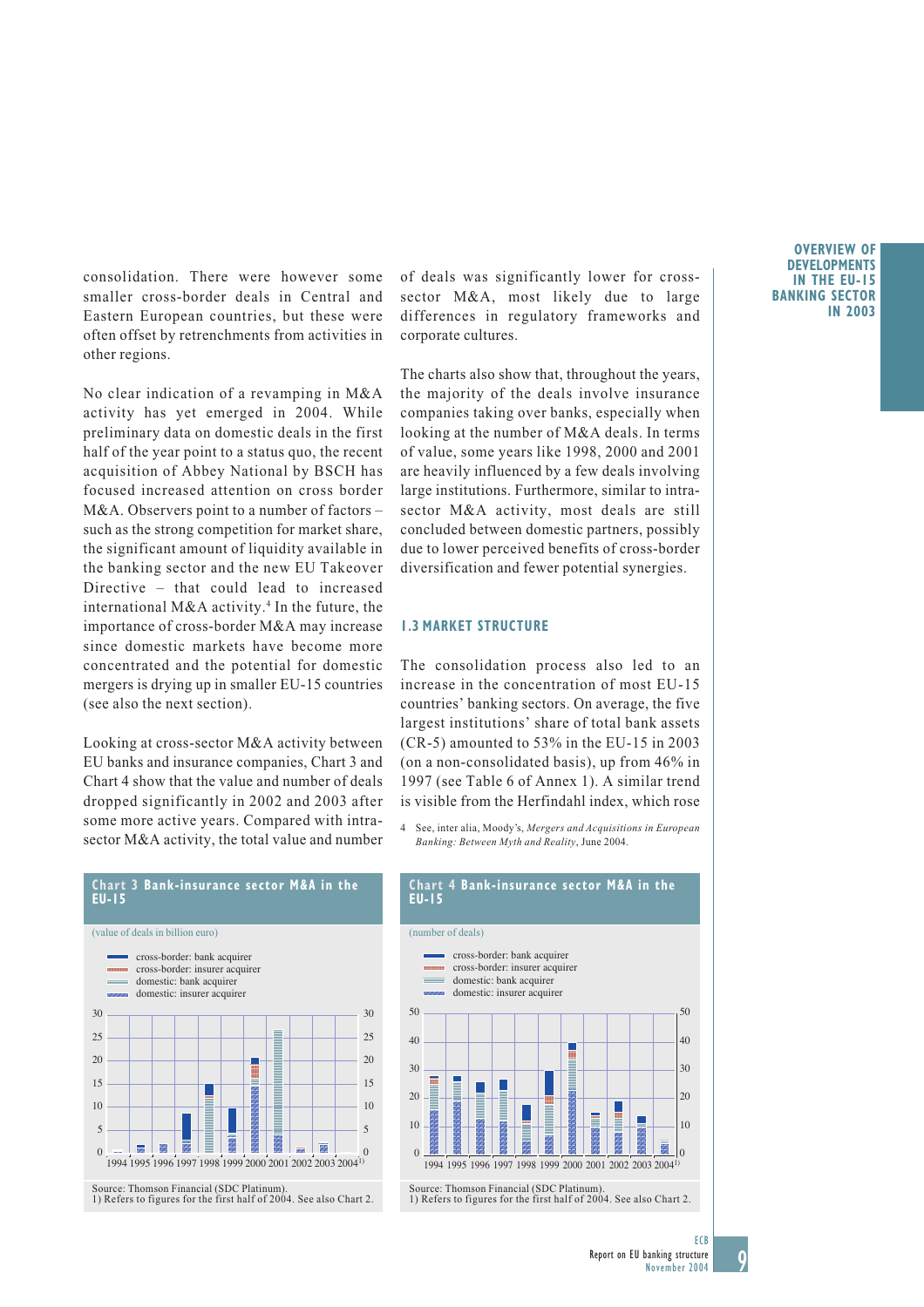consolidation. There were however some smaller cross-border deals in Central and Eastern European countries, but these were often offset by retrenchments from activities in other regions.

No clear indication of a revamping in M&A activity has yet emerged in 2004. While preliminary data on domestic deals in the first half of the year point to a status quo, the recent acquisition of Abbey National by BSCH has focused increased attention on cross border M&A. Observers point to a number of factors – such as the strong competition for market share, the significant amount of liquidity available in the banking sector and the new EU Takeover Directive – that could lead to increased international M&A activity.[4] In the future, the importance of cross-border M&A may increase since domestic markets have become more concentrated and the potential for domestic mergers is drying up in smaller EU-15 countries (see also the next section).

Looking at cross-sector M&A activity between EU banks and insurance companies, Chart 3 and Chart 4 show that the value and number of deals dropped significantly in 2002 and 2003 after some more active years. Compared with intra-sector M&A activity, the total value and number of deals was significantly lower for cross-sector M&A, most likely due to large differences in regulatory frameworks and corporate cultures.

The charts also show that, throughout the years, the majority of the deals involve insurance companies taking over banks, especially when looking at the number of M&A deals. In terms of value, some years like 1998, 2000 and 2001 are heavily influenced by a few deals involving large institutions. Furthermore, similar to intra-sector M&A activity, most deals are still concluded between domestic partners, possibly due to lower perceived benefits of cross-border diversification and fewer potential synergies.

## 1.3 MARKET STRUCTURE

The consolidation process also led to an increase in the concentration of most EU-15 countries' banking sectors. On average, the five largest institutions' share of total bank assets (CR-5) amounted to 53% in the EU-15 in 2003 (on a non-consolidated basis), up from 46% in 1997 (see Table 6 of Annex 1). A similar trend is visible from the Herfindahl index, which rose

4 See, inter alia, Moody's, *Mergers and Acquisitions in European Banking: Between Myth and Reality*, June 2004.

**Chart 3 Bank-insurance sector M&A in the EU-15**

(value of deals in billion euro)

Legend: cross-border: bank acquirer; cross-border: insurer acquirer; domestic: bank acquirer; domestic: insurer acquirer

Source: Thomson Financial (SDC Platinum).
1) Refers to figures for the first half of 2004. See also Chart 2.

**Chart 4 Bank-insurance sector M&A in the EU-15**

(number of deals)

Legend: cross-border: bank acquirer; cross-border: insurer acquirer; domestic: bank acquirer; domestic: insurer acquirer

Source: Thomson Financial (SDC Platinum).
1) Refers to figures for the first half of 2004. See also Chart 2.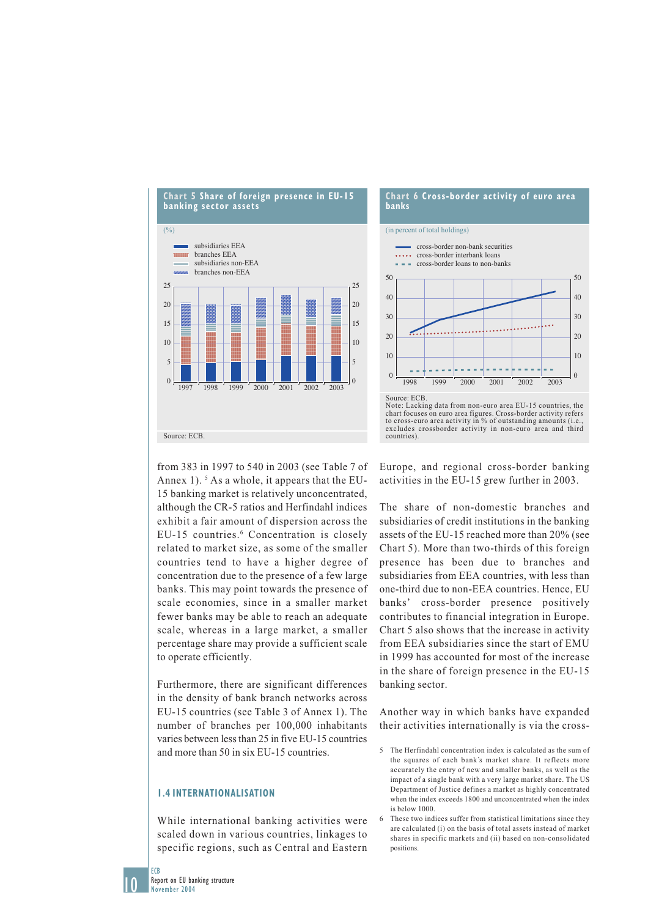**Chart 5 Share of foreign presence in EU-15 banking sector assets**

(%)

- subsidiaries EEA
- branches EEA
- subsidiaries non-EEA
- branches non-EEA

Source: ECB.

**Chart 6 Cross-border activity of euro area banks**

(in percent of total holdings)

- cross-border non-bank securities
- cross-border interbank loans
- cross-border loans to non-banks

Source: ECB.
Note: Lacking data from non-euro area EU-15 countries, the chart focuses on euro area figures. Cross-border activity refers to cross-euro area activity in % of outstanding amounts (i.e., excludes crossborder activity in non-euro area and third countries).

from 383 in 1997 to 540 in 2003 (see Table 7 of Annex 1). [5] As a whole, it appears that the EU-15 banking market is relatively unconcentrated, although the CR-5 ratios and Herfindahl indices exhibit a fair amount of dispersion across the EU-15 countries. [6] Concentration is closely related to market size, as some of the smaller countries tend to have a higher degree of concentration due to the presence of a few large banks. This may point towards the presence of scale economies, since in a smaller market fewer banks may be able to reach an adequate scale, whereas in a large market, a smaller percentage share may provide a sufficient scale to operate efficiently.

Furthermore, there are significant differences in the density of bank branch networks across EU-15 countries (see Table 3 of Annex 1). The number of branches per 100,000 inhabitants varies between less than 25 in five EU-15 countries and more than 50 in six EU-15 countries.

## 1.4 INTERNATIONALISATION

While international banking activities were scaled down in various countries, linkages to specific regions, such as Central and Eastern Europe, and regional cross-border banking activities in the EU-15 grew further in 2003.

The share of non-domestic branches and subsidiaries of credit institutions in the banking assets of the EU-15 reached more than 20% (see Chart 5). More than two-thirds of this foreign presence has been due to branches and subsidiaries from EEA countries, with less than one-third due to non-EEA countries. Hence, EU banks' cross-border presence positively contributes to financial integration in Europe. Chart 5 also shows that the increase in activity from EEA subsidiaries since the start of EMU in 1999 has accounted for most of the increase in the share of foreign presence in the EU-15 banking sector.

Another way in which banks have expanded their activities internationally is via the cross-

5 The Herfindahl concentration index is calculated as the sum of the squares of each bank's market share. It reflects more accurately the entry of new and smaller banks, as well as the impact of a single bank with a very large market share. The US Department of Justice defines a market as highly concentrated when the index exceeds 1800 and unconcentrated when the index is below 1000.

6 These two indices suffer from statistical limitations since they are calculated (i) on the basis of total assets instead of market shares in specific markets and (ii) based on non-consolidated positions.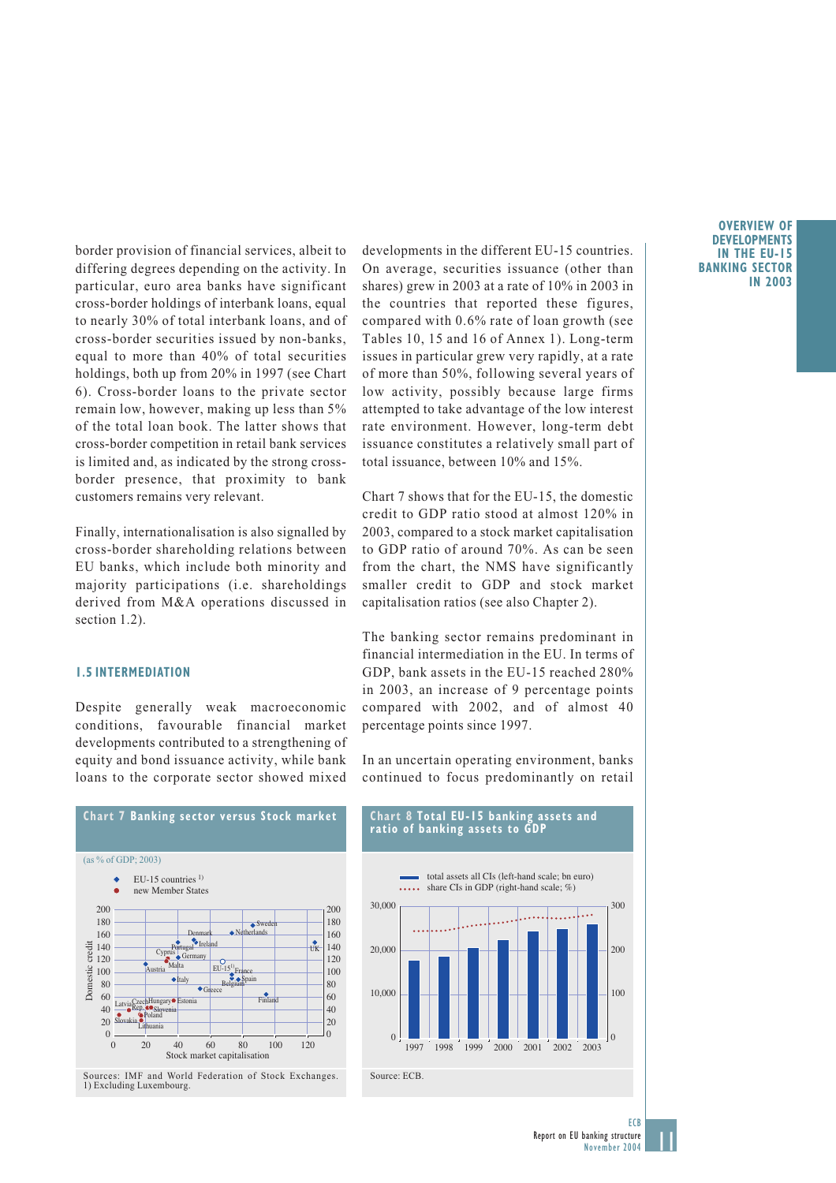border provision of financial services, albeit to differing degrees depending on the activity. In particular, euro area banks have significant cross-border holdings of interbank loans, equal to nearly 30% of total interbank loans, and of cross-border securities issued by non-banks, equal to more than 40% of total securities holdings, both up from 20% in 1997 (see Chart 6). Cross-border loans to the private sector remain low, however, making up less than 5% of the total loan book. The latter shows that cross-border competition in retail bank services is limited and, as indicated by the strong cross-border presence, that proximity to bank customers remains very relevant.

Finally, internationalisation is also signalled by cross-border shareholding relations between EU banks, which include both minority and majority participations (i.e. shareholdings derived from M&A operations discussed in section 1.2).

## 1.5 INTERMEDIATION

Despite generally weak macroeconomic conditions, favourable financial market developments contributed to a strengthening of equity and bond issuance activity, while bank loans to the corporate sector showed mixed developments in the different EU-15 countries. On average, securities issuance (other than shares) grew in 2003 at a rate of 10% in 2003 in the countries that reported these figures, compared with 0.6% rate of loan growth (see Tables 10, 15 and 16 of Annex 1). Long-term issues in particular grew very rapidly, at a rate of more than 50%, following several years of low activity, possibly because large firms attempted to take advantage of the low interest rate environment. However, long-term debt issuance constitutes a relatively small part of total issuance, between 10% and 15%.

Chart 7 shows that for the EU-15, the domestic credit to GDP ratio stood at almost 120% in 2003, compared to a stock market capitalisation to GDP ratio of around 70%. As can be seen from the chart, the NMS have significantly smaller credit to GDP and stock market capitalisation ratios (see also Chapter 2).

The banking sector remains predominant in financial intermediation in the EU. In terms of GDP, bank assets in the EU-15 reached 280% in 2003, an increase of 9 percentage points compared with 2002, and of almost 40 percentage points since 1997.

In an uncertain operating environment, banks continued to focus predominantly on retail

**Chart 7 Banking sector versus Stock market**

(as % of GDP; 2003)

Sources: IMF and World Federation of Stock Exchanges.
1) Excluding Luxembourg.

**Chart 8 Total EU-15 banking assets and ratio of banking assets to GDP**

Source: ECB.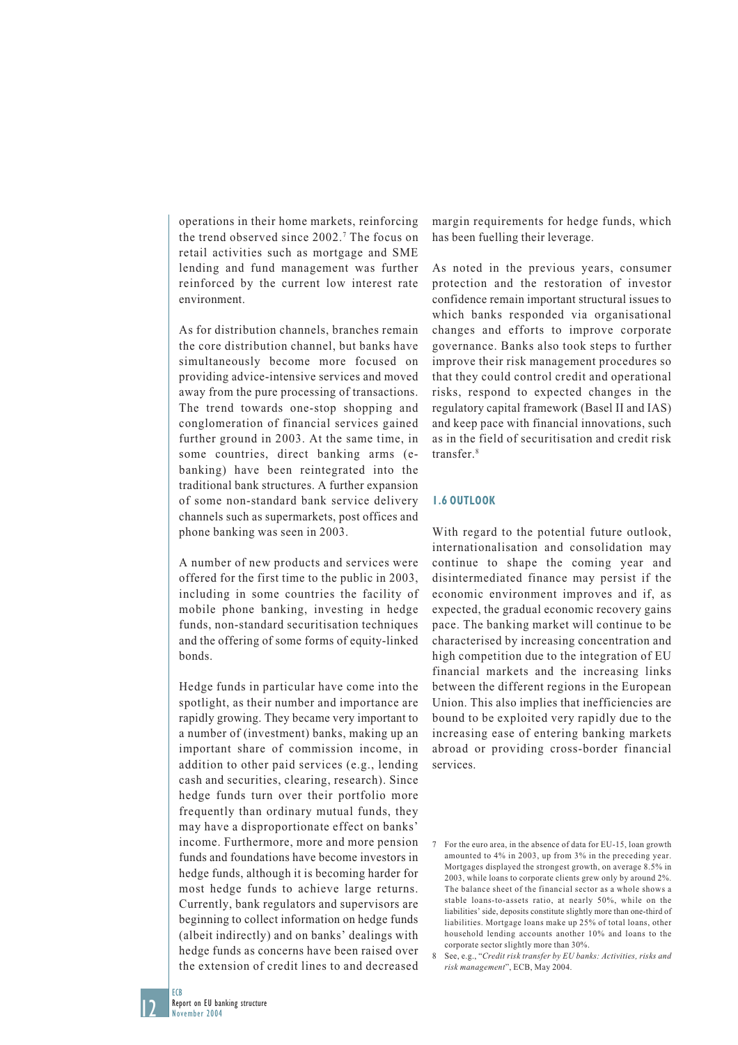operations in their home markets, reinforcing the trend observed since 2002.[7] The focus on retail activities such as mortgage and SME lending and fund management was further reinforced by the current low interest rate environment.

As for distribution channels, branches remain the core distribution channel, but banks have simultaneously become more focused on providing advice-intensive services and moved away from the pure processing of transactions. The trend towards one-stop shopping and conglomeration of financial services gained further ground in 2003. At the same time, in some countries, direct banking arms (e-banking) have been reintegrated into the traditional bank structures. A further expansion of some non-standard bank service delivery channels such as supermarkets, post offices and phone banking was seen in 2003.

A number of new products and services were offered for the first time to the public in 2003, including in some countries the facility of mobile phone banking, investing in hedge funds, non-standard securitisation techniques and the offering of some forms of equity-linked bonds.

Hedge funds in particular have come into the spotlight, as their number and importance are rapidly growing. They became very important to a number of (investment) banks, making up an important share of commission income, in addition to other paid services (e.g., lending cash and securities, clearing, research). Since hedge funds turn over their portfolio more frequently than ordinary mutual funds, they may have a disproportionate effect on banks' income. Furthermore, more and more pension funds and foundations have become investors in hedge funds, although it is becoming harder for most hedge funds to achieve large returns. Currently, bank regulators and supervisors are beginning to collect information on hedge funds (albeit indirectly) and on banks' dealings with hedge funds as concerns have been raised over the extension of credit lines to and decreased margin requirements for hedge funds, which has been fuelling their leverage.

As noted in the previous years, consumer protection and the restoration of investor confidence remain important structural issues to which banks responded via organisational changes and efforts to improve corporate governance. Banks also took steps to further improve their risk management procedures so that they could control credit and operational risks, respond to expected changes in the regulatory capital framework (Basel II and IAS) and keep pace with financial innovations, such as in the field of securitisation and credit risk transfer.[8]

## 1.6 OUTLOOK

With regard to the potential future outlook, internationalisation and consolidation may continue to shape the coming year and disintermediated finance may persist if the economic environment improves and if, as expected, the gradual economic recovery gains pace. The banking market will continue to be characterised by increasing concentration and high competition due to the integration of EU financial markets and the increasing links between the different regions in the European Union. This also implies that inefficiencies are bound to be exploited very rapidly due to the increasing ease of entering banking markets abroad or providing cross-border financial services.

7 For the euro area, in the absence of data for EU-15, loan growth amounted to 4% in 2003, up from 3% in the preceding year. Mortgages displayed the strongest growth, on average 8.5% in 2003, while loans to corporate clients grew only by around 2%. The balance sheet of the financial sector as a whole shows a stable loans-to-assets ratio, at nearly 50%, while on the liabilities' side, deposits constitute slightly more than one-third of liabilities. Mortgage loans make up 25% of total loans, other household lending accounts another 10% and loans to the corporate sector slightly more than 30%.

8 See, e.g., "*Credit risk transfer by EU banks: Activities, risks and risk management*", ECB, May 2004.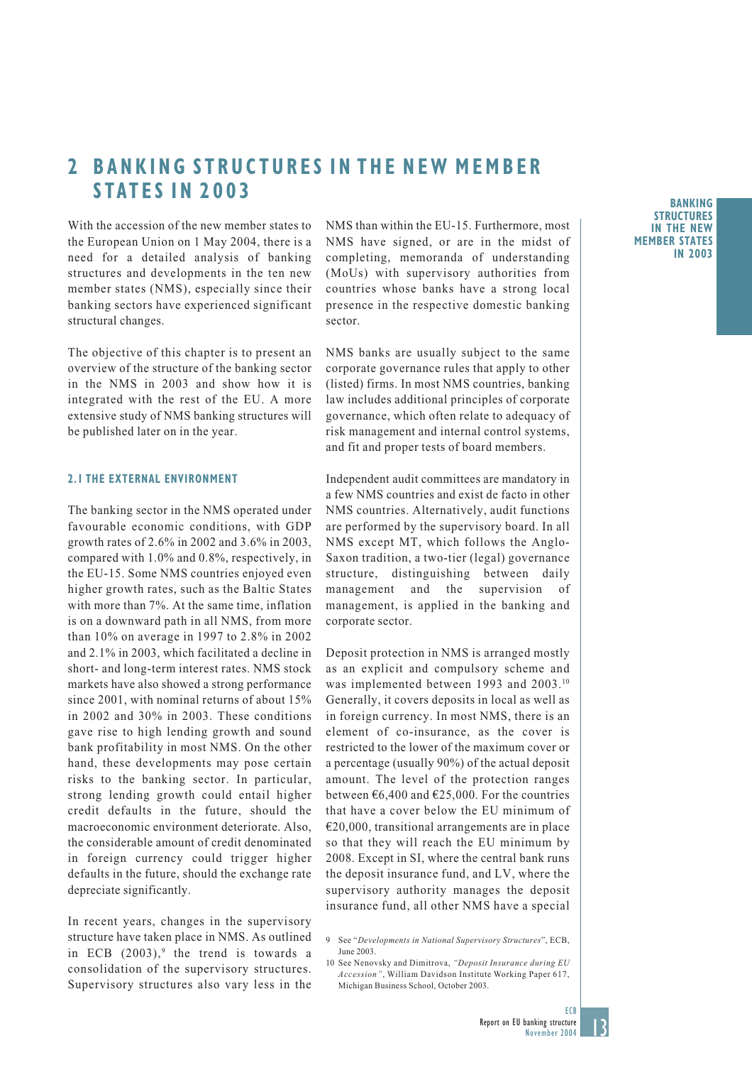# 2 BANKING STRUCTURES IN THE NEW MEMBER STATES IN 2003

With the accession of the new member states to the European Union on 1 May 2004, there is a need for a detailed analysis of banking structures and developments in the ten new member states (NMS), especially since their banking sectors have experienced significant structural changes.

The objective of this chapter is to present an overview of the structure of the banking sector in the NMS in 2003 and show how it is integrated with the EU. A more extensive study of NMS banking structures will be published later on in the year.

## 2.1 THE EXTERNAL ENVIRONMENT

The banking sector in the NMS operated under favourable economic conditions, with GDP growth rates of 2.6% in 2002 and 3.6% in 2003, compared with 1.0% and 0.8%, respectively, in the EU-15. Some NMS countries enjoyed even higher growth rates, such as the Baltic States with more than 7%. At the same time, inflation is on a downward path in all NMS, from more than 10% on average in 1997 to 2.8% in 2002 and 2.1% in 2003, which facilitated a decline in short- and long-term interest rates. NMS stock markets have also showed a strong performance since 2001, with nominal returns of about 15% in 2002 and 30% in 2003. These conditions gave rise to high lending growth and sound bank profitability in most NMS. On the other hand, these developments may pose certain risks to the banking sector. In particular, strong lending growth could entail higher credit defaults in the future, should the macroeconomic environment deteriorate. Also, the considerable amount of credit denominated in foreign currency could trigger higher defaults in the future, should the exchange rate depreciate significantly.

In recent years, changes in the supervisory structure have taken place in NMS. As outlined in ECB (2003),[9] the trend is towards a consolidation of the supervisory structures. Supervisory structures also vary less in the NMS than within the EU-15. Furthermore, most NMS have signed, or are in the midst of completing, memoranda of understanding (MoUs) with supervisory authorities from countries whose banks have a strong local presence in the respective domestic banking sector.

NMS banks are usually subject to the same corporate governance rules that apply to other (listed) firms. In most NMS countries, banking law includes additional principles of corporate governance, which often relate to adequacy of risk management and internal control systems, and fit and proper tests of board members.

Independent audit committees are mandatory in a few NMS countries and exist de facto in other NMS countries. Alternatively, audit functions are performed by the supervisory board. In all NMS except MT, which follows the Anglo-Saxon tradition, a two-tier (legal) governance structure, distinguishing between daily management and the supervision of management, is applied in the banking and corporate sector.

Deposit protection in NMS is arranged mostly as an explicit and compulsory scheme and was implemented between 1993 and 2003.[10] Generally, it covers deposits in local as well as in foreign currency. In most NMS, there is an element of co-insurance, as the cover is restricted to the lower of the maximum cover or a percentage (usually 90%) of the actual deposit amount. The level of the protection ranges between €6,400 and €25,000. For the countries that have a cover below the EU minimum of €20,000, transitional arrangements are in place so that they will reach the EU minimum by 2008. Except in SI, where the central bank runs the deposit insurance fund, and LV, where the supervisory authority manages the deposit insurance fund, all other NMS have a special

9 See "*Developments in National Supervisory Structures*", ECB, June 2003.

10 See Nenovsky and Dimitrova, *"Deposit Insurance during EU Accession"*, William Davidson Institute Working Paper 617, Michigan Business School, October 2003.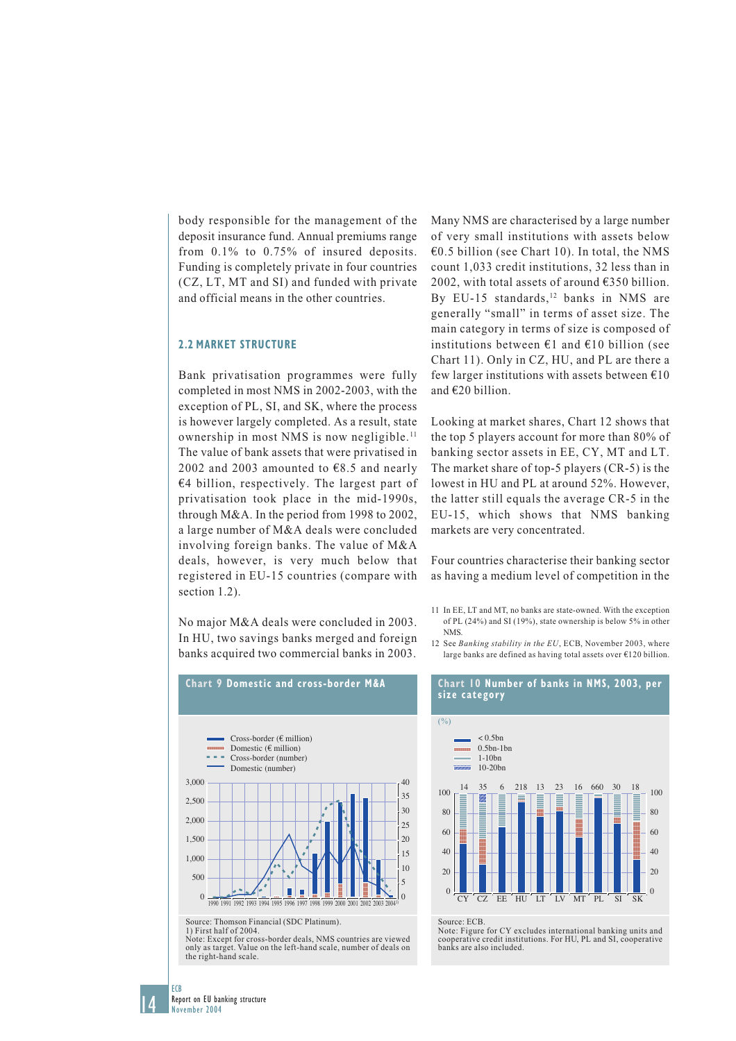body responsible for the management of the deposit insurance fund. Annual premiums range from 0.1% to 0.75% of insured deposits. Funding is completely private in four countries (CZ, LT, MT and SI) and funded with private and official means in the other countries.

## 2.2 MARKET STRUCTURE

Bank privatisation programmes were fully completed in most NMS in 2002-2003, with the exception of PL, SI, and SK, where the process is however largely completed. As a result, state ownership in most NMS is now negligible.[11] The value of bank assets that were privatised in 2002 and 2003 amounted to €8.5 and nearly €4 billion, respectively. The largest part of privatisation took place in the mid-1990s, through M&A. In the period from 1998 to 2002, a large number of M&A deals were concluded involving foreign banks. The value of M&A deals, however, is very much below that registered in EU-15 countries (compare with section 1.2).

No major M&A deals were concluded in 2003. In HU, two savings banks merged and foreign banks acquired two commercial banks in 2003.

Many NMS are characterised by a large number of very small institutions with assets below €0.5 billion (see Chart 10). In total, the NMS count 1,033 credit institutions, 32 less than in 2002, with total assets of around €350 billion. By EU-15 standards,[12] banks in NMS are generally "small" in terms of asset size. The main category in terms of size is composed of institutions between €1 and €10 billion (see Chart 11). Only in CZ, HU, and PL are there a few larger institutions with assets between €10 and €20 billion.

Looking at market shares, Chart 12 shows that the top 5 players account for more than 80% of banking sector assets in EE, CY, MT and LT. The market share of top-5 players (CR-5) is the lowest in HU and PL at around 52%. However, the latter still equals the average CR-5 in the EU-15, which shows that NMS banking markets are very concentrated.

Four countries characterise their banking sector as having a medium level of competition in the

11 In EE, LT and MT, no banks are state-owned. With the exception of PL (24%) and SI (19%), state ownership is below 5% in other NMS.

12 See *Banking stability in the EU*, ECB, November 2003, where large banks are defined as having total assets over €120 billion.

**Chart 9 Domestic and cross-border M&A**

Cross-border (€ million); Domestic (€ million); Cross-border (number); Domestic (number)

Source: Thomson Financial (SDC Platinum).
1) First half of 2004.
Note: Except for cross-border deals, NMS countries are viewed only as target. Value on the left-hand scale, number of deals on the right-hand scale.

**Chart 10 Number of banks in NMS, 2003, per size category**

(%)

< 0.5bn; 0.5bn-1bn; 1-10bn; 10-20bn

| | CY | CZ | EE | HU | LT | LV | MT | PL | SI | SK |
|---|---|---|---|---|---|---|---|---|---|---|
| Number of banks | 14 | 35 | 6 | 218 | 13 | 23 | 16 | 660 | 30 | 18 |

Source: ECB.
Note: Figure for CY excludes international banking units and cooperative credit institutions. For HU, PL and SI, cooperative banks are also included.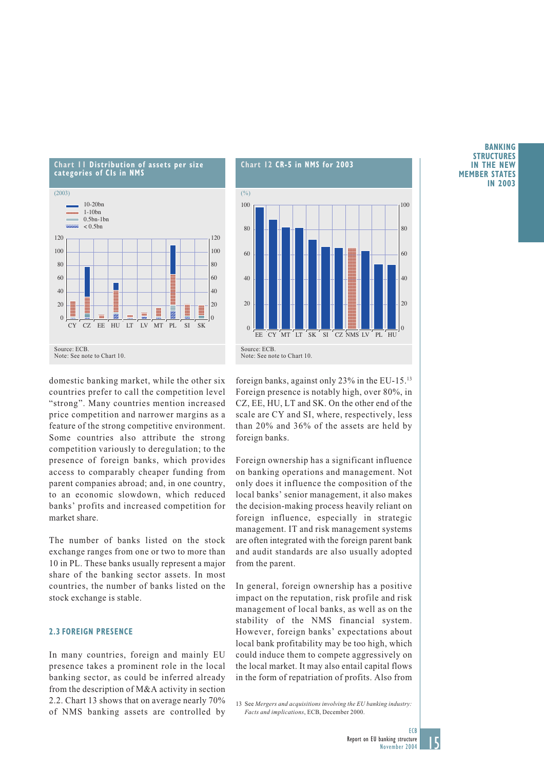**Chart 11 Distribution of assets per size categories of CIs in NMS**

(2003)

Source: ECB.
Note: See note to Chart 10.

**Chart 12 CR-5 in NMS for 2003**

(%)

Source: ECB.
Note: See note to Chart 10.

domestic banking market, while the other six countries prefer to call the competition level "strong". Many countries mention increased price competition and narrower margins as a feature of the strong competitive environment. Some countries also attribute the strong competition variously to deregulation; to the presence of foreign banks, which provides access to comparably cheaper funding from parent companies abroad; and, in one country, to an economic slowdown, which reduced banks' profits and increased competition for market share.

The number of banks listed on the stock exchange ranges from one or two to more than 10 in PL. These banks usually represent a major share of the banking sector assets. In most countries, the number of banks listed on the stock exchange is stable.

### 2.3 FOREIGN PRESENCE

In many countries, foreign and mainly EU presence takes a prominent role in the local banking sector, as could be inferred already from the description of M&A activity in section 2.2. Chart 13 shows that on average nearly 70% of NMS banking assets are controlled by foreign banks, against only 23% in the EU-15.[13] Foreign presence is notably high, over 80%, in CZ, EE, HU, LT and SK. On the other end of the scale are CY and SI, where, respectively, less than 20% and 36% of the assets are held by foreign banks.

Foreign ownership has a significant influence on banking operations and management. Not only does it influence the composition of the local banks' senior management, it also makes the decision-making process heavily reliant on foreign influence, especially in strategic management. IT and risk management systems are often integrated with the foreign parent bank and audit standards are also usually adopted from the parent.

In general, foreign ownership has a positive impact on the reputation, risk profile and risk management of local banks, as well as on the stability of the NMS financial system. However, foreign banks' expectations about local bank profitability may be too high, which could induce them to compete aggressively on the local market. It may also entail capital flows in the form of repatriation of profits. Also from

13 See *Mergers and acquisitions involving the EU banking industry: Facts and implications*, ECB, December 2000.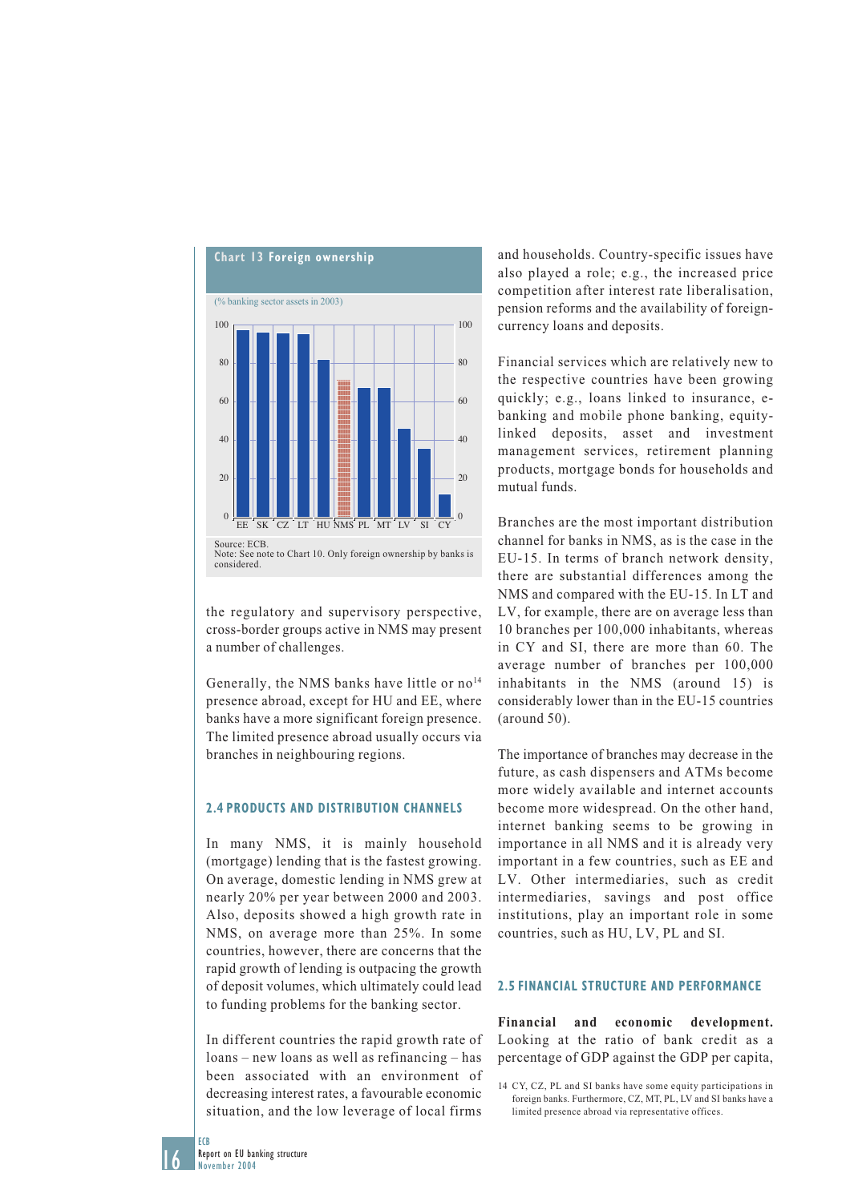**Chart 13 Foreign ownership**

(% banking sector assets in 2003)

Source: ECB.
Note: See note to Chart 10. Only foreign ownership by banks is considered.

the regulatory and supervisory perspective, cross-border groups active in NMS may present a number of challenges.

Generally, the NMS banks have little or no[14] presence abroad, except for HU and EE, where banks have a more significant foreign presence. The limited presence abroad usually occurs via branches in neighbouring regions.

## 2.4 PRODUCTS AND DISTRIBUTION CHANNELS

In many NMS, it is mainly household (mortgage) lending that is the fastest growing. On average, domestic lending in NMS grew at nearly 20% per year between 2000 and 2003. Also, deposits showed a high growth rate in NMS, on average more than 25%. In some countries, however, there are concerns that the rapid growth of lending is outpacing the growth of deposit volumes, which ultimately could lead to funding problems for the banking sector.

In different countries the rapid growth rate of loans – new loans as well as refinancing – has been associated with an environment of decreasing interest rates, a favourable economic situation, and the low leverage of local firms and households. Country-specific issues have also played a role; e.g., the increased price competition after interest rate liberalisation, pension reforms and the availability of foreign-currency loans and deposits.

Financial services which are relatively new to the respective countries have been growing quickly; e.g., loans linked to insurance, e-banking and mobile phone banking, equity-linked deposits, asset and investment management services, retirement planning products, mortgage bonds for households and mutual funds.

Branches are the most important distribution channel for banks in NMS, as is the case in the EU-15. In terms of branch network density, there are substantial differences among the NMS and compared with the EU-15. In LT and LV, for example, there are on average less than 10 branches per 100,000 inhabitants, whereas in CY and SI, there are more than 60. The average number of branches per 100,000 inhabitants in the NMS (around 15) is considerably lower than in the EU-15 countries (around 50).

The importance of branches may decrease in the future, as cash dispensers and ATMs become more widely available and internet accounts become more widespread. On the other hand, internet banking seems to be growing in importance in all NMS and it is already very important in a few countries, such as EE and LV. Other intermediaries, such as credit intermediaries, savings and post office institutions, play an important role in some countries, such as HU, LV, PL and SI.

## 2.5 FINANCIAL STRUCTURE AND PERFORMANCE

**Financial and economic development.** Looking at the ratio of bank credit as a percentage of GDP against the GDP per capita,

14 CY, CZ, PL and SI banks have some equity participations in foreign banks. Furthermore, CZ, MT, PL, LV and SI banks have a limited presence abroad via representative offices.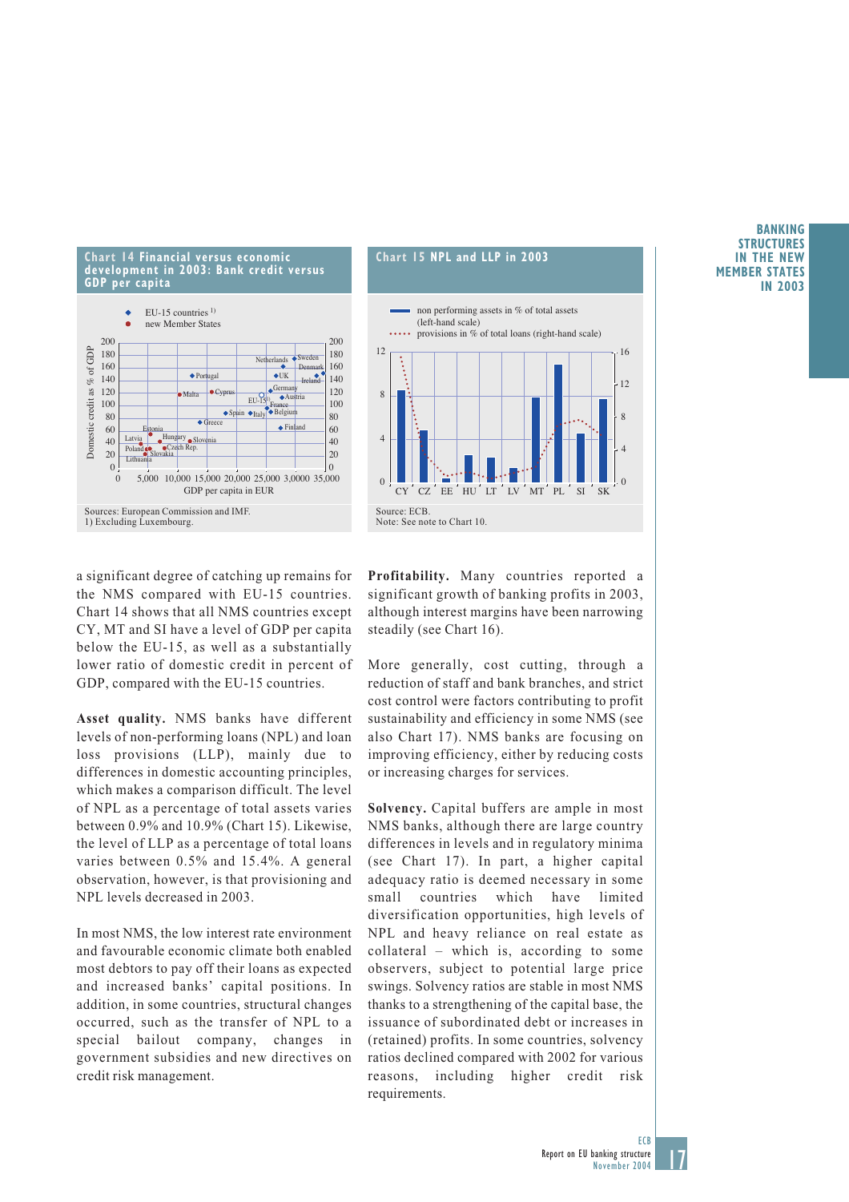**Chart 14 Financial versus economic development in 2003: Bank credit versus GDP per capita**

Sources: European Commission and IMF.
1) Excluding Luxembourg.

**Chart 15 NPL and LLP in 2003**

Source: ECB.
Note: See note to Chart 10.

a significant degree of catching up remains for the NMS compared with EU-15 countries. Chart 14 shows that all NMS countries except CY, MT and SI have a level of GDP per capita below the EU-15, as well as a substantially lower ratio of domestic credit in percent of GDP, compared with the EU-15 countries.

**Asset quality.** NMS banks have different levels of non-performing loans (NPL) and loan loss provisions (LLP), mainly due to differences in domestic accounting principles, which makes a comparison difficult. The level of NPL as a percentage of total assets varies between 0.9% and 10.9% (Chart 15). Likewise, the level of LLP as a percentage of total loans varies between 0.5% and 15.4%. A general observation, however, is that provisioning and NPL levels decreased in 2003.

In most NMS, the low interest rate environment and favourable economic climate both enabled most debtors to pay off their loans as expected and increased banks' capital positions. In addition, in some countries, structural changes occurred, such as the transfer of NPL to a special bailout company, changes in government subsidies and new directives on credit risk management.

**Profitability.** Many countries reported a significant growth of banking profits in 2003, although interest margins have been narrowing steadily (see Chart 16).

More generally, cost cutting, through a reduction of staff and bank branches, and strict cost control were factors contributing to profit sustainability and efficiency in some NMS (see also Chart 17). NMS banks are focusing on improving efficiency, either by reducing costs or increasing charges for services.

**Solvency.** Capital buffers are ample in most NMS banks, although there are large country differences in levels and in regulatory minima (see Chart 17). In part, a higher capital adequacy ratio is deemed necessary in some small countries which have limited diversification opportunities, high levels of NPL and heavy reliance on real estate as collateral – which is, according to some observers, subject to potential large price swings. Solvency ratios are stable in most NMS thanks to a strengthening of the capital base, the issuance of subordinated debt or increases in (retained) profits. In some countries, solvency ratios declined compared with 2002 for various reasons, including higher credit risk requirements.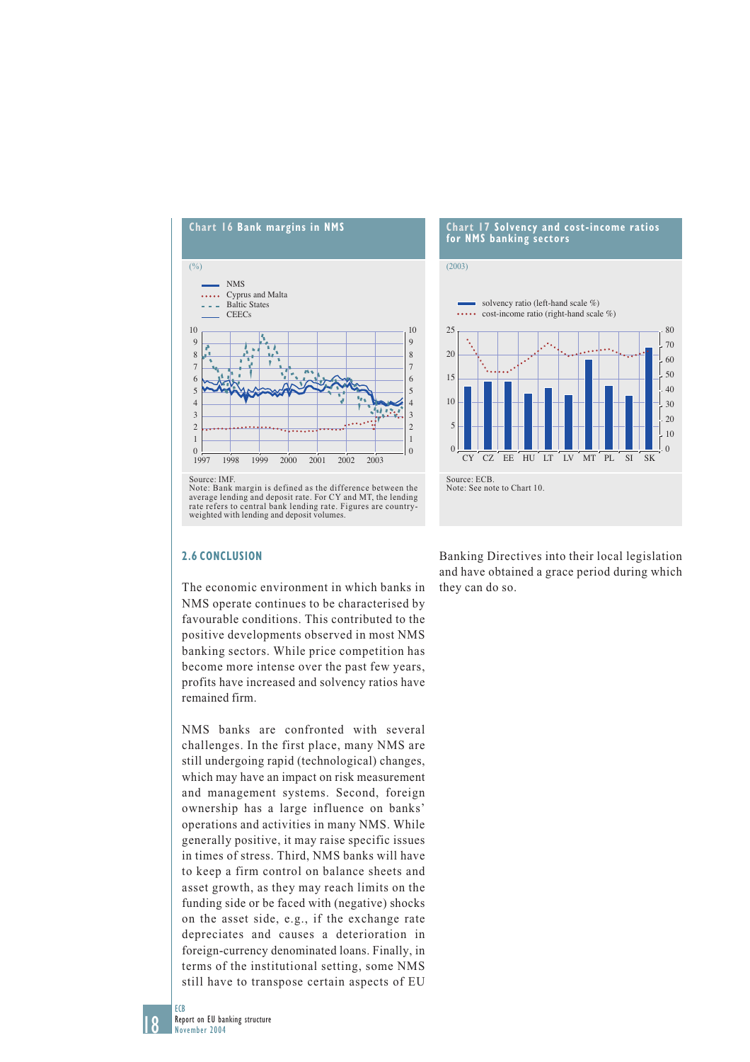**Chart 16 Bank margins in NMS**

(%)

Source: IMF.
Note: Bank margin is defined as the difference between the average lending and deposit rate. For CY and MT, the lending rate refers to central bank lending rate. Figures are country-weighted with lending and deposit volumes.

**Chart 17 Solvency and cost-income ratios for NMS banking sectors**

(2003)

Source: ECB.
Note: See note to Chart 10.

## 2.6 CONCLUSION

The economic environment in which banks in NMS operate continues to be characterised by favourable conditions. This contributed to the positive developments observed in most NMS banking sectors. While price competition has become more intense over the past few years, profits have increased and solvency ratios have remained firm.

NMS banks are confronted with several challenges. In the first place, many NMS are still undergoing rapid (technological) changes, which may have an impact on risk measurement and management systems. Second, foreign ownership has a large influence on banks' operations and activities in many NMS. While generally positive, it may raise specific issues in times of stress. Third, NMS banks will have to keep a firm control on balance sheets and asset growth, as they may reach limits on the funding side or be faced with (negative) shocks on the asset side, e.g., if the exchange rate depreciates and causes a deterioration in foreign-currency denominated loans. Finally, in terms of the institutional setting, some NMS still have to transpose certain aspects of EU Banking Directives into their local legislation and have obtained a grace period during which they can do so.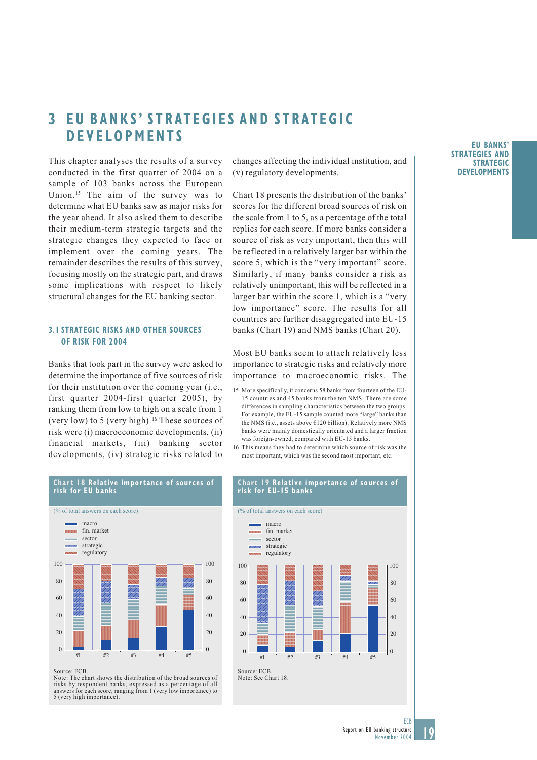# 3 EU BANKS' STRATEGIES AND STRATEGIC DEVELOPMENTS

This chapter analyses the results of a survey conducted in the first quarter of 2004 on a sample of 103 banks across the European Union.[15] The aim of the survey was to determine what EU banks saw as major risks for the year ahead. It also asked them to describe their medium-term strategic targets and the strategic changes they expected to face or implement over the coming years. The remainder describes the results of this survey, focusing mostly on the strategic part, and draws some implications with respect to likely structural changes for the EU banking sector.

## 3.1 STRATEGIC RISKS AND OTHER SOURCES OF RISK FOR 2004

Banks that took part in the survey were asked to determine the importance of five sources of risk for their institution over the coming year (i.e., first quarter 2004-first quarter 2005), by ranking them from low to high on a scale from 1 (very low) to 5 (very high).[16] These sources of risk were (i) macroeconomic developments, (ii) financial markets, (iii) banking sector developments, (iv) strategic risks related to changes affecting the individual institution, and (v) regulatory developments.

Chart 18 presents the distribution of the banks' scores for the different broad sources of risk on the scale from 1 to 5, as a percentage of the total replies for each score. If more banks consider a source of risk as very important, then this will be reflected in a relatively larger bar within the score 5, which is the "very important" score. Similarly, if many banks consider a risk as relatively unimportant, this will be reflected in a larger bar within the score 1, which is a "very low importance" score. The results for all countries are further disaggregated into EU-15 banks (Chart 19) and NMS banks (Chart 20).

Most EU banks seem to attach relatively less importance to strategic risks and relatively more importance to macroeconomic risks. The

15 More specifically, it concerns 58 banks from fourteen of the EU-15 countries and 45 banks from the ten NMS. There are some differences in sampling characteristics between the two groups. For example, the EU-15 sample counted more "large" banks than the NMS (i.e., assets above €120 billion). Relatively more NMS banks were mainly domestically orientated and a larger fraction was foreign-owned, compared with EU-15 banks.

16 This means they had to determine which source of risk was the most important, which was the second most important, etc.

**Chart 18 Relative importance of sources of risk for EU banks**

(% of total answers on each score)

Legend: macro; fin. market; sector; strategic; regulatory

Source: ECB.
Note: The chart shows the distribution of the broad sources of risks by respondent banks, expressed as a percentage of all answers for each score, ranging from 1 (very low importance) to 5 (very high importance).

**Chart 19 Relative importance of sources of risk for EU-15 banks**

(% of total answers on each score)

Legend: macro; fin. market; sector; strategic; regulatory

Source: ECB.
Note: See Chart 18.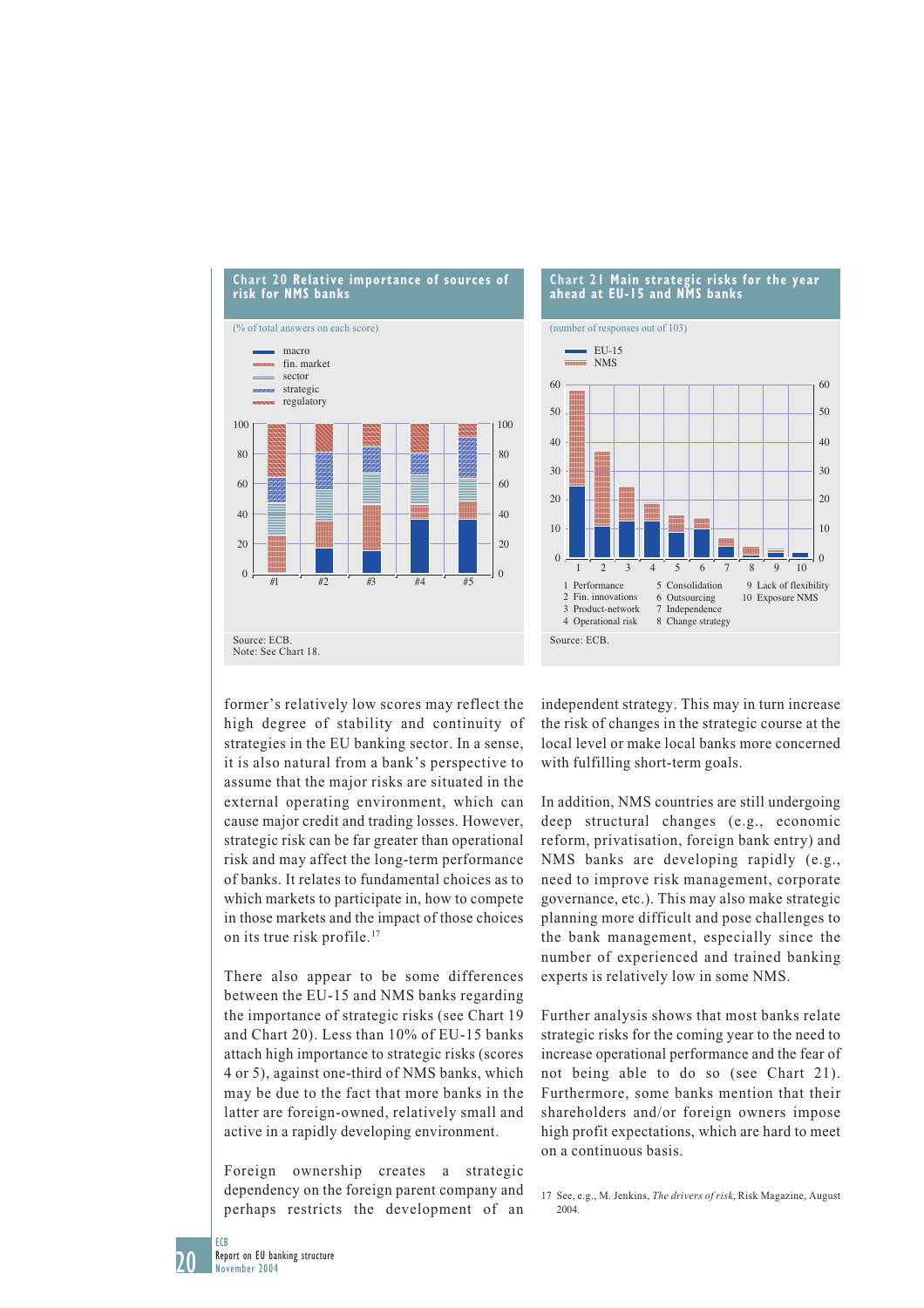**Chart 20 Relative importance of sources of risk for NMS banks**

(% of total answers on each score)

macro
fin. market
sector
strategic
regulatory

Source: ECB.
Note: See Chart 18.

**Chart 21 Main strategic risks for the year ahead at EU-15 and NMS banks**

(number of responses out of 103)

EU-15
NMS

1 Performance
2 Fin. innovations
3 Product-network
4 Operational risk
5 Consolidation
6 Outsourcing
7 Independence
8 Change strategy
9 Lack of flexibility
10 Exposure NMS

Source: ECB.

former's relatively low scores may reflect the high degree of stability and continuity of strategies in the EU banking sector. In a sense, it is also natural from a bank's perspective to assume that the major risks are situated in the external operating environment, which can cause major credit and trading losses. However, strategic risk can be far greater than operational risk and may affect the long-term performance of banks. It relates to fundamental choices as to which markets to participate in, how to compete in those markets and the impact of those choices on its true risk profile.[17]

There also appear to be some differences between the EU-15 and NMS banks regarding the importance of strategic risks (see Chart 19 and Chart 20). Less than 10% of EU-15 banks attach high importance to strategic risks (scores 4 or 5), against one-third of NMS banks, which may be due to the fact that more banks in the latter are foreign-owned, relatively small and active in a rapidly developing environment.

Foreign ownership creates a strategic dependency on the foreign parent company and perhaps restricts the development of an independent strategy. This may in turn increase the risk of changes in the strategic course at the local level or make local banks more concerned with fulfilling short-term goals.

In addition, NMS countries are still undergoing deep structural changes (e.g., economic reform, privatisation, foreign bank entry) and NMS banks are developing rapidly (e.g., need to improve risk management, corporate governance, etc.). This may also make strategic planning more difficult and pose challenges to the bank management, especially since the number of experienced and trained banking experts is relatively low in some NMS.

Further analysis shows that most banks relate strategic risks for the coming year to the need to increase operational performance and the fear of not being able to do so (see Chart 21). Furthermore, some banks mention that their shareholders and/or foreign owners impose high profit expectations, which are hard to meet on a continuous basis.

17 See, e.g., M. Jenkins, *The drivers of risk*, Risk Magazine, August 2004.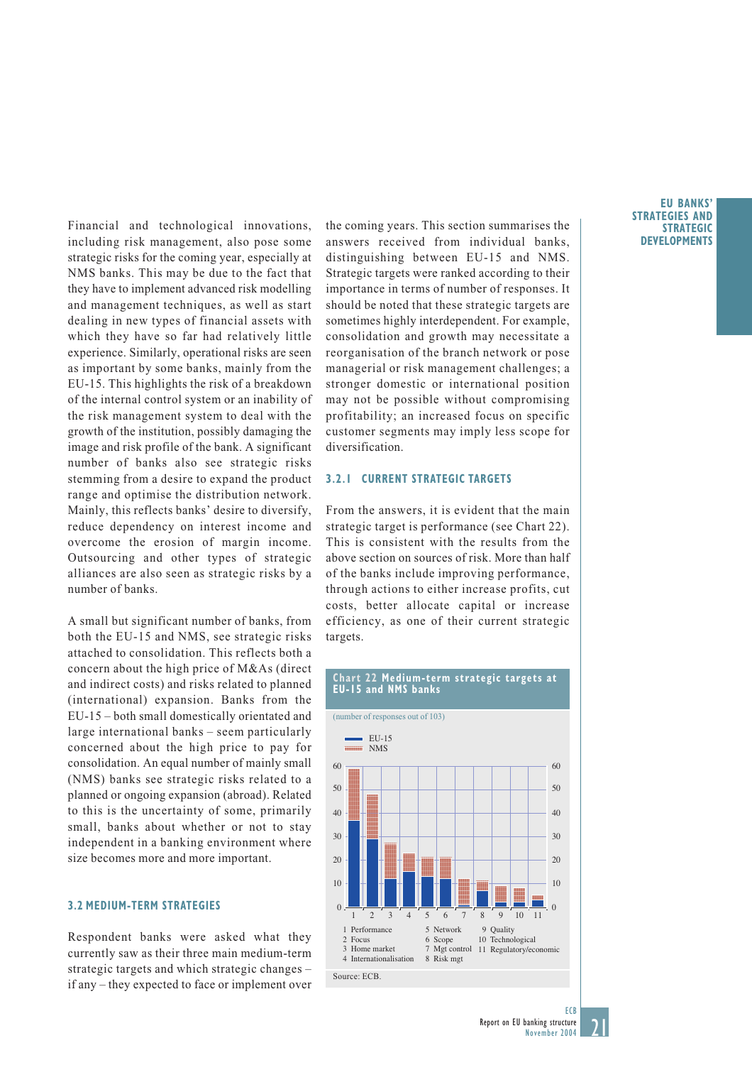Financial and technological innovations, including risk management, also pose some strategic risks for the coming year, especially at NMS banks. This may be due to the fact that they have to implement advanced risk modelling and management techniques, as well as start dealing in new types of financial assets with which they have so far had relatively little experience. Similarly, operational risks are seen as important by some banks, mainly from the EU-15. This highlights the risk of a breakdown of the internal control system or an inability of the risk management system to deal with the growth of the institution, possibly damaging the image and risk profile of the bank. A significant number of banks also see strategic risks stemming from a desire to expand the product range and optimise the distribution network. Mainly, this reflects banks' desire to diversify, reduce dependency on interest income and overcome the erosion of margin income. Outsourcing and other types of strategic alliances are also seen as strategic risks by a number of banks.

A small but significant number of banks, from both the EU-15 and NMS, see strategic risks attached to consolidation. This reflects both a concern about the high price of M&As (direct and indirect costs) and risks related to planned (international) expansion. Banks from the EU-15 – both small domestically orientated and large international banks – seem particularly concerned about the high price to pay for consolidation. An equal number of mainly small (NMS) banks see strategic risks related to a planned or ongoing expansion (abroad). Related to this is the uncertainty of some, primarily small, banks about whether or not to stay independent in a banking environment where size becomes more and more important.

## 3.2 MEDIUM-TERM STRATEGIES

Respondent banks were asked what they currently saw as their three main medium-term strategic targets and which strategic changes – if any – they expected to face or implement over the coming years. This section summarises the answers received from individual banks, distinguishing between EU-15 and NMS. Strategic targets were ranked according to their importance in terms of number of responses. It should be noted that these strategic targets are sometimes highly interdependent. For example, consolidation and growth may necessitate a reorganisation of the branch network or pose managerial or risk management challenges; a stronger domestic or international position may not be possible without compromising profitability; an increased focus on specific customer segments may imply less scope for diversification.

### 3.2.1 CURRENT STRATEGIC TARGETS

From the answers, it is evident that the main strategic target is performance (see Chart 22). This is consistent with the results from the above section on sources of risk. More than half of the banks include improving performance, through actions to either increase profits, cut costs, better allocate capital or increase efficiency, as one of their current strategic targets.

**Chart 22 Medium-term strategic targets at EU-15 and NMS banks**

(number of responses out of 103)

1 Performance, 2 Focus, 3 Home market, 4 Internationalisation, 5 Network, 6 Scope, 7 Mgt control, 8 Risk mgt, 9 Quality, 10 Technological, 11 Regulatory/economic

Source: ECB.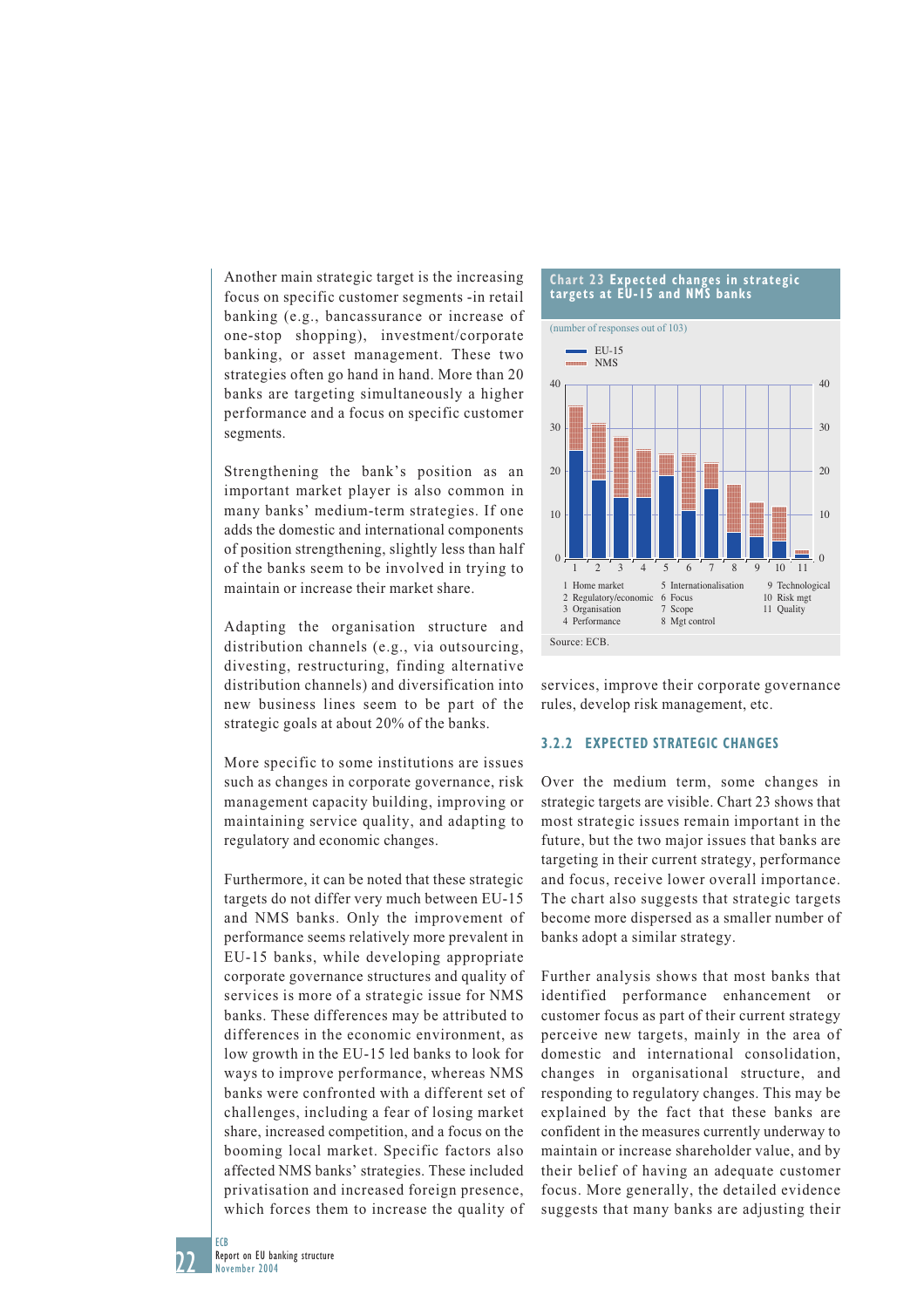Another main strategic target is the increasing focus on specific customer segments -in retail banking (e.g., bancassurance or increase of one-stop shopping), investment/corporate banking, or asset management. These two strategies often go hand in hand. More than 20 banks are targeting simultaneously a higher performance and a focus on specific customer segments.

Strengthening the bank's position as an important market player is also common in many banks' medium-term strategies. If one adds the domestic and international components of position strengthening, slightly less than half of the banks seem to be involved in trying to maintain or increase their market share.

Adapting the organisation structure and distribution channels (e.g., via outsourcing, divesting, restructuring, finding alternative distribution channels) and diversification into new business lines seem to be part of the strategic goals at about 20% of the banks.

More specific to some institutions are issues such as changes in corporate governance, risk management capacity building, improving or maintaining service quality, and adapting to regulatory and economic changes.

Furthermore, it can be noted that these strategic targets do not differ very much between EU-15 and NMS banks. Only the improvement of performance seems relatively more prevalent in EU-15 banks, while developing appropriate corporate governance structures and quality of services is more of a strategic issue for NMS banks. These differences may be attributed to differences in the economic environment, as low growth in the EU-15 led banks to look for ways to improve performance, whereas NMS banks were confronted with a different set of challenges, including a fear of losing market share, increased competition, and a focus on the booming local market. Specific factors also affected NMS banks' strategies. These included privatisation and increased foreign presence, which forces them to increase the quality of services, improve their corporate governance rules, develop risk management, etc.

**Chart 23 Expected changes in strategic targets at EU-15 and NMS banks**

(number of responses out of 103)

EU-15
NMS

1 Home market
2 Regulatory/economic
3 Organisation
4 Performance
5 Internationalisation
6 Focus
7 Scope
8 Mgt control
9 Technological
10 Risk mgt
11 Quality

Source: ECB.

### 3.2.2 EXPECTED STRATEGIC CHANGES

Over the medium term, some changes in strategic targets are visible. Chart 23 shows that most strategic issues remain important in the future, but the two major issues that banks are targeting in their current strategy, performance and focus, receive lower overall importance. The chart also suggests that strategic targets become more dispersed as a smaller number of banks adopt a similar strategy.

Further analysis shows that most banks that identified performance enhancement or customer focus as part of their current strategy perceive new targets, mainly in the area of domestic and international consolidation, changes in organisational structure, and responding to regulatory changes. This may be explained by the fact that these banks are confident in the measures currently underway to maintain or increase shareholder value, and by their belief of having an adequate customer focus. More generally, the detailed evidence suggests that many banks are adjusting their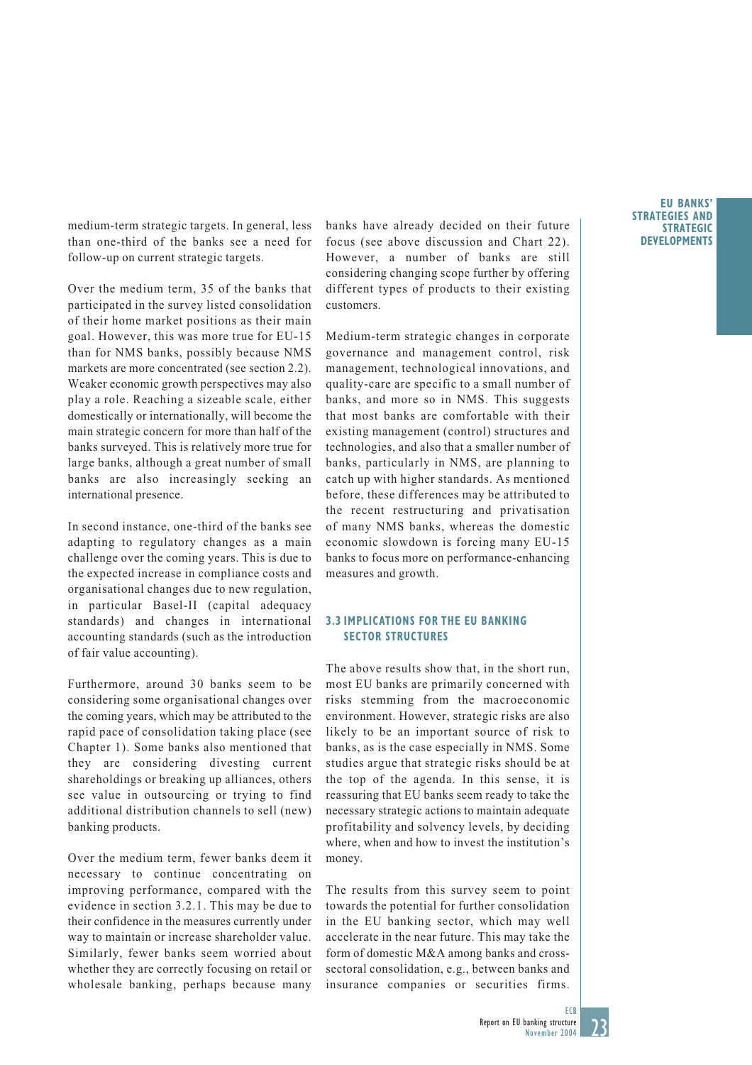medium-term strategic targets. In general, less than one-third of the banks see a need for follow-up on current strategic targets.

Over the medium term, 35 of the banks that participated in the survey listed consolidation of their home market positions as their main goal. However, this was more true for EU-15 than for NMS banks, possibly because NMS markets are more concentrated (see section 2.2). Weaker economic growth perspectives may also play a role. Reaching a sizeable scale, either domestically or internationally, will become the main strategic concern for more than half of the banks surveyed. This is relatively more true for large banks, although a great number of small banks are also increasingly seeking an international presence.

In second instance, one-third of the banks see adapting to regulatory changes as a main challenge over the coming years. This is due to the expected increase in compliance costs and organisational changes due to new regulation, in particular Basel-II (capital adequacy standards) and changes in international accounting standards (such as the introduction of fair value accounting).

Furthermore, around 30 banks seem to be considering some organisational changes over the coming years, which may be attributed to the rapid pace of consolidation taking place (see Chapter 1). Some banks also mentioned that they are considering divesting current shareholdings or breaking up alliances, others see value in outsourcing or trying to find additional distribution channels to sell (new) banking products.

Over the medium term, fewer banks deem it necessary to continue concentrating on improving performance, compared with the evidence in section 3.2.1. This may be due to their confidence in the measures currently under way to maintain or increase shareholder value. Similarly, fewer banks seem worried about whether they are correctly focusing on retail or wholesale banking, perhaps because many banks have already decided on their future focus (see above discussion and Chart 22). However, a number of banks are still considering changing scope further by offering different types of products to their existing customers.

Medium-term strategic changes in corporate governance and management control, risk management, technological innovations, and quality-care are specific to a small number of banks, and more so in NMS. This suggests that most banks are comfortable with their existing management (control) structures and technologies, and also that a smaller number of banks, particularly in NMS, are planning to catch up with higher standards. As mentioned before, these differences may be attributed to the recent restructuring and privatisation of many NMS banks, whereas the domestic economic slowdown is forcing many EU-15 banks to focus more on performance-enhancing measures and growth.

## 3.3 IMPLICATIONS FOR THE EU BANKING SECTOR STRUCTURES

The above results show that, in the short run, most EU banks are primarily concerned with risks stemming from the macroeconomic environment. However, strategic risks are also likely to be an important source of risk to banks, as is the case especially in NMS. Some studies argue that strategic risks should be at the top of the agenda. In this sense, it is reassuring that EU banks seem ready to take the necessary strategic actions to maintain adequate profitability and solvency levels, by deciding where, when and how to invest the institution's money.

The results from this survey seem to point towards the potential for further consolidation in the EU banking sector, which may well accelerate in the near future. This may take the form of domestic M&A among banks and cross-sectoral consolidation, e.g., between banks and insurance companies or securities firms.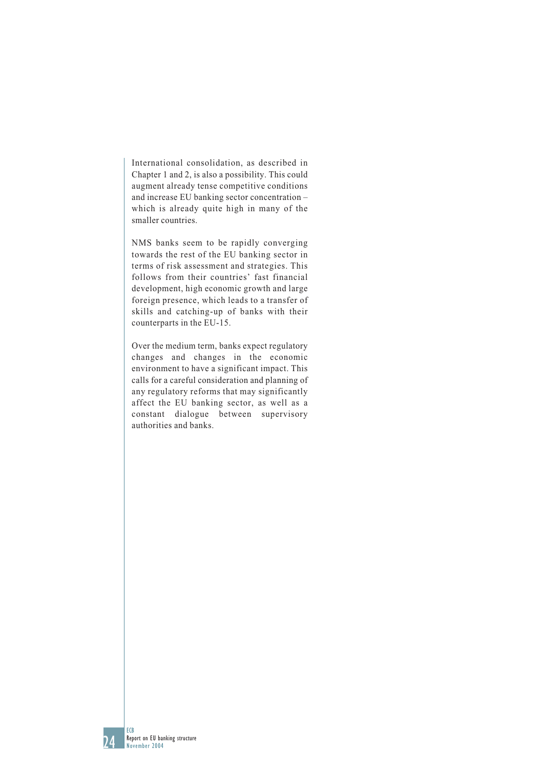International consolidation, as described in Chapter 1 and 2, is also a possibility. This could augment already tense competitive conditions and increase EU banking sector concentration – which is already quite high in many of the smaller countries.

NMS banks seem to be rapidly converging towards the rest of the EU banking sector in terms of risk assessment and strategies. This follows from their countries' fast financial development, high economic growth and large foreign presence, which leads to a transfer of skills and catching-up of banks with their counterparts in the EU-15.

Over the medium term, banks expect regulatory changes and changes in the economic environment to have a significant impact. This calls for a careful consideration and planning of any regulatory reforms that may significantly affect the EU banking sector, as well as a constant dialogue between supervisory authorities and banks.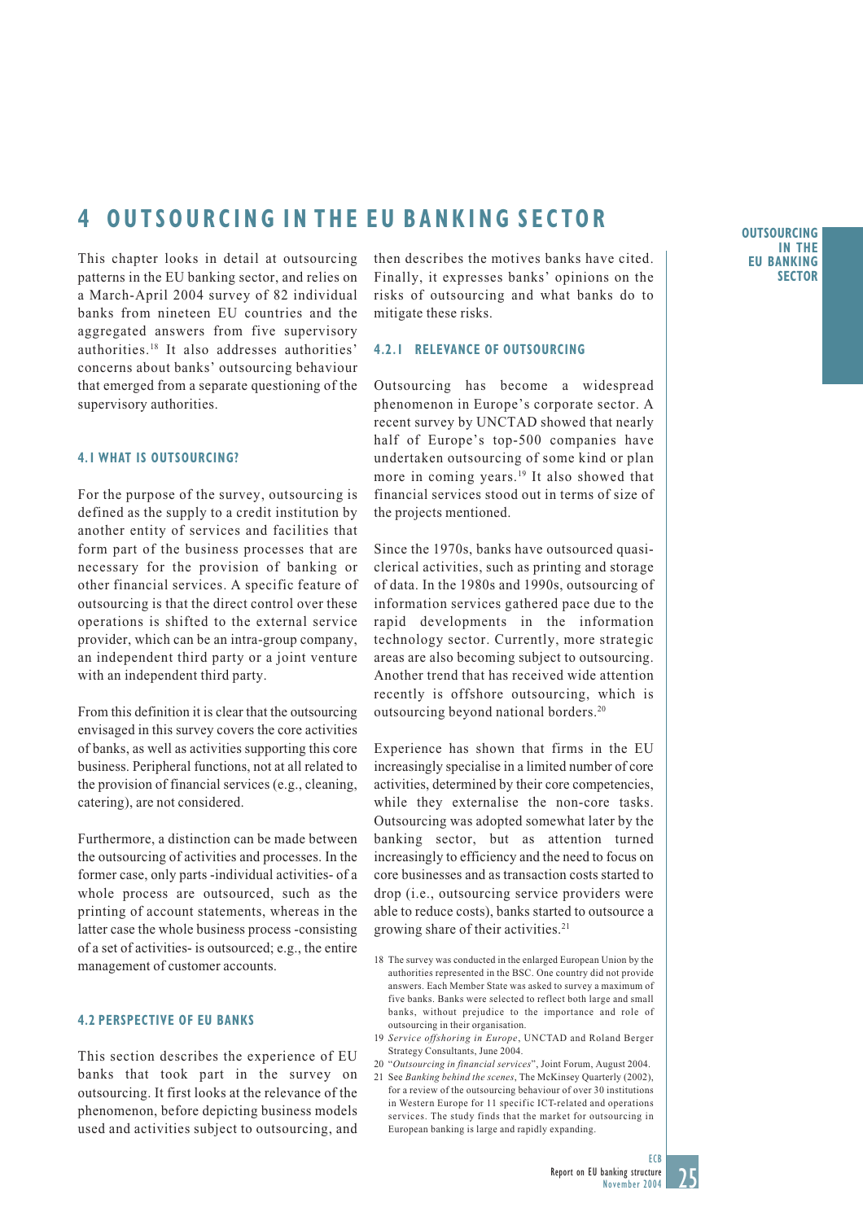# 4 OUTSOURCING IN THE EU BANKING SECTOR

This chapter looks in detail at outsourcing patterns in the EU banking sector, and relies on a March-April 2004 survey of 82 individual banks from nineteen EU countries and the aggregated answers from five supervisory authorities.[18] It also addresses authorities' concerns about banks' outsourcing behaviour that emerged from a separate questioning of the supervisory authorities.

## 4.1 WHAT IS OUTSOURCING?

For the purpose of the survey, outsourcing is defined as the supply to a credit institution by another entity of services and facilities that form part of the business processes that are necessary for the provision of banking or other financial services. A specific feature of outsourcing is that the direct control over these operations is shifted to the external service provider, which can be an intra-group company, an independent third party or a joint venture with an independent third party.

From this definition it is clear that the outsourcing envisaged in this survey covers the core activities of banks, as well as activities supporting this core business. Peripheral functions, not at all related to the provision of financial services (e.g., cleaning, catering), are not considered.

Furthermore, a distinction can be made between the outsourcing of activities and processes. In the former case, only parts -individual activities- of a whole process are outsourced, such as the printing of account statements, whereas in the latter case the whole business process -consisting of a set of activities- is outsourced; e.g., the entire management of customer accounts.

## 4.2 PERSPECTIVE OF EU BANKS

This section describes the experience of EU banks that took part in the survey on outsourcing. It first looks at the relevance of the phenomenon, before depicting business models used and activities subject to outsourcing, and then describes the motives banks have cited. Finally, it expresses banks' opinions on the risks of outsourcing and what banks do to mitigate these risks.

### 4.2.1 RELEVANCE OF OUTSOURCING

Outsourcing has become a widespread phenomenon in Europe's corporate sector. A recent survey by UNCTAD showed that nearly half of Europe's top-500 companies have undertaken outsourcing of some kind or plan more in coming years.[19] It also showed that financial services stood out in terms of size of the projects mentioned.

Since the 1970s, banks have outsourced quasi-clerical activities, such as printing and storage of data. In the 1980s and 1990s, outsourcing of information services gathered pace due to the rapid developments in the information technology sector. Currently, more strategic areas are also becoming subject to outsourcing. Another trend that has received wide attention recently is offshore outsourcing, which is outsourcing beyond national borders.[20]

Experience has shown that firms in the EU increasingly specialise in a limited number of core activities, determined by their core competencies, while they externalise the non-core tasks. Outsourcing was adopted somewhat later by the banking sector, but as attention turned increasingly to efficiency and the need to focus on core businesses and as transaction costs started to drop (i.e., outsourcing service providers were able to reduce costs), banks started to outsource a growing share of their activities.[21]

18 The survey was conducted in the enlarged European Union by the authorities represented in the BSC. One country did not provide answers. Each Member State was asked to survey a maximum of five banks. Banks were selected to reflect both large and small banks, without prejudice to the importance and role of outsourcing in their organisation.

19 *Service offshoring in Europe*, UNCTAD and Roland Berger Strategy Consultants, June 2004.

20 "*Outsourcing in financial services*", Joint Forum, August 2004.

21 See *Banking behind the scenes*, The McKinsey Quarterly (2002), for a review of the outsourcing behaviour of over 30 institutions in Western Europe for 11 specific ICT-related and operations services. The study finds that the market for outsourcing in European banking is large and rapidly expanding.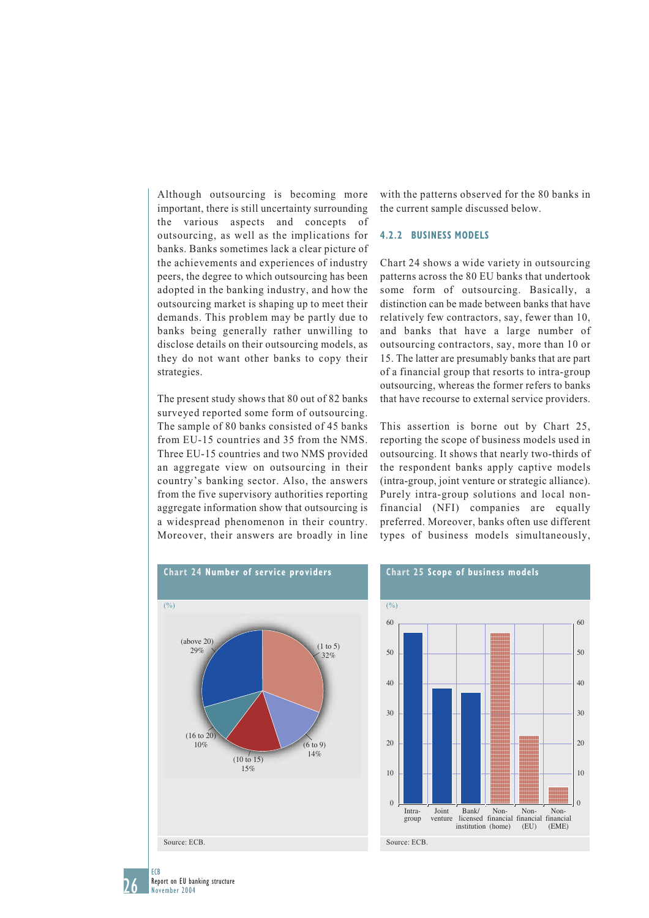Although outsourcing is becoming more important, there is still uncertainty surrounding the various aspects and concepts of outsourcing, as well as the implications for banks. Banks sometimes lack a clear picture of the achievements and experiences of industry peers, the degree to which outsourcing has been adopted in the banking industry, and how the outsourcing market is shaping up to meet their demands. This problem may be partly due to banks being generally rather unwilling to disclose details on their outsourcing models, as they do not want other banks to copy their strategies.

The present study shows that 80 out of 82 banks surveyed reported some form of outsourcing. The sample of 80 banks consisted of 45 banks from EU-15 countries and 35 from the NMS. Three EU-15 countries and two NMS provided an aggregate view on outsourcing in their country's banking sector. Also, the answers from the five supervisory authorities reporting aggregate information show that outsourcing is a widespread phenomenon in their country. Moreover, their answers are broadly in line with the patterns observed for the 80 banks in the current sample discussed below.

### 4.2.2 BUSINESS MODELS

Chart 24 shows a wide variety in outsourcing patterns across the 80 EU banks that undertook some form of outsourcing. Basically, a distinction can be made between banks that have relatively few contractors, say, fewer than 10, and banks that have a large number of outsourcing contractors, say, more than 10 or 15. The latter are presumably banks that are part of a financial group that resorts to intra-group outsourcing, whereas the former refers to banks that have recourse to external service providers.

This assertion is borne out by Chart 25, reporting the scope of business models used in outsourcing. It shows that nearly two-thirds of the respondent banks apply captive models (intra-group, joint venture or strategic alliance). Purely intra-group solutions and local non-financial (NFI) companies are equally preferred. Moreover, banks often use different types of business models simultaneously,

**Chart 24 Number of service providers**

(%)

| Number of service providers | % |
|---|---|
| (1 to 5) | 32% |
| (6 to 9) | 14% |
| (10 to 15) | 15% |
| (16 to 20) | 10% |
| (above 20) | 29% |

Source: ECB.

**Chart 25 Scope of business models**

(%)

Categories: Intra-group; Joint venture; Bank/licensed institution; Non-financial (home); Non-financial (EU); Non-financial (EME)

Source: ECB.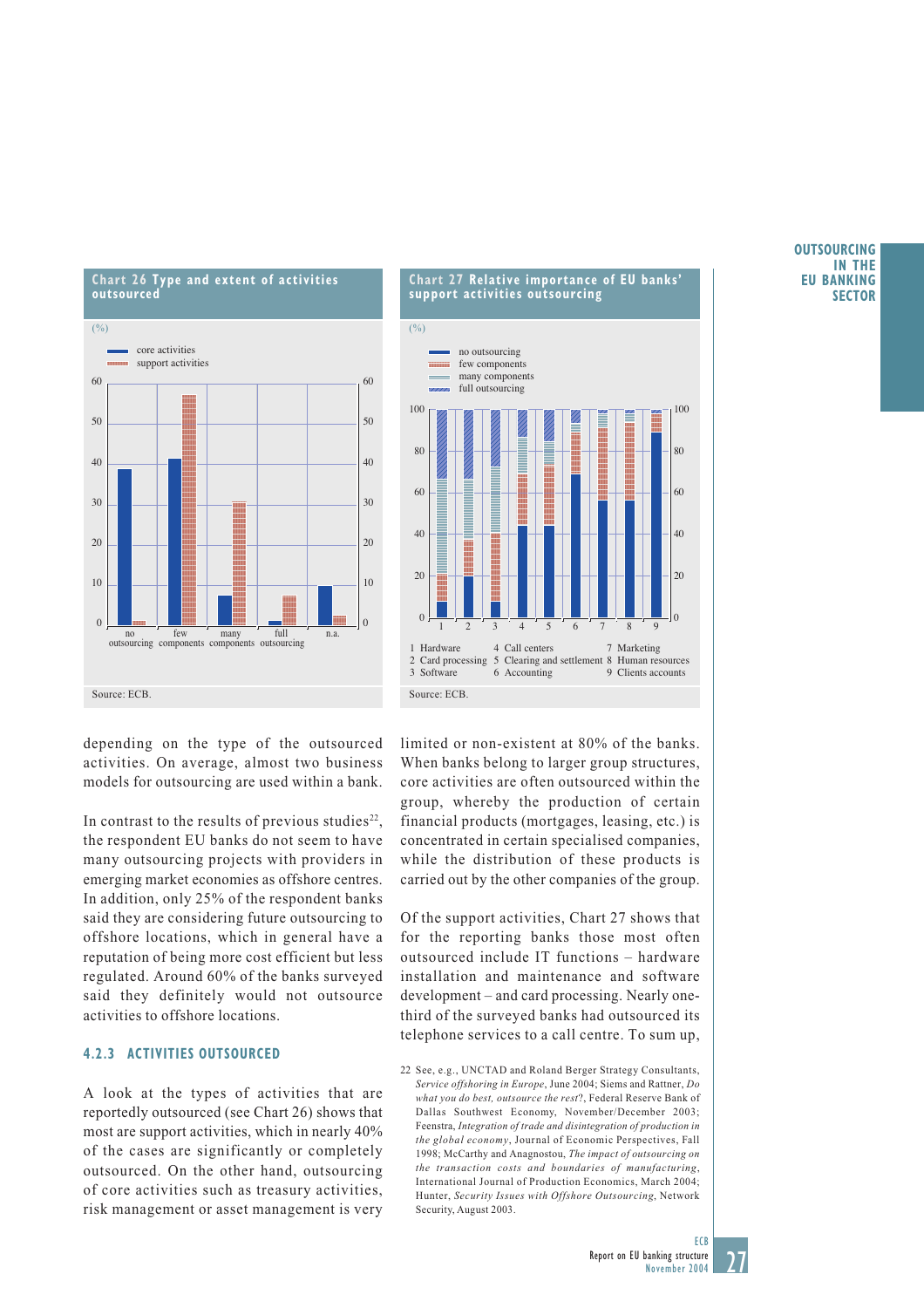**Chart 26 Type and extent of activities outsourced**

(%)

- core activities
- support activities

| | no outsourcing | few components | many components | full outsourcing | n.a. |
|---|---|---|---|---|---|
| core activities | 39 | 42 | 8 | 1 | 10 |
| support activities | 1 | 57 | 31 | 8 | 3 |

Source: ECB.

**Chart 27 Relative importance of EU banks' support activities outsourcing**

(%)

- no outsourcing
- few components
- many components
- full outsourcing

1 Hardware
2 Card processing
3 Software
4 Call centers
5 Clearing and settlement
6 Accounting
7 Marketing
8 Human resources
9 Clients accounts

Source: ECB.

depending on the type of the outsourced activities. On average, almost two business models for outsourcing are used within a bank.

In contrast to the results of previous studies[22], the respondent EU banks do not seem to have many outsourcing projects with providers in emerging market economies as offshore centres. In addition, only 25% of the respondent banks said they are considering future outsourcing to offshore locations, which in general have a reputation of being more cost efficient but less regulated. Around 60% of the banks surveyed said they definitely would not outsource activities to offshore locations.

### 4.2.3 ACTIVITIES OUTSOURCED

A look at the types of activities that are reportedly outsourced (see Chart 26) shows that most are support activities, which in nearly 40% of the cases are significantly or completely outsourced. On the other hand, outsourcing of core activities such as treasury activities, risk management or asset management is very limited or non-existent at 80% of the banks. When banks belong to larger group structures, core activities are often outsourced within the group, whereby the production of certain financial products (mortgages, leasing, etc.) is concentrated in certain specialised companies, while the distribution of these products is carried out by the other companies of the group.

Of the support activities, Chart 27 shows that for the reporting banks those most often outsourced include IT functions – hardware installation and maintenance and software development – and card processing. Nearly one-third of the surveyed banks had outsourced its telephone services to a call centre. To sum up,

22 See, e.g., UNCTAD and Roland Berger Strategy Consultants, *Service offshoring in Europe*, June 2004; Siems and Rattner, *Do what you do best, outsource the rest?*, Federal Reserve Bank of Dallas Southwest Economy, November/December 2003; Feenstra, *Integration of trade and disintegration of production in the global economy*, Journal of Economic Perspectives, Fall 1998; McCarthy and Anagnostou, *The impact of outsourcing on the transaction costs and boundaries of manufacturing*, International Journal of Production Economics, March 2004; Hunter, *Security Issues with Offshore Outsourcing*, Network Security, August 2003.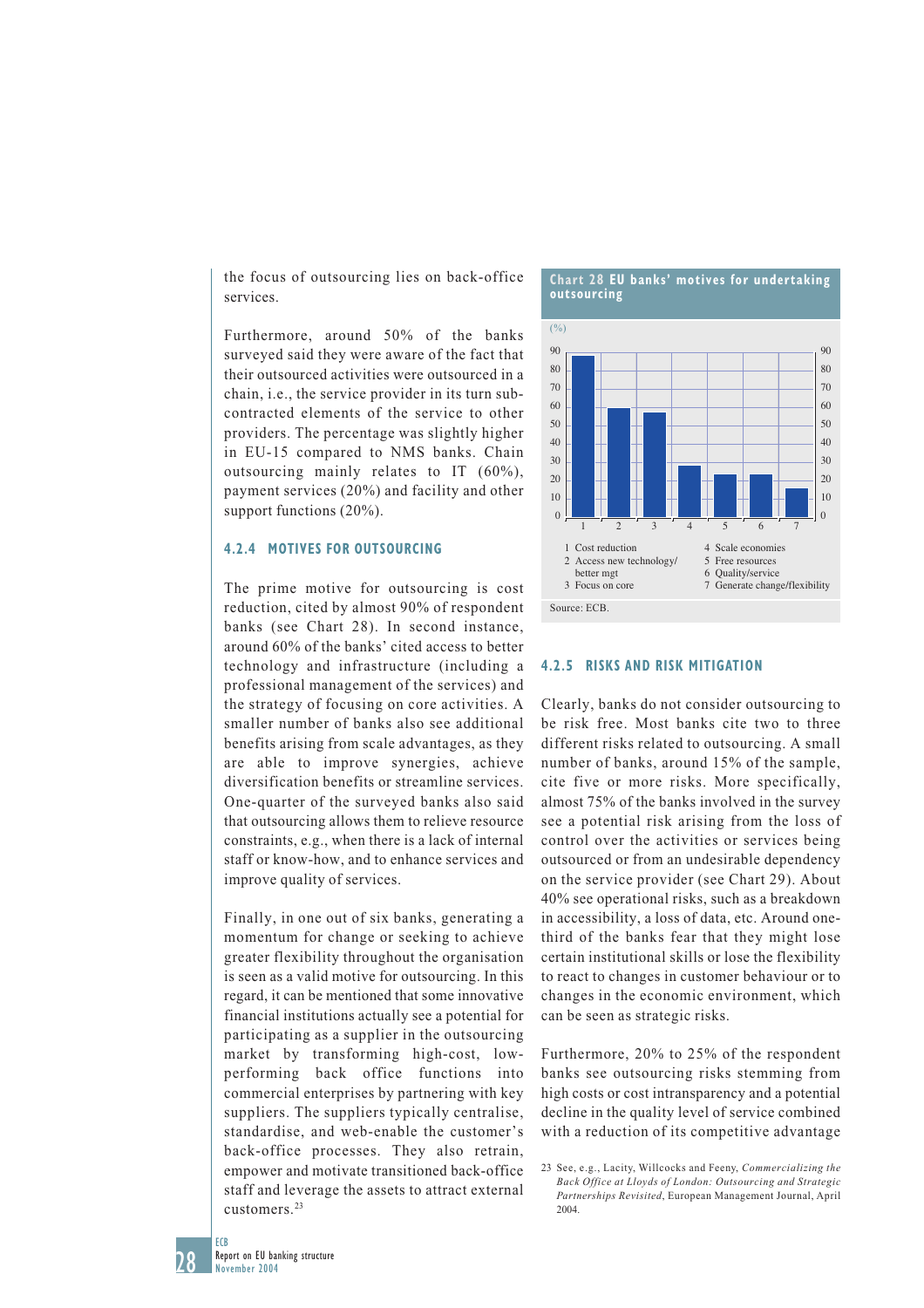the focus of outsourcing lies on back-office services.

Furthermore, around 50% of the banks surveyed said they were aware of the fact that their outsourced activities were outsourced in a chain, i.e., the service provider in its turn sub-contracted elements of the service to other providers. The percentage was slightly higher in EU-15 compared to NMS banks. Chain outsourcing mainly relates to IT (60%), payment services (20%) and facility and other support functions (20%).

### 4.2.4 MOTIVES FOR OUTSOURCING

The prime motive for outsourcing is cost reduction, cited by almost 90% of respondent banks (see Chart 28). In second instance, around 60% of the banks' cited access to better technology and infrastructure (including a professional management of the services) and the strategy of focusing on core activities. A smaller number of banks also see additional benefits arising from scale advantages, as they are able to improve synergies, achieve diversification benefits or streamline services. One-quarter of the surveyed banks also said that outsourcing allows them to relieve resource constraints, e.g., when there is a lack of internal staff or know-how, and to enhance services and improve quality of services.

Finally, in one out of six banks, generating a momentum for change or seeking to achieve greater flexibility throughout the organisation is seen as a valid motive for outsourcing. In this regard, it can be mentioned that some innovative financial institutions actually see a potential for participating as a supplier in the outsourcing market by transforming high-cost, low-performing back office functions into commercial enterprises by partnering with key suppliers. The suppliers typically centralise, standardise, and web-enable the customer's back-office processes. They also retrain, empower and motivate transitioned back-office staff and leverage the assets to attract external customers.[23]

**Chart 28 EU banks' motives for undertaking outsourcing**

(%)

| | Motive | % (approx.) |
|---|---|---|
| 1 | Cost reduction | 88 |
| 2 | Access new technology/better mgt | 60 |
| 3 | Focus on core | 58 |
| 4 | Scale economies | 29 |
| 5 | Free resources | 24 |
| 6 | Quality/service | 24 |
| 7 | Generate change/flexibility | 16 |

Source: ECB.

### 4.2.5 RISKS AND RISK MITIGATION

Clearly, banks do not consider outsourcing to be risk free. Most banks cite two to three different risks related to outsourcing. A small number of banks, around 15% of the sample, cite five or more risks. More specifically, almost 75% of the banks involved in the survey see a potential risk arising from the loss of control over the activities or services being outsourced or from an undesirable dependency on the service provider (see Chart 29). About 40% see operational risks, such as a breakdown in accessibility, a loss of data, etc. Around one-third of the banks fear that they might lose certain institutional skills or lose the flexibility to react to changes in customer behaviour or to changes in the economic environment, which can be seen as strategic risks.

Furthermore, 20% to 25% of the respondent banks see outsourcing risks stemming from high costs or cost intransparency and a potential decline in the quality level of service combined with a reduction of its competitive advantage

23 See, e.g., Lacity, Willcocks and Feeny, *Commercializing the Back Office at Lloyds of London: Outsourcing and Strategic Partnerships Revisited*, European Management Journal, April 2004.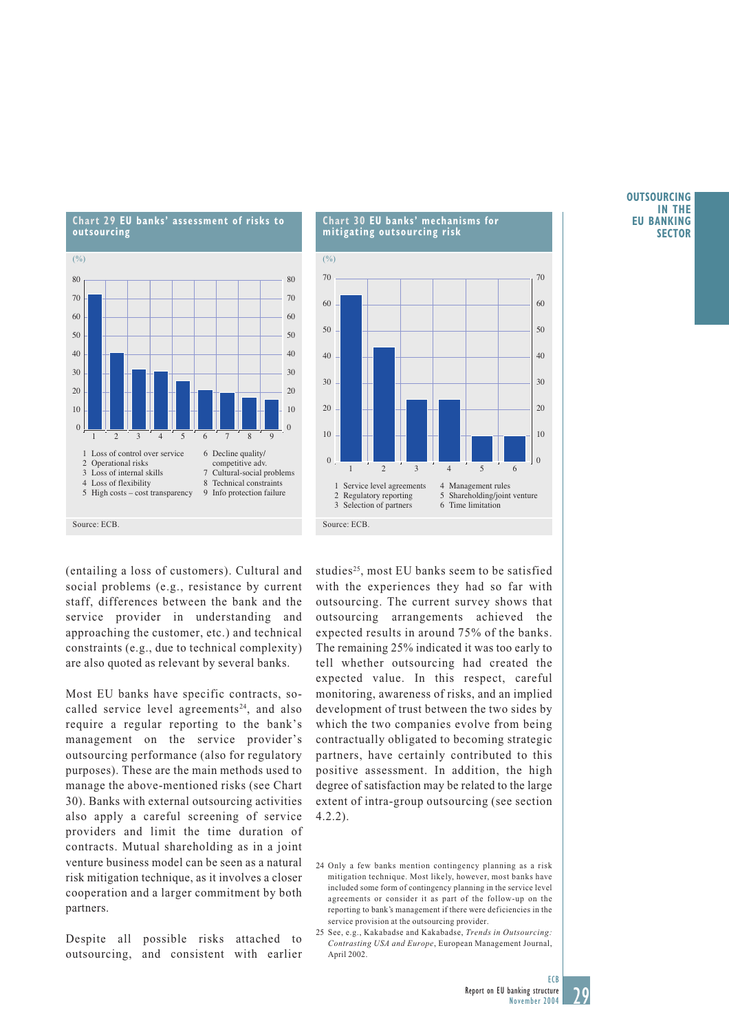**Chart 29 EU banks' assessment of risks to outsourcing**

(%)

1 Loss of control over service
2 Operational risks
3 Loss of internal skills
4 Loss of flexibility
5 High costs – cost transparency
6 Decline quality/competitive adv.
7 Cultural-social problems
8 Technical constraints
9 Info protection failure

Source: ECB.

**Chart 30 EU banks' mechanisms for mitigating outsourcing risk**

(%)

1 Service level agreements
2 Regulatory reporting
3 Selection of partners
4 Management rules
5 Shareholding/joint venture
6 Time limitation

Source: ECB.

(entailing a loss of customers). Cultural and social problems (e.g., resistance by current staff, differences between the bank and the service provider in understanding and approaching the customer, etc.) and technical constraints (e.g., due to technical complexity) are also quoted as relevant by several banks.

Most EU banks have specific contracts, so-called service level agreements[24], and also require a regular reporting to the bank's management on the service provider's outsourcing performance (also for regulatory purposes). These are the main methods used to manage the above-mentioned risks (see Chart 30). Banks with external outsourcing activities also apply a careful screening of service providers and limit the time duration of contracts. Mutual shareholding as in a joint venture business model can be seen as a natural risk mitigation technique, as it involves a closer cooperation and a larger commitment by both partners.

Despite all possible risks attached to outsourcing, and consistent with earlier studies[25], most EU banks seem to be satisfied with the experiences they had so far with outsourcing. The current survey shows that outsourcing arrangements achieved the expected results in around 75% of the banks. The remaining 25% indicated it was too early to tell whether outsourcing had created the expected value. In this respect, careful monitoring, awareness of risks, and an implied development of trust between the two sides by which the two companies evolve from being contractually obligated to becoming strategic partners, have certainly contributed to this positive assessment. In addition, the high degree of satisfaction may be related to the large extent of intra-group outsourcing (see section 4.2.2).

24 Only a few banks mention contingency planning as a risk mitigation technique. Most likely, however, most banks have included some form of contingency planning in the service level agreements or consider it as part of the follow-up on the reporting to bank's management if there were deficiencies in the service provision at the outsourcing provider.

25 See, e.g., Kakabadse and Kakabadse, *Trends in Outsourcing: Contrasting USA and Europe*, European Management Journal, April 2002.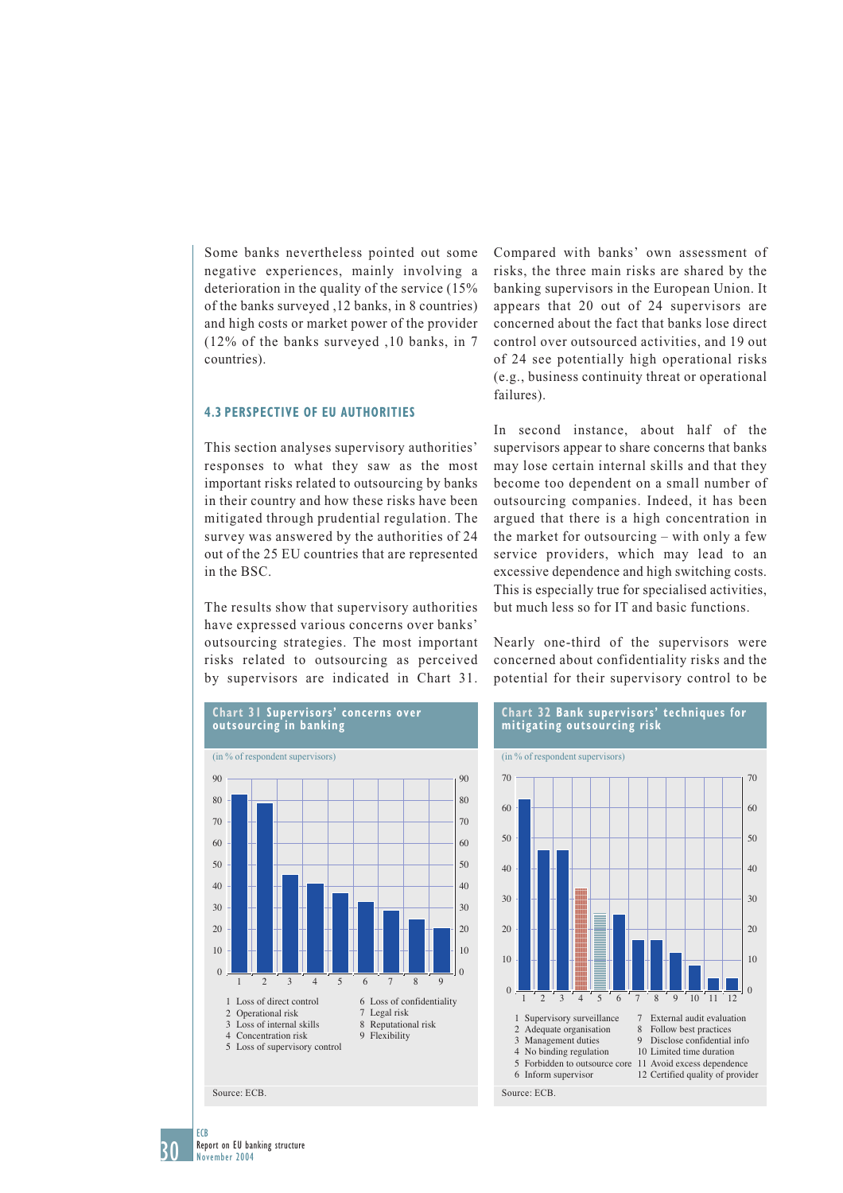Some banks nevertheless pointed out some negative experiences, mainly involving a deterioration in the quality of the service (15% of the banks surveyed ,12 banks, in 8 countries) and high costs or market power of the provider (12% of the banks surveyed ,10 banks, in 7 countries).

### 4.3 PERSPECTIVE OF EU AUTHORITIES

This section analyses supervisory authorities' responses to what they saw as the most important risks related to outsourcing by banks in their country and how these risks have been mitigated through prudential regulation. The survey was answered by the authorities of 24 out of the 25 EU countries that are represented in the BSC.

The results show that supervisory authorities have expressed various concerns over banks' outsourcing strategies. The most important risks related to outsourcing as perceived by supervisors are indicated in Chart 31. Compared with banks' own assessment of risks, the three main risks are shared by the banking supervisors in the European Union. It appears that 20 out of 24 supervisors are concerned about the fact that banks lose direct control over outsourced activities, and 19 out of 24 see potentially high operational risks (e.g., business continuity threat or operational failures).

In second instance, about half of the supervisors appear to share concerns that banks may lose certain internal skills and that they become too dependent on a small number of outsourcing companies. Indeed, it has been argued that there is a high concentration in the market for outsourcing – with only a few service providers, which may lead to an excessive dependence and high switching costs. This is especially true for specialised activities, but much less so for IT and basic functions.

Nearly one-third of the supervisors were concerned about confidentiality risks and the potential for their supervisory control to be

**Chart 31 Supervisors' concerns over outsourcing in banking**

(in % of respondent supervisors)

1. Loss of direct control
2. Operational risk
3. Loss of internal skills
4. Concentration risk
5. Loss of supervisory control
6. Loss of confidentiality
7. Legal risk
8. Reputational risk
9. Flexibility

Source: ECB.

**Chart 32 Bank supervisors' techniques for mitigating outsourcing risk**

(in % of respondent supervisors)

1. Supervisory surveillance
2. Adequate organisation
3. Management duties
4. No binding regulation
5. Forbidden to outsource core
6. Inform supervisor
7. External audit evaluation
8. Follow best practices
9. Disclose confidential info
10. Limited time duration
11. Avoid excess dependence
12. Certified quality of provider

Source: ECB.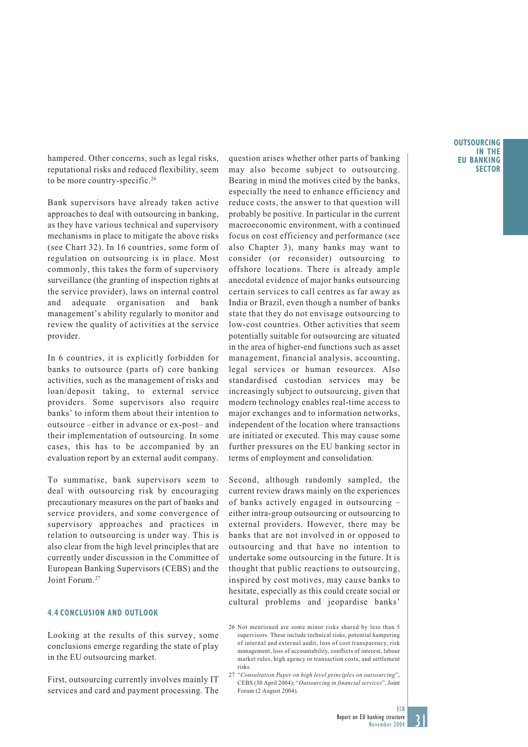hampered. Other concerns, such as legal risks, reputational risks and reduced flexibility, seem to be more country-specific.[26]

Bank supervisors have already taken active approaches to deal with outsourcing in banking, as they have various technical and supervisory mechanisms in place to mitigate the above risks (see Chart 32). In 16 countries, some form of regulation on outsourcing is in place. Most commonly, this takes the form of supervisory surveillance (the granting of inspection rights at the service provider), laws on internal control and adequate organisation and bank management's ability regularly to monitor and review the quality of activities at the service provider.

In 6 countries, it is explicitly forbidden for banks to outsource (parts of) core banking activities, such as the management of risks and loan/deposit taking, to external service providers. Some supervisors also require banks' to inform them about their intention to outsource –either in advance or ex-post– and their implementation of outsourcing. In some cases, this has to be accompanied by an evaluation report by an external audit company.

To summarise, bank supervisors seem to deal with outsourcing risk by encouraging precautionary measures on the part of banks and service providers, and some convergence of supervisory approaches and practices in relation to outsourcing is under way. This is also clear from the high level principles that are currently under discussion in the Committee of European Banking Supervisors (CEBS) and the Joint Forum.[27]

### 4.4 CONCLUSION AND OUTLOOK

Looking at the results of this survey, some conclusions emerge regarding the state of play in the EU outsourcing market.

First, outsourcing currently involves mainly IT services and card and payment processing. The question arises whether other parts of banking may also become subject to outsourcing. Bearing in mind the motives cited by the banks, especially the need to enhance efficiency and reduce costs, the answer to that question will probably be positive. In particular in the current macroeconomic environment, with a continued focus on cost efficiency and performance (see also Chapter 3), many banks may want to consider (or reconsider) outsourcing to offshore locations. There is already ample anecdotal evidence of major banks outsourcing certain services to call centres as far away as India or Brazil, even though a number of banks state that they do not envisage outsourcing to low-cost countries. Other activities that seem potentially suitable for outsourcing are situated in the area of higher-end functions such as asset management, financial analysis, accounting, legal services or human resources. Also standardised custodian services may be increasingly subject to outsourcing, given that modern technology enables real-time access to major exchanges and to information networks, independent of the location where transactions are initiated or executed. This may cause some further pressures on the EU banking sector in terms of employment and consolidation.

Second, although randomly sampled, the current review draws mainly on the experiences of banks actively engaged in outsourcing – either intra-group outsourcing or outsourcing to external providers. However, there may be banks that are not involved in or opposed to outsourcing and that have no intention to undertake some outsourcing in the future. It is thought that public reactions to outsourcing, inspired by cost motives, may cause banks to hesitate, especially as this could create social or cultural problems and jeopardise banks'

26 Not mentioned are some minor risks shared by less than 5 supervisors. These include technical risks, potential hampering of internal and external audit, loss of cost transparency, risk management, loss of accountability, conflicts of interest, labour market rules, high agency or transaction costs, and settlement risks.

27 "*Consultation Paper on high level principles on outsourcing*", CEBS (30 April 2004); "*Outsourcing in financial services*", Joint Forum (2 August 2004).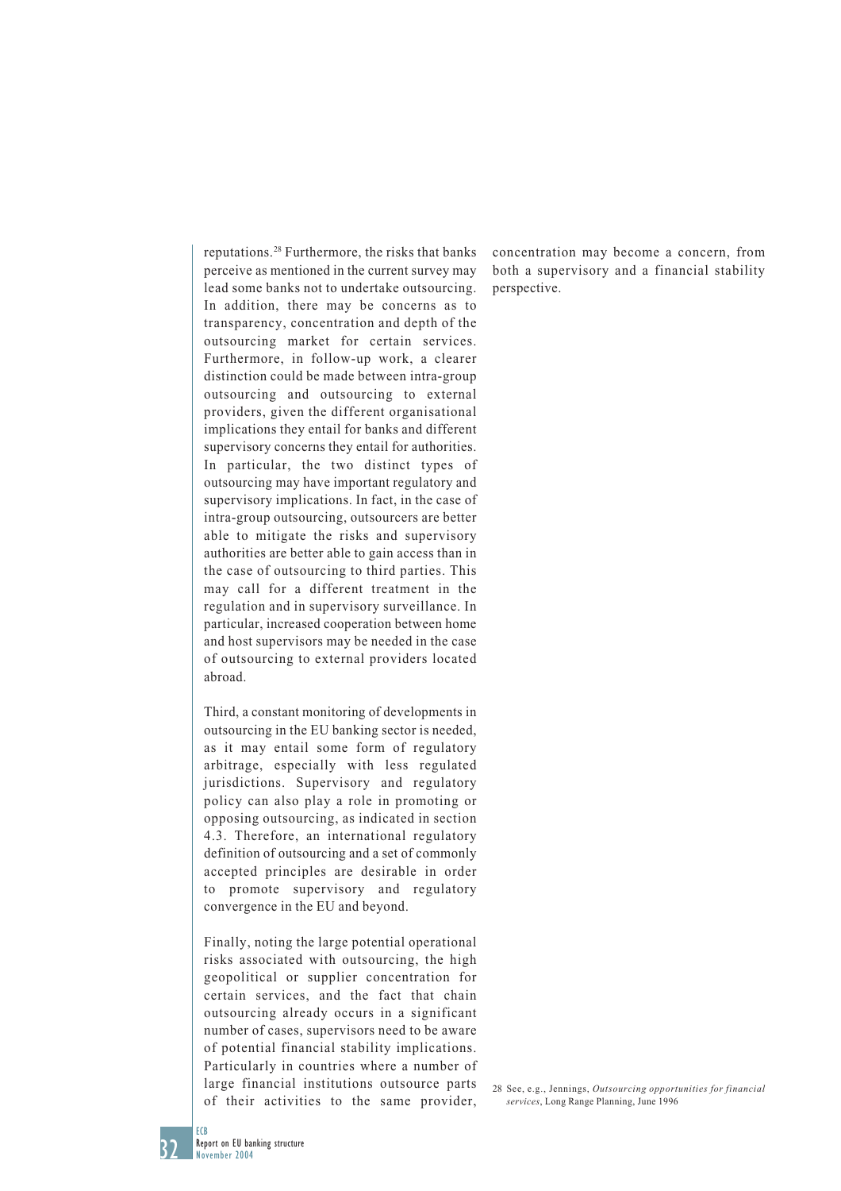reputations.[28] Furthermore, the risks that banks perceive as mentioned in the current survey may lead some banks not to undertake outsourcing. In addition, there may be concerns as to transparency, concentration and depth of the outsourcing market for certain services. Furthermore, in follow-up work, a clearer distinction could be made between intra-group outsourcing and outsourcing to external providers, given the different organisational implications they entail for banks and different supervisory concerns they entail for authorities. In particular, the two distinct types of outsourcing may have important regulatory and supervisory implications. In fact, in the case of intra-group outsourcing, outsourcers are better able to mitigate the risks and supervisory authorities are better able to gain access than in the case of outsourcing to third parties. This may call for a different treatment in the regulation and in supervisory surveillance. In particular, increased cooperation between home and host supervisors may be needed in the case of outsourcing to external providers located abroad.

Third, a constant monitoring of developments in outsourcing in the EU banking sector is needed, as it may entail some form of regulatory arbitrage, especially with less regulated jurisdictions. Supervisory and regulatory policy can also play a role in promoting or opposing outsourcing, as indicated in section 4.3. Therefore, an international regulatory definition of outsourcing and a set of commonly accepted principles are desirable in order to promote supervisory and regulatory convergence in the EU and beyond.

Finally, noting the large potential operational risks associated with outsourcing, the high geopolitical or supplier concentration for certain services, and the fact that chain outsourcing already occurs in a significant number of cases, supervisors need to be aware of potential financial stability implications. Particularly in countries where a number of large financial institutions outsource parts of their activities to the same provider, concentration may become a concern, from both a supervisory and a financial stability perspective.

28 See, e.g., Jennings, *Outsourcing opportunities for financial services*, Long Range Planning, June 1996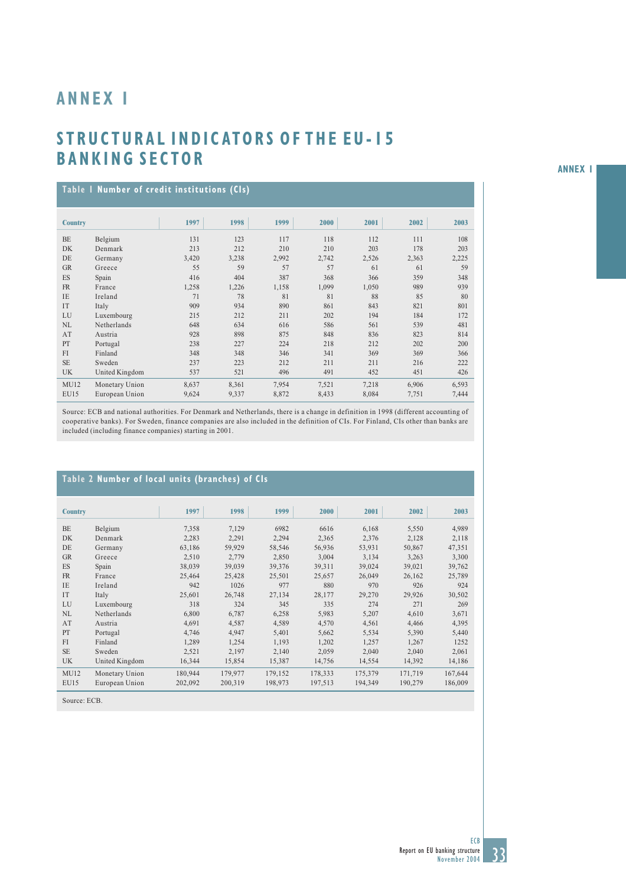# ANNEX I

# STRUCTURAL INDICATORS OF THE EU-15 BANKING SECTOR

**Table 1 Number of credit institutions (CIs)**

| Country | | 1997 | 1998 | 1999 | 2000 | 2001 | 2002 | 2003 |
|---|---|---|---|---|---|---|---|---|
| BE | Belgium | 131 | 123 | 117 | 118 | 112 | 111 | 108 |
| DK | Denmark | 213 | 212 | 210 | 210 | 203 | 178 | 203 |
| DE | Germany | 3,420 | 3,238 | 2,992 | 2,742 | 2,526 | 2,363 | 2,225 |
| GR | Greece | 55 | 59 | 57 | 57 | 61 | 61 | 59 |
| ES | Spain | 416 | 404 | 387 | 368 | 366 | 359 | 348 |
| FR | France | 1,258 | 1,226 | 1,158 | 1,099 | 1,050 | 989 | 939 |
| IE | Ireland | 71 | 78 | 81 | 81 | 88 | 85 | 80 |
| IT | Italy | 909 | 934 | 890 | 861 | 843 | 821 | 801 |
| LU | Luxembourg | 215 | 212 | 211 | 202 | 194 | 184 | 172 |
| NL | Netherlands | 648 | 634 | 616 | 586 | 561 | 539 | 481 |
| AT | Austria | 928 | 898 | 875 | 848 | 836 | 823 | 814 |
| PT | Portugal | 238 | 227 | 224 | 218 | 212 | 202 | 200 |
| FI | Finland | 348 | 348 | 346 | 341 | 369 | 369 | 366 |
| SE | Sweden | 237 | 223 | 212 | 211 | 211 | 216 | 222 |
| UK | United Kingdom | 537 | 521 | 496 | 491 | 452 | 451 | 426 |
| MU12 | Monetary Union | 8,637 | 8,361 | 7,954 | 7,521 | 7,218 | 6,906 | 6,593 |
| EU15 | European Union | 9,624 | 9,337 | 8,872 | 8,433 | 8,084 | 7,751 | 7,444 |

Source: ECB and national authorities. For Denmark and Netherlands, there is a change in definition in 1998 (different accounting of cooperative banks). For Sweden, finance companies are also included in the definition of CIs. For Finland, CIs other than banks are included (including finance companies) starting in 2001.

**Table 2 Number of local units (branches) of CIs**

| Country | | 1997 | 1998 | 1999 | 2000 | 2001 | 2002 | 2003 |
|---|---|---|---|---|---|---|---|---|
| BE | Belgium | 7,358 | 7,129 | 6982 | 6616 | 6,168 | 5,550 | 4,989 |
| DK | Denmark | 2,283 | 2,291 | 2,294 | 2,365 | 2,376 | 2,128 | 2,118 |
| DE | Germany | 63,186 | 59,929 | 58,546 | 56,936 | 53,931 | 50,867 | 47,351 |
| GR | Greece | 2,510 | 2,779 | 2,850 | 3,004 | 3,134 | 3,263 | 3,300 |
| ES | Spain | 38,039 | 39,039 | 39,376 | 39,311 | 39,024 | 39,021 | 39,762 |
| FR | France | 25,464 | 25,428 | 25,501 | 25,657 | 26,049 | 26,162 | 25,789 |
| IE | Ireland | 942 | 1026 | 977 | 880 | 970 | 926 | 924 |
| IT | Italy | 25,601 | 26,748 | 27,134 | 28,177 | 29,270 | 29,926 | 30,502 |
| LU | Luxembourg | 318 | 324 | 345 | 335 | 274 | 271 | 269 |
| NL | Netherlands | 6,800 | 6,787 | 6,258 | 5,983 | 5,207 | 4,610 | 3,671 |
| AT | Austria | 4,691 | 4,587 | 4,589 | 4,570 | 4,561 | 4,466 | 4,395 |
| PT | Portugal | 4,746 | 4,947 | 5,401 | 5,662 | 5,534 | 5,390 | 5,440 |
| FI | Finland | 1,289 | 1,254 | 1,193 | 1,202 | 1,257 | 1,267 | 1252 |
| SE | Sweden | 2,521 | 2,197 | 2,140 | 2,059 | 2,040 | 2,040 | 2,061 |
| UK | United Kingdom | 16,344 | 15,854 | 15,387 | 14,756 | 14,554 | 14,392 | 14,186 |
| MU12 | Monetary Union | 180,944 | 179,977 | 179,152 | 178,333 | 175,379 | 171,719 | 167,644 |
| EU15 | European Union | 202,092 | 200,319 | 198,973 | 197,513 | 194,349 | 190,279 | 186,009 |

Source: ECB.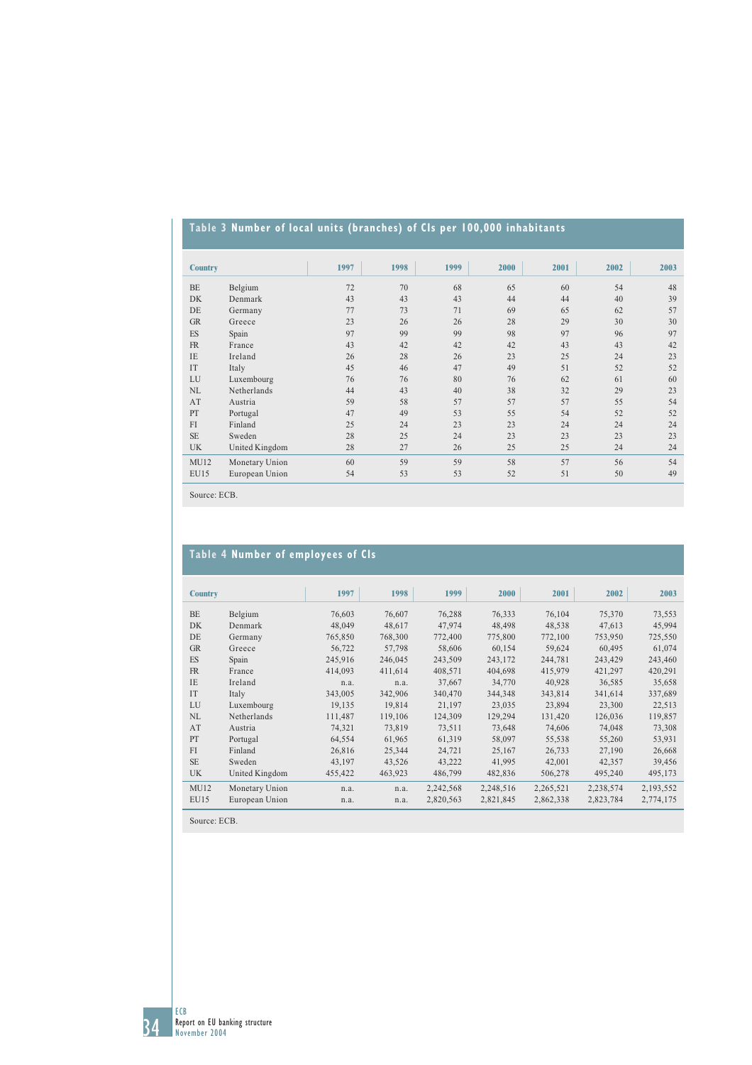**Table 3 Number of local units (branches) of CIs per 100,000 inhabitants**

| Country | | 1997 | 1998 | 1999 | 2000 | 2001 | 2002 | 2003 |
|---|---|---|---|---|---|---|---|---|
| BE | Belgium | 72 | 70 | 68 | 65 | 60 | 54 | 48 |
| DK | Denmark | 43 | 43 | 43 | 44 | 44 | 40 | 39 |
| DE | Germany | 77 | 73 | 71 | 69 | 65 | 62 | 57 |
| GR | Greece | 23 | 26 | 26 | 28 | 29 | 30 | 30 |
| ES | Spain | 97 | 99 | 99 | 98 | 97 | 96 | 97 |
| FR | France | 43 | 42 | 42 | 42 | 43 | 43 | 42 |
| IE | Ireland | 26 | 28 | 26 | 23 | 25 | 24 | 23 |
| IT | Italy | 45 | 46 | 47 | 49 | 51 | 52 | 52 |
| LU | Luxembourg | 76 | 76 | 80 | 76 | 62 | 61 | 60 |
| NL | Netherlands | 44 | 43 | 40 | 38 | 32 | 29 | 23 |
| AT | Austria | 59 | 58 | 57 | 57 | 57 | 55 | 54 |
| PT | Portugal | 47 | 49 | 53 | 55 | 54 | 52 | 52 |
| FI | Finland | 25 | 24 | 23 | 23 | 24 | 24 | 24 |
| SE | Sweden | 28 | 25 | 24 | 23 | 23 | 23 | 23 |
| UK | United Kingdom | 28 | 27 | 26 | 25 | 25 | 24 | 24 |
| MU12 | Monetary Union | 60 | 59 | 59 | 58 | 57 | 56 | 54 |
| EU15 | European Union | 54 | 53 | 53 | 52 | 51 | 50 | 49 |

Source: ECB.

**Table 4 Number of employees of CIs**

| Country | | 1997 | 1998 | 1999 | 2000 | 2001 | 2002 | 2003 |
|---|---|---|---|---|---|---|---|---|
| BE | Belgium | 76,603 | 76,607 | 76,288 | 76,333 | 76,104 | 75,370 | 73,553 |
| DK | Denmark | 48,049 | 48,617 | 47,974 | 48,498 | 48,538 | 47,613 | 45,994 |
| DE | Germany | 765,850 | 768,300 | 772,400 | 775,800 | 772,100 | 753,950 | 725,550 |
| GR | Greece | 56,722 | 57,798 | 58,606 | 60,154 | 59,624 | 60,495 | 61,074 |
| ES | Spain | 245,916 | 246,045 | 243,509 | 243,172 | 244,781 | 243,429 | 243,460 |
| FR | France | 414,093 | 411,614 | 408,571 | 404,698 | 415,979 | 421,297 | 420,291 |
| IE | Ireland | n.a. | n.a. | 37,667 | 34,770 | 40,928 | 36,585 | 35,658 |
| IT | Italy | 343,005 | 342,906 | 340,470 | 344,348 | 343,814 | 341,614 | 337,689 |
| LU | Luxembourg | 19,135 | 19,814 | 21,197 | 23,035 | 23,894 | 23,300 | 22,513 |
| NL | Netherlands | 111,487 | 119,106 | 124,309 | 129,294 | 131,420 | 126,036 | 119,857 |
| AT | Austria | 74,321 | 73,819 | 73,511 | 73,648 | 74,606 | 74,048 | 73,308 |
| PT | Portugal | 64,554 | 61,965 | 61,319 | 58,097 | 55,538 | 55,260 | 53,931 |
| FI | Finland | 26,816 | 25,344 | 24,721 | 25,167 | 26,733 | 27,190 | 26,668 |
| SE | Sweden | 43,197 | 43,526 | 43,222 | 41,995 | 42,001 | 42,357 | 39,456 |
| UK | United Kingdom | 455,422 | 463,923 | 486,799 | 482,836 | 506,278 | 495,240 | 495,173 |
| MU12 | Monetary Union | n.a. | n.a. | 2,242,568 | 2,248,516 | 2,265,521 | 2,238,574 | 2,193,552 |
| EU15 | European Union | n.a. | n.a. | 2,820,563 | 2,821,845 | 2,862,338 | 2,823,784 | 2,774,175 |

Source: ECB.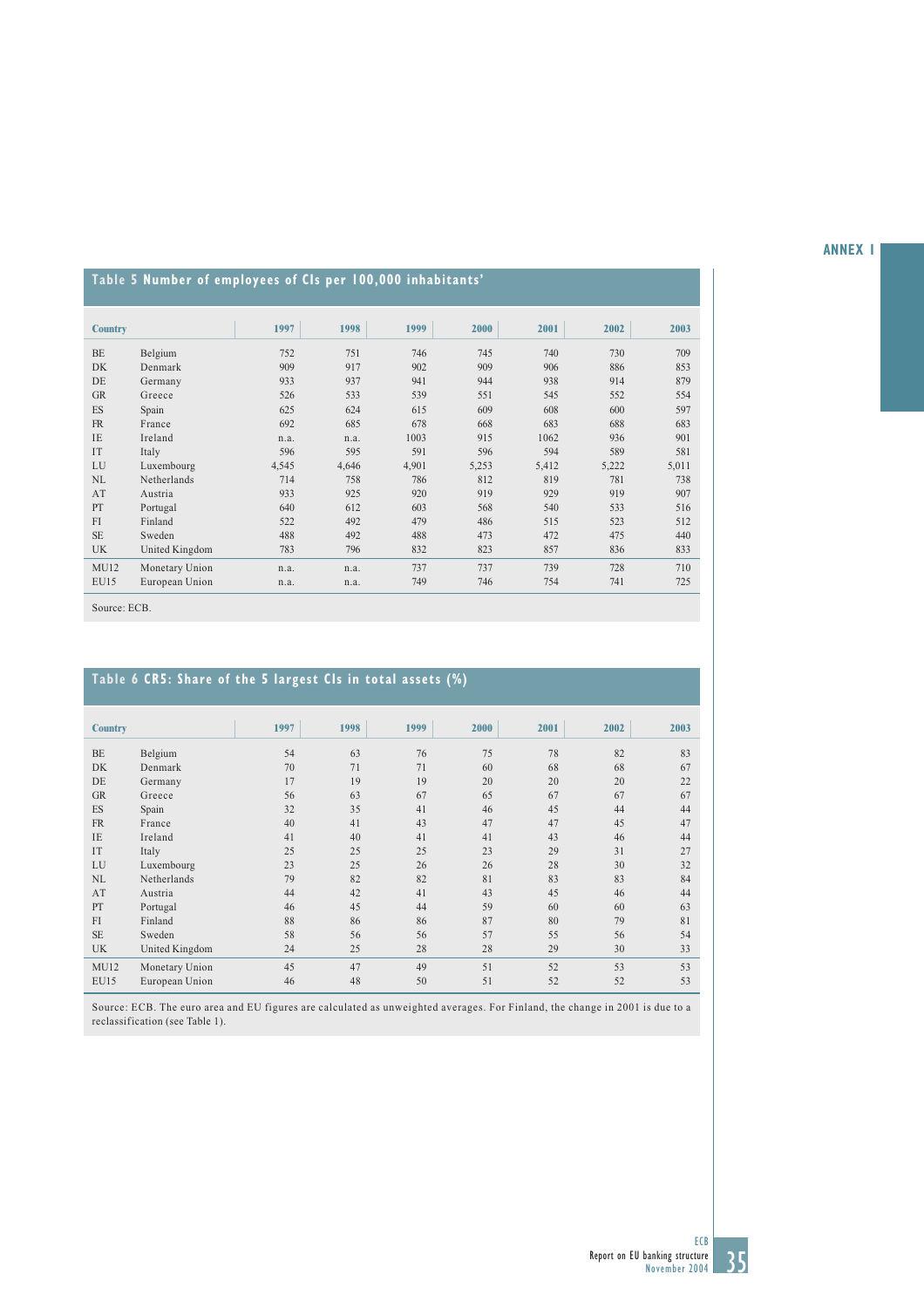## Table 5 Number of employees of CIs per 100,000 inhabitants'

| Country | | 1997 | 1998 | 1999 | 2000 | 2001 | 2002 | 2003 |
|---|---|---|---|---|---|---|---|---|
| BE | Belgium | 752 | 751 | 746 | 745 | 740 | 730 | 709 |
| DK | Denmark | 909 | 917 | 902 | 909 | 906 | 886 | 853 |
| DE | Germany | 933 | 937 | 941 | 944 | 938 | 914 | 879 |
| GR | Greece | 526 | 533 | 539 | 551 | 545 | 552 | 554 |
| ES | Spain | 625 | 624 | 615 | 609 | 608 | 600 | 597 |
| FR | France | 692 | 685 | 678 | 668 | 683 | 688 | 683 |
| IE | Ireland | n.a. | n.a. | 1003 | 915 | 1062 | 936 | 901 |
| IT | Italy | 596 | 595 | 591 | 596 | 594 | 589 | 581 |
| LU | Luxembourg | 4,545 | 4,646 | 4,901 | 5,253 | 5,412 | 5,222 | 5,011 |
| NL | Netherlands | 714 | 758 | 786 | 812 | 819 | 781 | 738 |
| AT | Austria | 933 | 925 | 920 | 919 | 929 | 919 | 907 |
| PT | Portugal | 640 | 612 | 603 | 568 | 540 | 533 | 516 |
| FI | Finland | 522 | 492 | 479 | 486 | 515 | 523 | 512 |
| SE | Sweden | 488 | 492 | 488 | 473 | 472 | 475 | 440 |
| UK | United Kingdom | 783 | 796 | 832 | 823 | 857 | 836 | 833 |
| MU12 | Monetary Union | n.a. | n.a. | 737 | 737 | 739 | 728 | 710 |
| EU15 | European Union | n.a. | n.a. | 749 | 746 | 754 | 741 | 725 |

Source: ECB.

## Table 6 CR5: Share of the 5 largest CIs in total assets (%)

| Country | | 1997 | 1998 | 1999 | 2000 | 2001 | 2002 | 2003 |
|---|---|---|---|---|---|---|---|---|
| BE | Belgium | 54 | 63 | 76 | 75 | 78 | 82 | 83 |
| DK | Denmark | 70 | 71 | 71 | 60 | 68 | 68 | 67 |
| DE | Germany | 17 | 19 | 19 | 20 | 20 | 20 | 22 |
| GR | Greece | 56 | 63 | 67 | 65 | 67 | 67 | 67 |
| ES | Spain | 32 | 35 | 41 | 46 | 45 | 44 | 44 |
| FR | France | 40 | 41 | 43 | 47 | 47 | 45 | 47 |
| IE | Ireland | 41 | 40 | 41 | 41 | 43 | 46 | 44 |
| IT | Italy | 25 | 25 | 25 | 23 | 29 | 31 | 27 |
| LU | Luxembourg | 23 | 25 | 26 | 26 | 28 | 30 | 32 |
| NL | Netherlands | 79 | 82 | 82 | 81 | 83 | 83 | 84 |
| AT | Austria | 44 | 42 | 41 | 43 | 45 | 46 | 44 |
| PT | Portugal | 46 | 45 | 44 | 59 | 60 | 60 | 63 |
| FI | Finland | 88 | 86 | 86 | 87 | 80 | 79 | 81 |
| SE | Sweden | 58 | 56 | 56 | 57 | 55 | 56 | 54 |
| UK | United Kingdom | 24 | 25 | 28 | 28 | 29 | 30 | 33 |
| MU12 | Monetary Union | 45 | 47 | 49 | 51 | 52 | 53 | 53 |
| EU15 | European Union | 46 | 48 | 50 | 51 | 52 | 52 | 53 |

Source: ECB. The euro area and EU figures are calculated as unweighted averages. For Finland, the change in 2001 is due to a reclassification (see Table 1).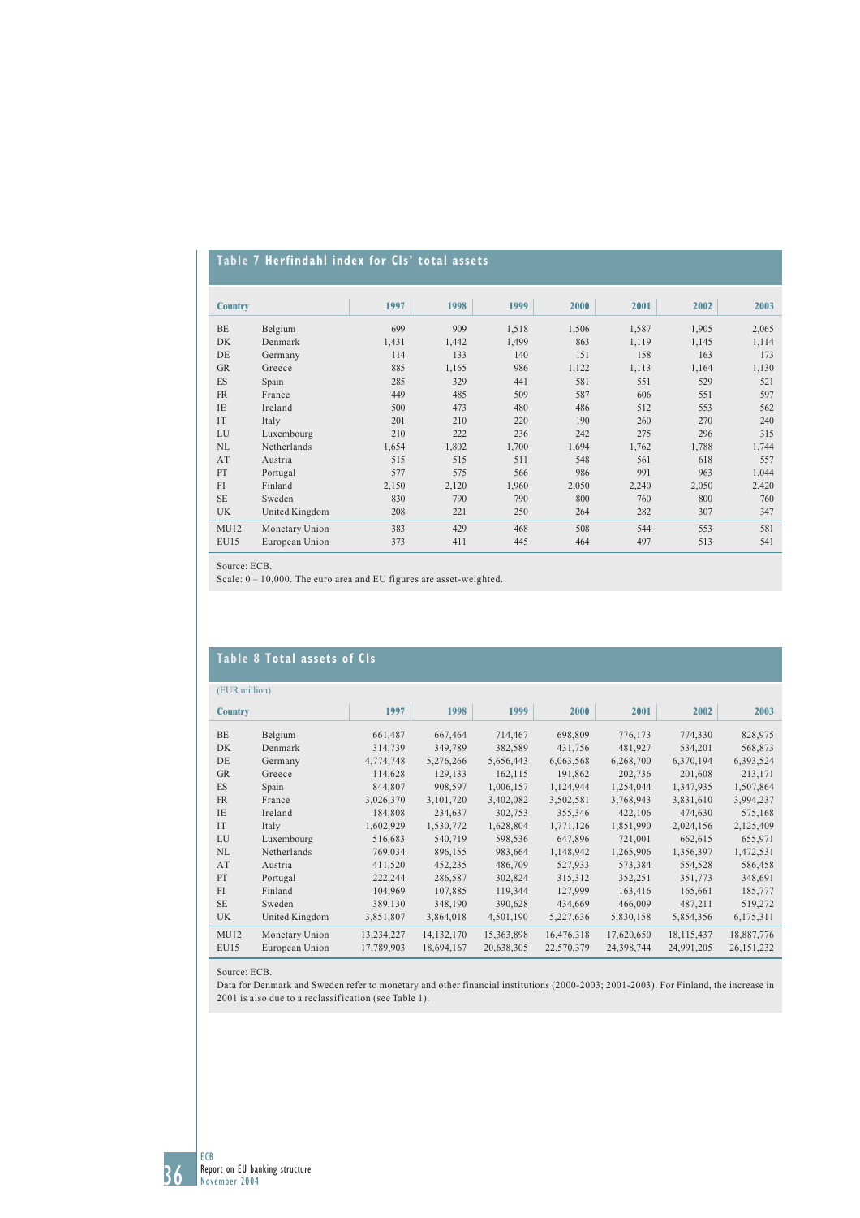## Table 7 Herfindahl index for CIs' total assets

| Country | | 1997 | 1998 | 1999 | 2000 | 2001 | 2002 | 2003 |
|---|---|---|---|---|---|---|---|---|
| BE | Belgium | 699 | 909 | 1,518 | 1,506 | 1,587 | 1,905 | 2,065 |
| DK | Denmark | 1,431 | 1,442 | 1,499 | 863 | 1,119 | 1,145 | 1,114 |
| DE | Germany | 114 | 133 | 140 | 151 | 158 | 163 | 173 |
| GR | Greece | 885 | 1,165 | 986 | 1,122 | 1,113 | 1,164 | 1,130 |
| ES | Spain | 285 | 329 | 441 | 581 | 551 | 529 | 521 |
| FR | France | 449 | 485 | 509 | 587 | 606 | 551 | 597 |
| IE | Ireland | 500 | 473 | 480 | 486 | 512 | 553 | 562 |
| IT | Italy | 201 | 210 | 220 | 190 | 260 | 270 | 240 |
| LU | Luxembourg | 210 | 222 | 236 | 242 | 275 | 296 | 315 |
| NL | Netherlands | 1,654 | 1,802 | 1,700 | 1,694 | 1,762 | 1,788 | 1,744 |
| AT | Austria | 515 | 515 | 511 | 548 | 561 | 618 | 557 |
| PT | Portugal | 577 | 575 | 566 | 986 | 991 | 963 | 1,044 |
| FI | Finland | 2,150 | 2,120 | 1,960 | 2,050 | 2,240 | 2,050 | 2,420 |
| SE | Sweden | 830 | 790 | 790 | 800 | 760 | 800 | 760 |
| UK | United Kingdom | 208 | 221 | 250 | 264 | 282 | 307 | 347 |
| MU12 | Monetary Union | 383 | 429 | 468 | 508 | 544 | 553 | 581 |
| EU15 | European Union | 373 | 411 | 445 | 464 | 497 | 513 | 541 |

Source: ECB.
Scale: 0 – 10,000. The euro area and EU figures are asset-weighted.

## Table 8 Total assets of CIs

(EUR million)

| Country | | 1997 | 1998 | 1999 | 2000 | 2001 | 2002 | 2003 |
|---|---|---|---|---|---|---|---|---|
| BE | Belgium | 661,487 | 667,464 | 714,467 | 698,809 | 776,173 | 774,330 | 828,975 |
| DK | Denmark | 314,739 | 349,789 | 382,589 | 431,756 | 481,927 | 534,201 | 568,873 |
| DE | Germany | 4,774,748 | 5,276,266 | 5,656,443 | 6,063,568 | 6,268,700 | 6,370,194 | 6,393,524 |
| GR | Greece | 114,628 | 129,133 | 162,115 | 191,862 | 202,736 | 201,608 | 213,171 |
| ES | Spain | 844,807 | 908,597 | 1,006,157 | 1,124,944 | 1,254,044 | 1,347,935 | 1,507,864 |
| FR | France | 3,026,370 | 3,101,720 | 3,402,082 | 3,502,581 | 3,768,943 | 3,831,610 | 3,994,237 |
| IE | Ireland | 184,808 | 234,637 | 302,753 | 355,346 | 422,106 | 474,630 | 575,168 |
| IT | Italy | 1,602,929 | 1,530,772 | 1,628,804 | 1,771,126 | 1,851,990 | 2,024,156 | 2,125,409 |
| LU | Luxembourg | 516,683 | 540,719 | 598,536 | 647,896 | 721,001 | 662,615 | 655,971 |
| NL | Netherlands | 769,034 | 896,155 | 983,664 | 1,148,942 | 1,265,906 | 1,356,397 | 1,472,531 |
| AT | Austria | 411,520 | 452,235 | 486,709 | 527,933 | 573,384 | 554,528 | 586,458 |
| PT | Portugal | 222,244 | 286,587 | 302,824 | 315,312 | 352,251 | 351,773 | 348,691 |
| FI | Finland | 104,969 | 107,885 | 119,344 | 127,999 | 163,416 | 165,661 | 185,777 |
| SE | Sweden | 389,130 | 348,190 | 390,628 | 434,669 | 466,009 | 487,211 | 519,272 |
| UK | United Kingdom | 3,851,807 | 3,864,018 | 4,501,190 | 5,227,636 | 5,830,158 | 5,854,356 | 6,175,311 |
| MU12 | Monetary Union | 13,234,227 | 14,132,170 | 15,363,898 | 16,476,318 | 17,620,650 | 18,115,437 | 18,887,776 |
| EU15 | European Union | 17,789,903 | 18,694,167 | 20,638,305 | 22,570,379 | 24,398,744 | 24,991,205 | 26,151,232 |

Source: ECB.
Data for Denmark and Sweden refer to monetary and other financial institutions (2000-2003; 2001-2003). For Finland, the increase in 2001 is also due to a reclassification (see Table 1).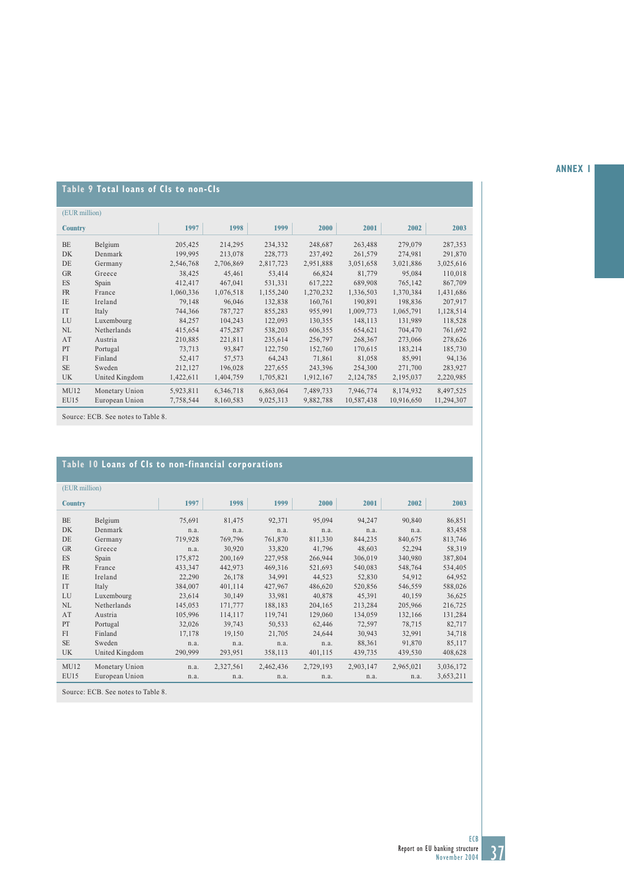## Table 9 Total loans of CIs to non-CIs

(EUR million)

| Country | | 1997 | 1998 | 1999 | 2000 | 2001 | 2002 | 2003 |
|---|---|---|---|---|---|---|---|---|
| BE | Belgium | 205,425 | 214,295 | 234,332 | 248,687 | 263,488 | 279,079 | 287,353 |
| DK | Denmark | 199,995 | 213,078 | 228,773 | 237,492 | 261,579 | 274,981 | 291,870 |
| DE | Germany | 2,546,768 | 2,706,869 | 2,817,723 | 2,951,888 | 3,051,658 | 3,021,886 | 3,025,616 |
| GR | Greece | 38,425 | 45,461 | 53,414 | 66,824 | 81,779 | 95,084 | 110,018 |
| ES | Spain | 412,417 | 467,041 | 531,331 | 617,222 | 689,908 | 765,142 | 867,709 |
| FR | France | 1,060,336 | 1,076,518 | 1,155,240 | 1,270,232 | 1,336,503 | 1,370,384 | 1,431,686 |
| IE | Ireland | 79,148 | 96,046 | 132,838 | 160,761 | 190,891 | 198,836 | 207,917 |
| IT | Italy | 744,366 | 787,727 | 855,283 | 955,991 | 1,009,773 | 1,065,791 | 1,128,514 |
| LU | Luxembourg | 84,257 | 104,243 | 122,093 | 130,355 | 148,113 | 131,989 | 118,528 |
| NL | Netherlands | 415,654 | 475,287 | 538,203 | 606,355 | 654,621 | 704,470 | 761,692 |
| AT | Austria | 210,885 | 221,811 | 235,614 | 256,797 | 268,367 | 273,066 | 278,626 |
| PT | Portugal | 73,713 | 93,847 | 122,750 | 152,760 | 170,615 | 183,214 | 185,730 |
| FI | Finland | 52,417 | 57,573 | 64,243 | 71,861 | 81,058 | 85,991 | 94,136 |
| SE | Sweden | 212,127 | 196,028 | 227,655 | 243,396 | 254,300 | 271,700 | 283,927 |
| UK | United Kingdom | 1,422,611 | 1,404,759 | 1,705,821 | 1,912,167 | 2,124,785 | 2,195,037 | 2,220,985 |
| MU12 | Monetary Union | 5,923,811 | 6,346,718 | 6,863,064 | 7,489,733 | 7,946,774 | 8,174,932 | 8,497,525 |
| EU15 | European Union | 7,758,544 | 8,160,583 | 9,025,313 | 9,882,788 | 10,587,438 | 10,916,650 | 11,294,307 |

Source: ECB. See notes to Table 8.

## Table 10 Loans of CIs to non-financial corporations

(EUR million)

| Country | | 1997 | 1998 | 1999 | 2000 | 2001 | 2002 | 2003 |
|---|---|---|---|---|---|---|---|---|
| BE | Belgium | 75,691 | 81,475 | 92,371 | 95,094 | 94,247 | 90,840 | 86,851 |
| DK | Denmark | n.a. | n.a. | n.a. | n.a. | n.a. | n.a. | 83,458 |
| DE | Germany | 719,928 | 769,796 | 761,870 | 811,330 | 844,235 | 840,675 | 813,746 |
| GR | Greece | n.a. | 30,920 | 33,820 | 41,796 | 48,603 | 52,294 | 58,319 |
| ES | Spain | 175,872 | 200,169 | 227,958 | 266,944 | 306,019 | 340,980 | 387,804 |
| FR | France | 433,347 | 442,973 | 469,316 | 521,693 | 540,083 | 548,764 | 534,405 |
| IE | Ireland | 22,290 | 26,178 | 34,991 | 44,523 | 52,830 | 54,912 | 64,952 |
| IT | Italy | 384,007 | 401,114 | 427,967 | 486,620 | 520,856 | 546,559 | 588,026 |
| LU | Luxembourg | 23,614 | 30,149 | 33,981 | 40,878 | 45,391 | 40,159 | 36,625 |
| NL | Netherlands | 145,053 | 171,777 | 188,183 | 204,165 | 213,284 | 205,966 | 216,725 |
| AT | Austria | 105,996 | 114,117 | 119,741 | 129,060 | 134,059 | 132,166 | 131,284 |
| PT | Portugal | 32,026 | 39,743 | 50,533 | 62,446 | 72,597 | 78,715 | 82,717 |
| FI | Finland | 17,178 | 19,150 | 21,705 | 24,644 | 30,943 | 32,991 | 34,718 |
| SE | Sweden | n.a. | n.a. | n.a. | n.a. | 88,361 | 91,870 | 85,117 |
| UK | United Kingdom | 290,999 | 293,951 | 358,113 | 401,115 | 439,735 | 439,530 | 408,628 |
| MU12 | Monetary Union | n.a. | 2,327,561 | 2,462,436 | 2,729,193 | 2,903,147 | 2,965,021 | 3,036,172 |
| EU15 | European Union | n.a. | n.a. | n.a. | n.a. | n.a. | n.a. | 3,653,211 |

Source: ECB. See notes to Table 8.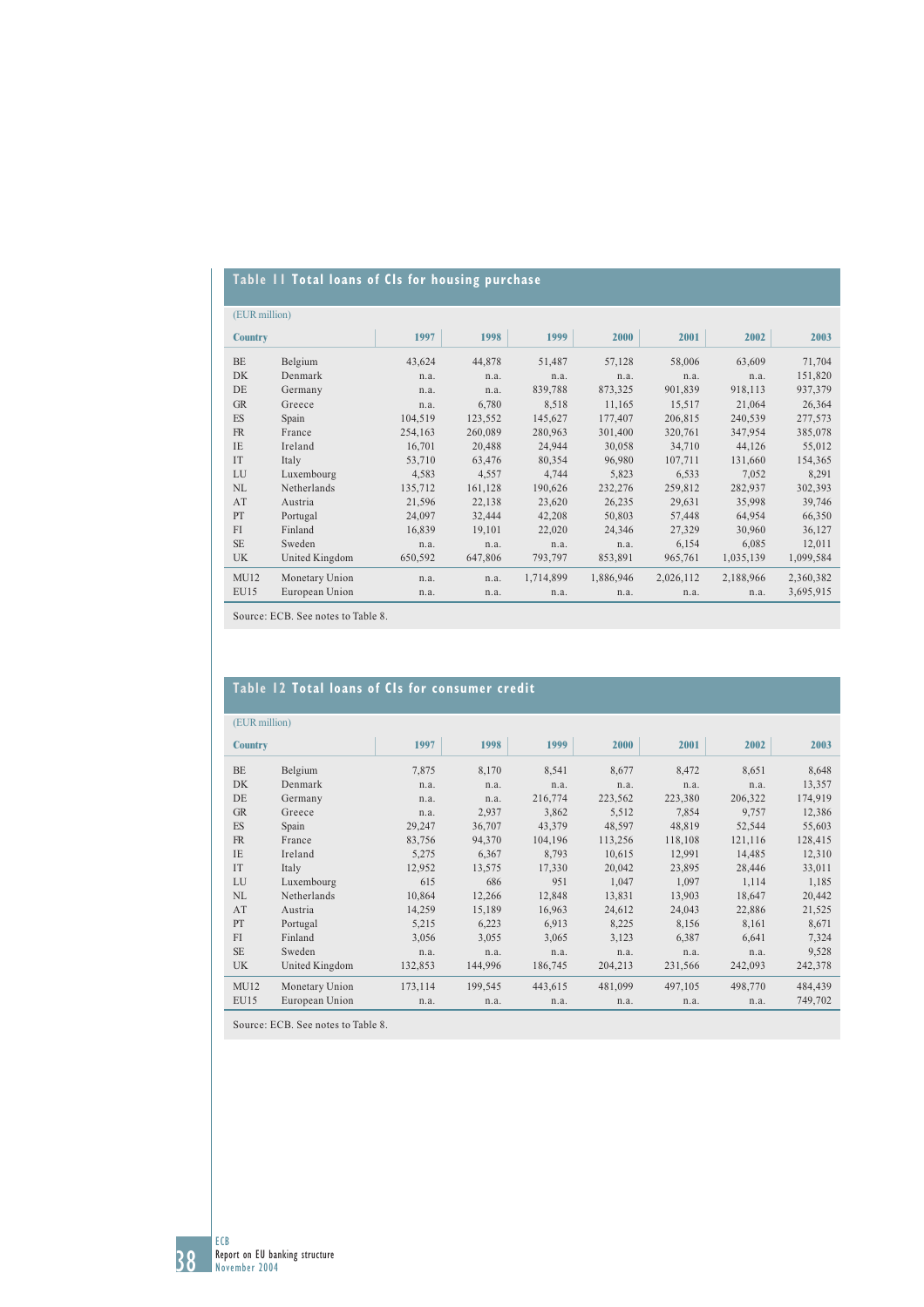## Table 11 Total loans of CIs for housing purchase

(EUR million)

| Country | | 1997 | 1998 | 1999 | 2000 | 2001 | 2002 | 2003 |
|---|---|---|---|---|---|---|---|---|
| BE | Belgium | 43,624 | 44,878 | 51,487 | 57,128 | 58,006 | 63,609 | 71,704 |
| DK | Denmark | n.a. | n.a. | n.a. | n.a. | n.a. | n.a. | 151,820 |
| DE | Germany | n.a. | n.a. | 839,788 | 873,325 | 901,839 | 918,113 | 937,379 |
| GR | Greece | n.a. | 6,780 | 8,518 | 11,165 | 15,517 | 21,064 | 26,364 |
| ES | Spain | 104,519 | 123,552 | 145,627 | 177,407 | 206,815 | 240,539 | 277,573 |
| FR | France | 254,163 | 260,089 | 280,963 | 301,400 | 320,761 | 347,954 | 385,078 |
| IE | Ireland | 16,701 | 20,488 | 24,944 | 30,058 | 34,710 | 44,126 | 55,012 |
| IT | Italy | 53,710 | 63,476 | 80,354 | 96,980 | 107,711 | 131,660 | 154,365 |
| LU | Luxembourg | 4,583 | 4,557 | 4,744 | 5,823 | 6,533 | 7,052 | 8,291 |
| NL | Netherlands | 135,712 | 161,128 | 190,626 | 232,276 | 259,812 | 282,937 | 302,393 |
| AT | Austria | 21,596 | 22,138 | 23,620 | 26,235 | 29,631 | 35,998 | 39,746 |
| PT | Portugal | 24,097 | 32,444 | 42,208 | 50,803 | 57,448 | 64,954 | 66,350 |
| FI | Finland | 16,839 | 19,101 | 22,020 | 24,346 | 27,329 | 30,960 | 36,127 |
| SE | Sweden | n.a. | n.a. | n.a. | n.a. | 6,154 | 6,085 | 12,011 |
| UK | United Kingdom | 650,592 | 647,806 | 793,797 | 853,891 | 965,761 | 1,035,139 | 1,099,584 |
| MU12 | Monetary Union | n.a. | n.a. | 1,714,899 | 1,886,946 | 2,026,112 | 2,188,966 | 2,360,382 |
| EU15 | European Union | n.a. | n.a. | n.a. | n.a. | n.a. | n.a. | 3,695,915 |

Source: ECB. See notes to Table 8.

## Table 12 Total loans of CIs for consumer credit

(EUR million)

| Country | | 1997 | 1998 | 1999 | 2000 | 2001 | 2002 | 2003 |
|---|---|---|---|---|---|---|---|---|
| BE | Belgium | 7,875 | 8,170 | 8,541 | 8,677 | 8,472 | 8,651 | 8,648 |
| DK | Denmark | n.a. | n.a. | n.a. | n.a. | n.a. | n.a. | 13,357 |
| DE | Germany | n.a. | n.a. | 216,774 | 223,562 | 223,380 | 206,322 | 174,919 |
| GR | Greece | n.a. | 2,937 | 3,862 | 5,512 | 7,854 | 9,757 | 12,386 |
| ES | Spain | 29,247 | 36,707 | 43,379 | 48,597 | 48,819 | 52,544 | 55,603 |
| FR | France | 83,756 | 94,370 | 104,196 | 113,256 | 118,108 | 121,116 | 128,415 |
| IE | Ireland | 5,275 | 6,367 | 8,793 | 10,615 | 12,991 | 14,485 | 12,310 |
| IT | Italy | 12,952 | 13,575 | 17,330 | 20,042 | 23,895 | 28,446 | 33,011 |
| LU | Luxembourg | 615 | 686 | 951 | 1,047 | 1,097 | 1,114 | 1,185 |
| NL | Netherlands | 10,864 | 12,266 | 12,848 | 13,831 | 13,903 | 18,647 | 20,442 |
| AT | Austria | 14,259 | 15,189 | 16,963 | 24,612 | 24,043 | 22,886 | 21,525 |
| PT | Portugal | 5,215 | 6,223 | 6,913 | 8,225 | 8,156 | 8,161 | 8,671 |
| FI | Finland | 3,056 | 3,055 | 3,065 | 3,123 | 6,387 | 6,641 | 7,324 |
| SE | Sweden | n.a. | n.a. | n.a. | n.a. | n.a. | n.a. | 9,528 |
| UK | United Kingdom | 132,853 | 144,996 | 186,745 | 204,213 | 231,566 | 242,093 | 242,378 |
| MU12 | Monetary Union | 173,114 | 199,545 | 443,615 | 481,099 | 497,105 | 498,770 | 484,439 |
| EU15 | European Union | n.a. | n.a. | n.a. | n.a. | n.a. | n.a. | 749,702 |

Source: ECB. See notes to Table 8.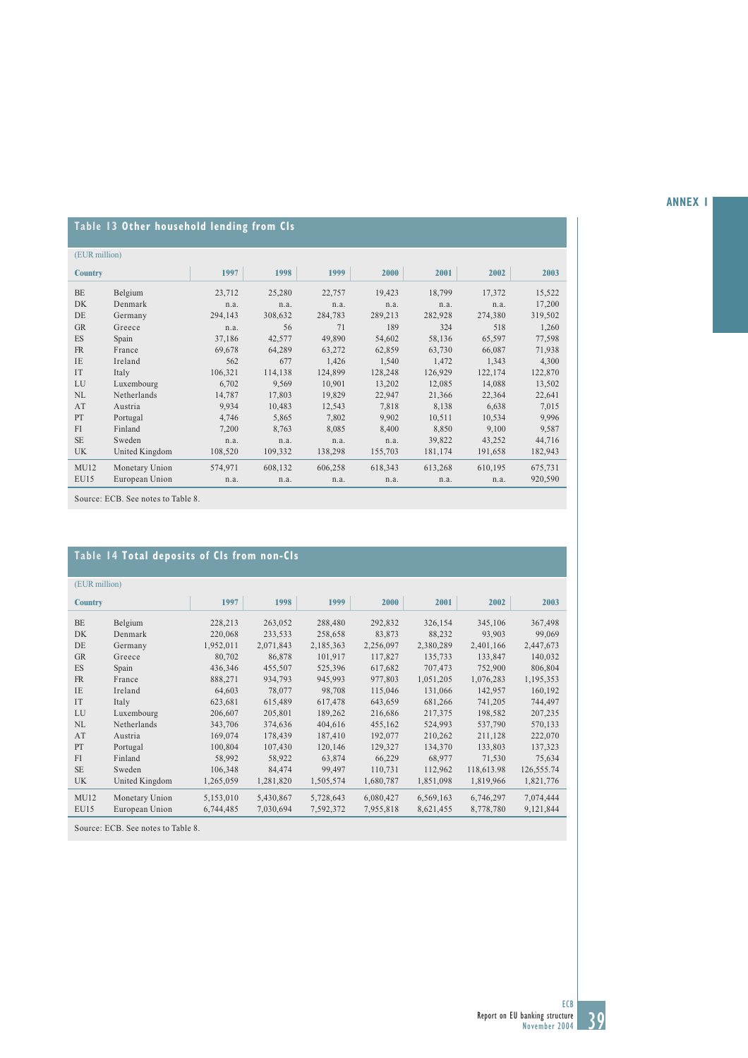## Table 13 Other household lending from CIs

(EUR million)

| Country | | 1997 | 1998 | 1999 | 2000 | 2001 | 2002 | 2003 |
|---|---|---|---|---|---|---|---|---|
| BE | Belgium | 23,712 | 25,280 | 22,757 | 19,423 | 18,799 | 17,372 | 15,522 |
| DK | Denmark | n.a. | n.a. | n.a. | n.a. | n.a. | n.a. | 17,200 |
| DE | Germany | 294,143 | 308,632 | 284,783 | 289,213 | 282,928 | 274,380 | 319,502 |
| GR | Greece | n.a. | 56 | 71 | 189 | 324 | 518 | 1,260 |
| ES | Spain | 37,186 | 42,577 | 49,890 | 54,602 | 58,136 | 65,597 | 77,598 |
| FR | France | 69,678 | 64,289 | 63,272 | 62,859 | 63,730 | 66,087 | 71,938 |
| IE | Ireland | 562 | 677 | 1,426 | 1,540 | 1,472 | 1,343 | 4,300 |
| IT | Italy | 106,321 | 114,138 | 124,899 | 128,248 | 126,929 | 122,174 | 122,870 |
| LU | Luxembourg | 6,702 | 9,569 | 10,901 | 13,202 | 12,085 | 14,088 | 13,502 |
| NL | Netherlands | 14,787 | 17,803 | 19,829 | 22,947 | 21,366 | 22,364 | 22,641 |
| AT | Austria | 9,934 | 10,483 | 12,543 | 7,818 | 8,138 | 6,638 | 7,015 |
| PT | Portugal | 4,746 | 5,865 | 7,802 | 9,902 | 10,511 | 10,534 | 9,996 |
| FI | Finland | 7,200 | 8,763 | 8,085 | 8,400 | 8,850 | 9,100 | 9,587 |
| SE | Sweden | n.a. | n.a. | n.a. | n.a. | 39,822 | 43,252 | 44,716 |
| UK | United Kingdom | 108,520 | 109,332 | 138,298 | 155,703 | 181,174 | 191,658 | 182,943 |
| MU12 | Monetary Union | 574,971 | 608,132 | 606,258 | 618,343 | 613,268 | 610,195 | 675,731 |
| EU15 | European Union | n.a. | n.a. | n.a. | n.a. | n.a. | n.a. | 920,590 |

Source: ECB. See notes to Table 8.

## Table 14 Total deposits of CIs from non-CIs

(EUR million)

| Country | | 1997 | 1998 | 1999 | 2000 | 2001 | 2002 | 2003 |
|---|---|---|---|---|---|---|---|---|
| BE | Belgium | 228,213 | 263,052 | 288,480 | 292,832 | 326,154 | 345,106 | 367,498 |
| DK | Denmark | 220,068 | 233,533 | 258,658 | 83,873 | 88,232 | 93,903 | 99,069 |
| DE | Germany | 1,952,011 | 2,071,843 | 2,185,363 | 2,256,097 | 2,380,289 | 2,401,166 | 2,447,673 |
| GR | Greece | 80,702 | 86,878 | 101,917 | 117,827 | 135,733 | 133,847 | 140,032 |
| ES | Spain | 436,346 | 455,507 | 525,396 | 617,682 | 707,473 | 752,900 | 806,804 |
| FR | France | 888,271 | 934,793 | 945,993 | 977,803 | 1,051,205 | 1,076,283 | 1,195,353 |
| IE | Ireland | 64,603 | 78,077 | 98,708 | 115,046 | 131,066 | 142,957 | 160,192 |
| IT | Italy | 623,681 | 615,489 | 617,478 | 643,659 | 681,266 | 741,205 | 744,497 |
| LU | Luxembourg | 206,607 | 205,801 | 189,262 | 216,686 | 217,375 | 198,582 | 207,235 |
| NL | Netherlands | 343,706 | 374,636 | 404,616 | 455,162 | 524,993 | 537,790 | 570,133 |
| AT | Austria | 169,074 | 178,439 | 187,410 | 192,077 | 210,262 | 211,128 | 222,070 |
| PT | Portugal | 100,804 | 107,430 | 120,146 | 129,327 | 134,370 | 133,803 | 137,323 |
| FI | Finland | 58,992 | 58,922 | 63,874 | 66,229 | 68,977 | 71,530 | 75,634 |
| SE | Sweden | 106,348 | 84,474 | 99,497 | 110,731 | 112,962 | 118,613.98 | 126,555.74 |
| UK | United Kingdom | 1,265,059 | 1,281,820 | 1,505,574 | 1,680,787 | 1,851,098 | 1,819,966 | 1,821,776 |
| MU12 | Monetary Union | 5,153,010 | 5,430,867 | 5,728,643 | 6,080,427 | 6,569,163 | 6,746,297 | 7,074,444 |
| EU15 | European Union | 6,744,485 | 7,030,694 | 7,592,372 | 7,955,818 | 8,621,455 | 8,778,780 | 9,121,844 |

Source: ECB. See notes to Table 8.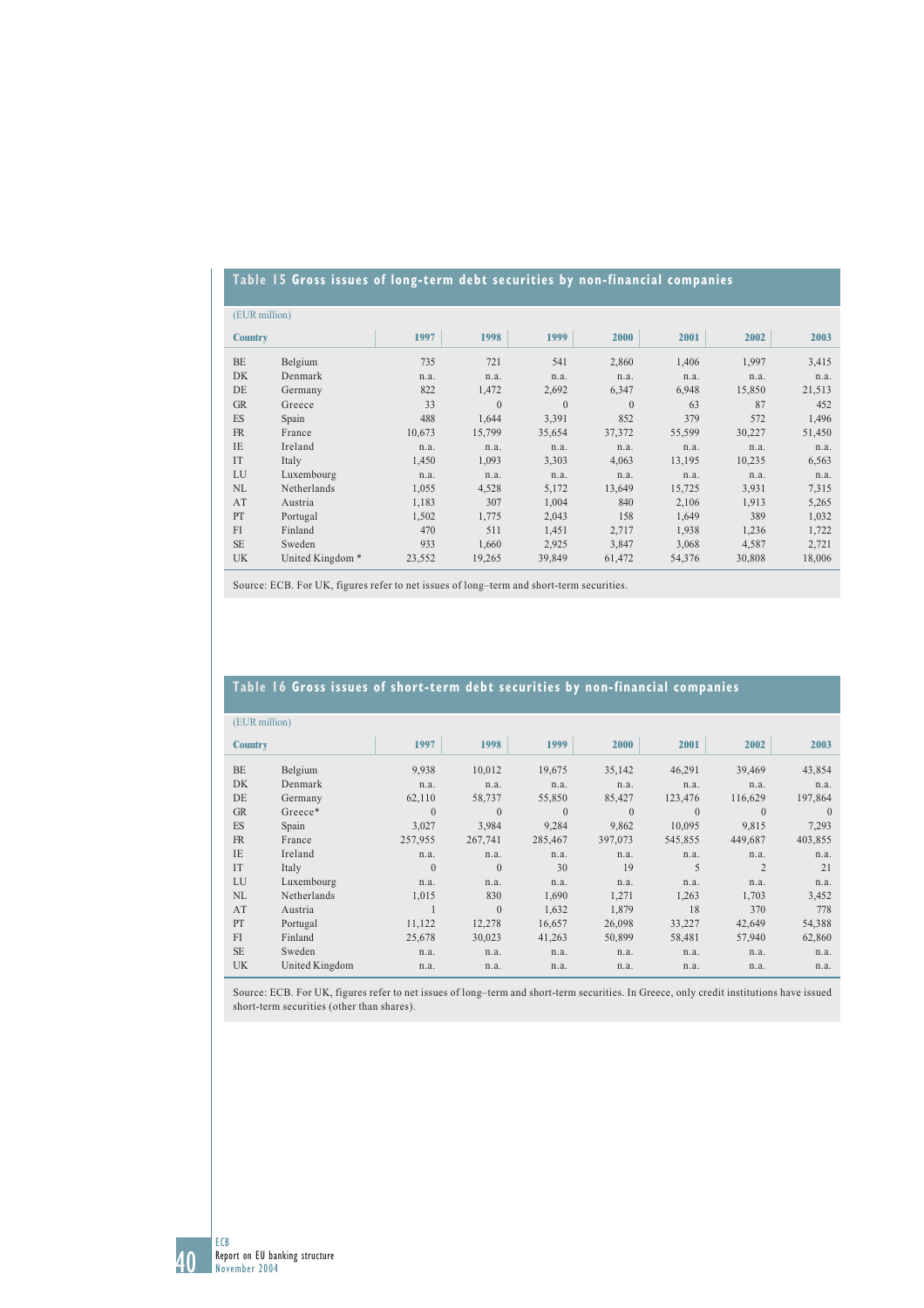## Table 15 Gross issues of long-term debt securities by non-financial companies

(EUR million)

| Country | | 1997 | 1998 | 1999 | 2000 | 2001 | 2002 | 2003 |
|---|---|---|---|---|---|---|---|---|
| BE | Belgium | 735 | 721 | 541 | 2,860 | 1,406 | 1,997 | 3,415 |
| DK | Denmark | n.a. | n.a. | n.a. | n.a. | n.a. | n.a. | n.a. |
| DE | Germany | 822 | 1,472 | 2,692 | 6,347 | 6,948 | 15,850 | 21,513 |
| GR | Greece | 33 | 0 | 0 | 0 | 63 | 87 | 452 |
| ES | Spain | 488 | 1,644 | 3,391 | 852 | 379 | 572 | 1,496 |
| FR | France | 10,673 | 15,799 | 35,654 | 37,372 | 55,599 | 30,227 | 51,450 |
| IE | Ireland | n.a. | n.a. | n.a. | n.a. | n.a. | n.a. | n.a. |
| IT | Italy | 1,450 | 1,093 | 3,303 | 4,063 | 13,195 | 10,235 | 6,563 |
| LU | Luxembourg | n.a. | n.a. | n.a. | n.a. | n.a. | n.a. | n.a. |
| NL | Netherlands | 1,055 | 4,528 | 5,172 | 13,649 | 15,725 | 3,931 | 7,315 |
| AT | Austria | 1,183 | 307 | 1,004 | 840 | 2,106 | 1,913 | 5,265 |
| PT | Portugal | 1,502 | 1,775 | 2,043 | 158 | 1,649 | 389 | 1,032 |
| FI | Finland | 470 | 511 | 1,451 | 2,717 | 1,938 | 1,236 | 1,722 |
| SE | Sweden | 933 | 1,660 | 2,925 | 3,847 | 3,068 | 4,587 | 2,721 |
| UK | United Kingdom * | 23,552 | 19,265 | 39,849 | 61,472 | 54,376 | 30,808 | 18,006 |

Source: ECB. For UK, figures refer to net issues of long–term and short-term securities.

## Table 16 Gross issues of short-term debt securities by non-financial companies

(EUR million)

| Country | | 1997 | 1998 | 1999 | 2000 | 2001 | 2002 | 2003 |
|---|---|---|---|---|---|---|---|---|
| BE | Belgium | 9,938 | 10,012 | 19,675 | 35,142 | 46,291 | 39,469 | 43,854 |
| DK | Denmark | n.a. | n.a. | n.a. | n.a. | n.a. | n.a. | n.a. |
| DE | Germany | 62,110 | 58,737 | 55,850 | 85,427 | 123,476 | 116,629 | 197,864 |
| GR | Greece* | 0 | 0 | 0 | 0 | 0 | 0 | 0 |
| ES | Spain | 3,027 | 3,984 | 9,284 | 9,862 | 10,095 | 9,815 | 7,293 |
| FR | France | 257,955 | 267,741 | 285,467 | 397,073 | 545,855 | 449,687 | 403,855 |
| IE | Ireland | n.a. | n.a. | n.a. | n.a. | n.a. | n.a. | n.a. |
| IT | Italy | 0 | 0 | 30 | 19 | 5 | 2 | 21 |
| LU | Luxembourg | n.a. | n.a. | n.a. | n.a. | n.a. | n.a. | n.a. |
| NL | Netherlands | 1,015 | 830 | 1,690 | 1,271 | 1,263 | 1,703 | 3,452 |
| AT | Austria | 1 | 0 | 1,632 | 1,879 | 18 | 370 | 778 |
| PT | Portugal | 11,122 | 12,278 | 16,657 | 26,098 | 33,227 | 42,649 | 54,388 |
| FI | Finland | 25,678 | 30,023 | 41,263 | 50,899 | 58,481 | 57,940 | 62,860 |
| SE | Sweden | n.a. | n.a. | n.a. | n.a. | n.a. | n.a. | n.a. |
| UK | United Kingdom | n.a. | n.a. | n.a. | n.a. | n.a. | n.a. | n.a. |

Source: ECB. For UK, figures refer to net issues of long–term and short-term securities. In Greece, only credit institutions have issued short-term securities (other than shares).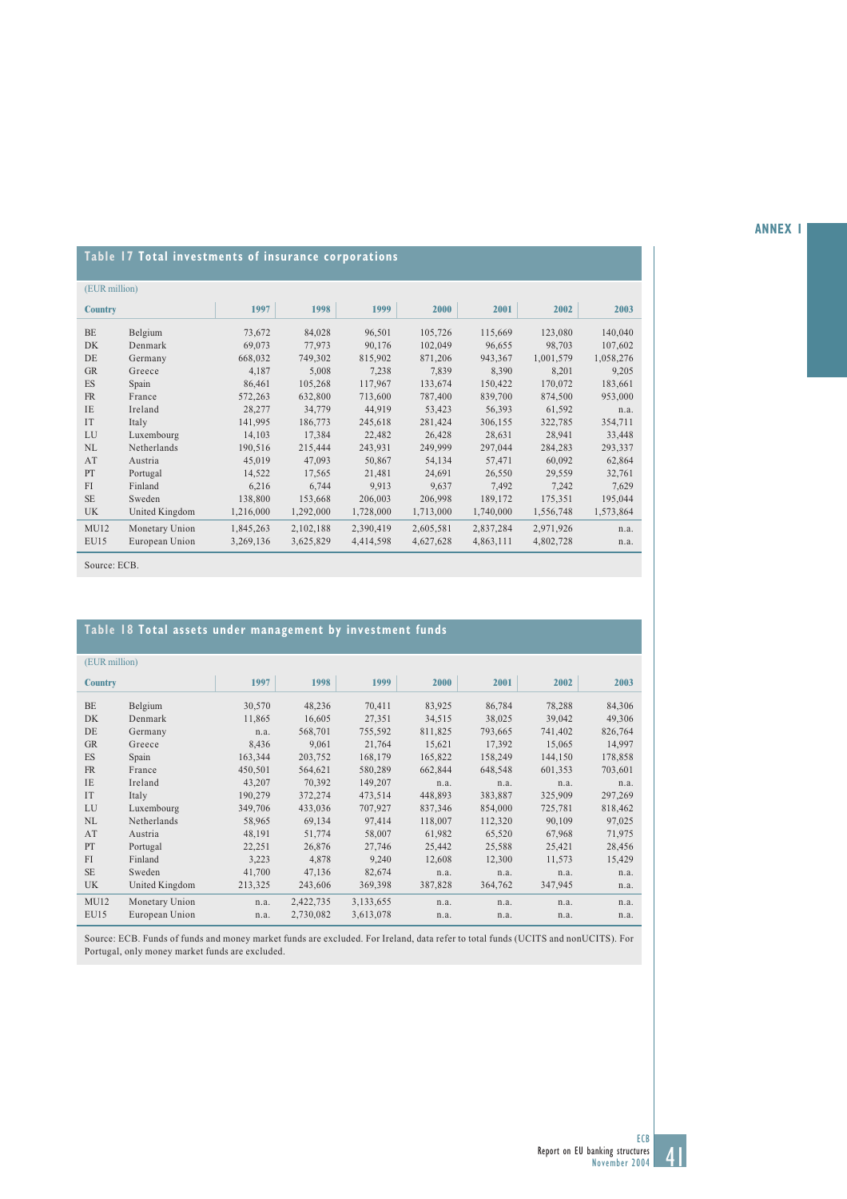## Table 17 Total investments of insurance corporations

(EUR million)

| Country | | 1997 | 1998 | 1999 | 2000 | 2001 | 2002 | 2003 |
|---|---|---|---|---|---|---|---|---|
| BE | Belgium | 73,672 | 84,028 | 96,501 | 105,726 | 115,669 | 123,080 | 140,040 |
| DK | Denmark | 69,073 | 77,973 | 90,176 | 102,049 | 96,655 | 98,703 | 107,602 |
| DE | Germany | 668,032 | 749,302 | 815,902 | 871,206 | 943,367 | 1,001,579 | 1,058,276 |
| GR | Greece | 4,187 | 5,008 | 7,238 | 7,839 | 8,390 | 8,201 | 9,205 |
| ES | Spain | 86,461 | 105,268 | 117,967 | 133,674 | 150,422 | 170,072 | 183,661 |
| FR | France | 572,263 | 632,800 | 713,600 | 787,400 | 839,700 | 874,500 | 953,000 |
| IE | Ireland | 28,277 | 34,779 | 44,919 | 53,423 | 56,393 | 61,592 | n.a. |
| IT | Italy | 141,995 | 186,773 | 245,618 | 281,424 | 306,155 | 322,785 | 354,711 |
| LU | Luxembourg | 14,103 | 17,384 | 22,482 | 26,428 | 28,631 | 28,941 | 33,448 |
| NL | Netherlands | 190,516 | 215,444 | 243,931 | 249,999 | 297,044 | 284,283 | 293,337 |
| AT | Austria | 45,019 | 47,093 | 50,867 | 54,134 | 57,471 | 60,092 | 62,864 |
| PT | Portugal | 14,522 | 17,565 | 21,481 | 24,691 | 26,550 | 29,559 | 32,761 |
| FI | Finland | 6,216 | 6,744 | 9,913 | 9,637 | 7,492 | 7,242 | 7,629 |
| SE | Sweden | 138,800 | 153,668 | 206,003 | 206,998 | 189,172 | 175,351 | 195,044 |
| UK | United Kingdom | 1,216,000 | 1,292,000 | 1,728,000 | 1,713,000 | 1,740,000 | 1,556,748 | 1,573,864 |
| MU12 | Monetary Union | 1,845,263 | 2,102,188 | 2,390,419 | 2,605,581 | 2,837,284 | 2,971,926 | n.a. |
| EU15 | European Union | 3,269,136 | 3,625,829 | 4,414,598 | 4,627,628 | 4,863,111 | 4,802,728 | n.a. |

Source: ECB.

## Table 18 Total assets under management by investment funds

(EUR million)

| Country | | 1997 | 1998 | 1999 | 2000 | 2001 | 2002 | 2003 |
|---|---|---|---|---|---|---|---|---|
| BE | Belgium | 30,570 | 48,236 | 70,411 | 83,925 | 86,784 | 78,288 | 84,306 |
| DK | Denmark | 11,865 | 16,605 | 27,351 | 34,515 | 38,025 | 39,042 | 49,306 |
| DE | Germany | n.a. | 568,701 | 755,592 | 811,825 | 793,665 | 741,402 | 826,764 |
| GR | Greece | 8,436 | 9,061 | 21,764 | 15,621 | 17,392 | 15,065 | 14,997 |
| ES | Spain | 163,344 | 203,752 | 168,179 | 165,822 | 158,249 | 144,150 | 178,858 |
| FR | France | 450,501 | 564,621 | 580,289 | 662,844 | 648,548 | 601,353 | 703,601 |
| IE | Ireland | 43,207 | 70,392 | 149,207 | n.a. | n.a. | n.a. | n.a. |
| IT | Italy | 190,279 | 372,274 | 473,514 | 448,893 | 383,887 | 325,909 | 297,269 |
| LU | Luxembourg | 349,706 | 433,036 | 707,927 | 837,346 | 854,000 | 725,781 | 818,462 |
| NL | Netherlands | 58,965 | 69,134 | 97,414 | 118,007 | 112,320 | 90,109 | 97,025 |
| AT | Austria | 48,191 | 51,774 | 58,007 | 61,982 | 65,520 | 67,968 | 71,975 |
| PT | Portugal | 22,251 | 26,876 | 27,746 | 25,442 | 25,588 | 25,421 | 28,456 |
| FI | Finland | 3,223 | 4,878 | 9,240 | 12,608 | 12,300 | 11,573 | 15,429 |
| SE | Sweden | 41,700 | 47,136 | 82,674 | n.a. | n.a. | n.a. | n.a. |
| UK | United Kingdom | 213,325 | 243,606 | 369,398 | 387,828 | 364,762 | 347,945 | n.a. |
| MU12 | Monetary Union | n.a. | 2,422,735 | 3,133,655 | n.a. | n.a. | n.a. | n.a. |
| EU15 | European Union | n.a. | 2,730,082 | 3,613,078 | n.a. | n.a. | n.a. | n.a. |

Source: ECB. Funds of funds and money market funds are excluded. For Ireland, data refer to total funds (UCITS and nonUCITS). For Portugal, only money market funds are excluded.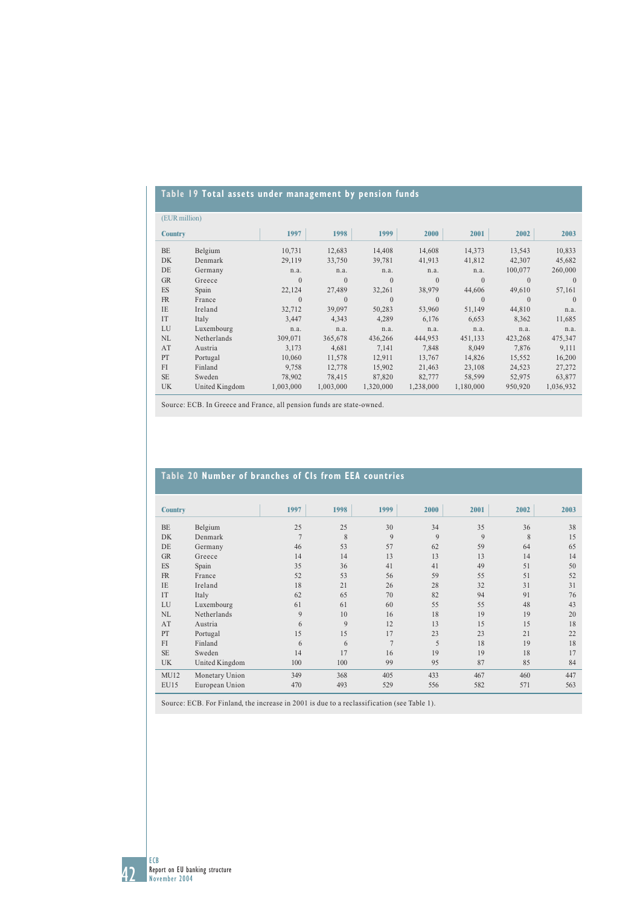## Table 19 Total assets under management by pension funds

(EUR million)

| Country | | 1997 | 1998 | 1999 | 2000 | 2001 | 2002 | 2003 |
|---|---|---|---|---|---|---|---|---|
| BE | Belgium | 10,731 | 12,683 | 14,408 | 14,608 | 14,373 | 13,543 | 10,833 |
| DK | Denmark | 29,119 | 33,750 | 39,781 | 41,913 | 41,812 | 42,307 | 45,682 |
| DE | Germany | n.a. | n.a. | n.a. | n.a. | n.a. | 100,077 | 260,000 |
| GR | Greece | 0 | 0 | 0 | 0 | 0 | 0 | 0 |
| ES | Spain | 22,124 | 27,489 | 32,261 | 38,979 | 44,606 | 49,610 | 57,161 |
| FR | France | 0 | 0 | 0 | 0 | 0 | 0 | 0 |
| IE | Ireland | 32,712 | 39,097 | 50,283 | 53,960 | 51,149 | 44,810 | n.a. |
| IT | Italy | 3,447 | 4,343 | 4,289 | 6,176 | 6,653 | 8,362 | 11,685 |
| LU | Luxembourg | n.a. | n.a. | n.a. | n.a. | n.a. | n.a. | n.a. |
| NL | Netherlands | 309,071 | 365,678 | 436,266 | 444,953 | 451,133 | 423,268 | 475,347 |
| AT | Austria | 3,173 | 4,681 | 7,141 | 7,848 | 8,049 | 7,876 | 9,111 |
| PT | Portugal | 10,060 | 11,578 | 12,911 | 13,767 | 14,826 | 15,552 | 16,200 |
| FI | Finland | 9,758 | 12,778 | 15,902 | 21,463 | 23,108 | 24,523 | 27,272 |
| SE | Sweden | 78,902 | 78,415 | 87,820 | 82,777 | 58,599 | 52,975 | 63,877 |
| UK | United Kingdom | 1,003,000 | 1,003,000 | 1,320,000 | 1,238,000 | 1,180,000 | 950,920 | 1,036,932 |

Source: ECB. In Greece and France, all pension funds are state-owned.

## Table 20 Number of branches of CIs from EEA countries

| Country | | 1997 | 1998 | 1999 | 2000 | 2001 | 2002 | 2003 |
|---|---|---|---|---|---|---|---|---|
| BE | Belgium | 25 | 25 | 30 | 34 | 35 | 36 | 38 |
| DK | Denmark | 7 | 8 | 9 | 9 | 9 | 8 | 15 |
| DE | Germany | 46 | 53 | 57 | 62 | 59 | 64 | 65 |
| GR | Greece | 14 | 14 | 13 | 13 | 13 | 14 | 14 |
| ES | Spain | 35 | 36 | 41 | 41 | 49 | 51 | 50 |
| FR | France | 52 | 53 | 56 | 59 | 55 | 51 | 52 |
| IE | Ireland | 18 | 21 | 26 | 28 | 32 | 31 | 31 |
| IT | Italy | 62 | 65 | 70 | 82 | 94 | 91 | 76 |
| LU | Luxembourg | 61 | 61 | 60 | 55 | 55 | 48 | 43 |
| NL | Netherlands | 9 | 10 | 16 | 18 | 19 | 19 | 20 |
| AT | Austria | 6 | 9 | 12 | 13 | 15 | 15 | 18 |
| PT | Portugal | 15 | 15 | 17 | 23 | 23 | 21 | 22 |
| FI | Finland | 6 | 6 | 7 | 5 | 18 | 19 | 18 |
| SE | Sweden | 14 | 17 | 16 | 19 | 19 | 18 | 17 |
| UK | United Kingdom | 100 | 100 | 99 | 95 | 87 | 85 | 84 |
| MU12 | Monetary Union | 349 | 368 | 405 | 433 | 467 | 460 | 447 |
| EU15 | European Union | 470 | 493 | 529 | 556 | 582 | 571 | 563 |

Source: ECB. For Finland, the increase in 2001 is due to a reclassification (see Table 1).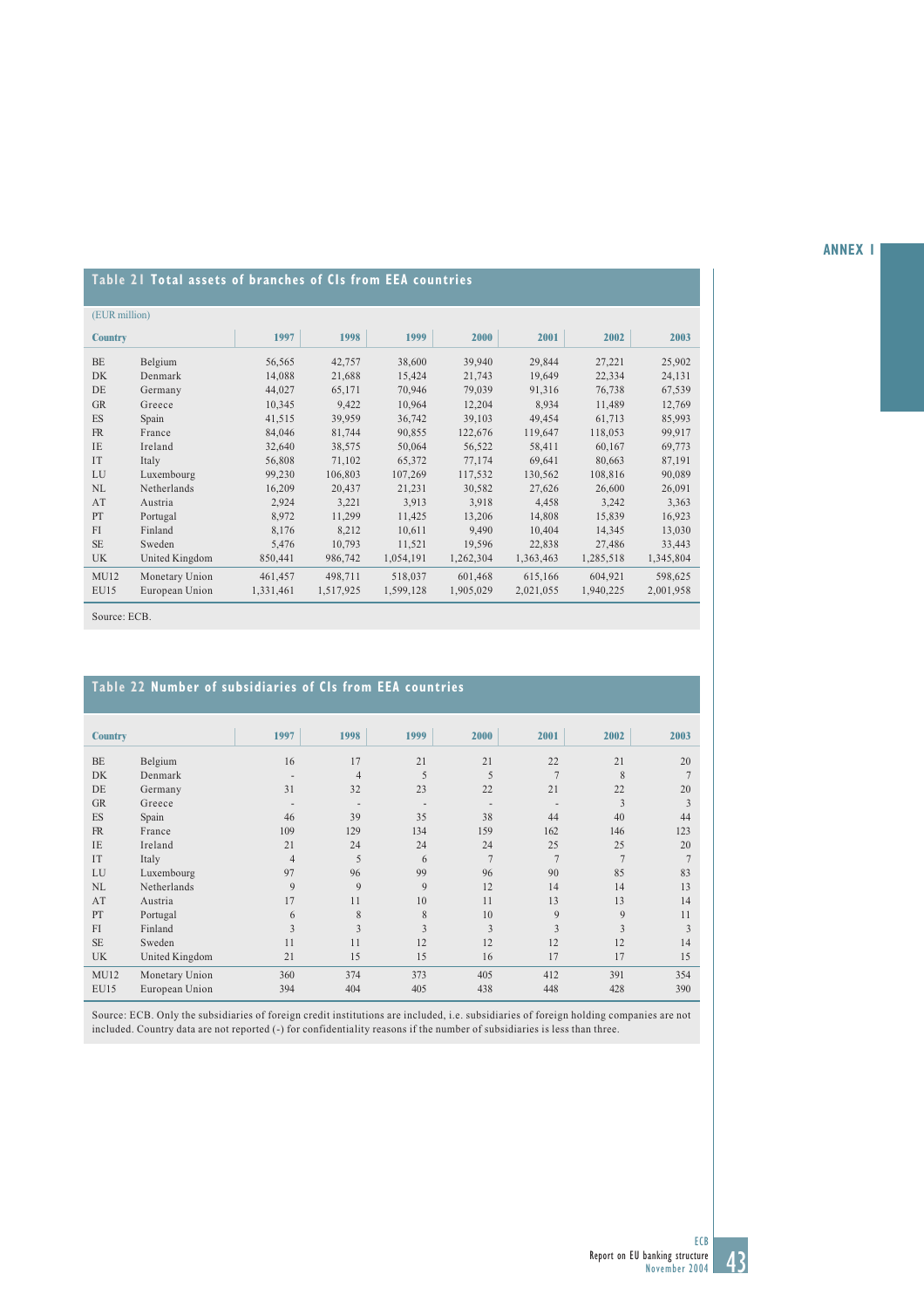## Table 21 Total assets of branches of CIs from EEA countries

(EUR million)

| Country | | 1997 | 1998 | 1999 | 2000 | 2001 | 2002 | 2003 |
|---|---|---|---|---|---|---|---|---|
| BE | Belgium | 56,565 | 42,757 | 38,600 | 39,940 | 29,844 | 27,221 | 25,902 |
| DK | Denmark | 14,088 | 21,688 | 15,424 | 21,743 | 19,649 | 22,334 | 24,131 |
| DE | Germany | 44,027 | 65,171 | 70,946 | 79,039 | 91,316 | 76,738 | 67,539 |
| GR | Greece | 10,345 | 9,422 | 10,964 | 12,204 | 8,934 | 11,489 | 12,769 |
| ES | Spain | 41,515 | 39,959 | 36,742 | 39,103 | 49,454 | 61,713 | 85,993 |
| FR | France | 84,046 | 81,744 | 90,855 | 122,676 | 119,647 | 118,053 | 99,917 |
| IE | Ireland | 32,640 | 38,575 | 50,064 | 56,522 | 58,411 | 60,167 | 69,773 |
| IT | Italy | 56,808 | 71,102 | 65,372 | 77,174 | 69,641 | 80,663 | 87,191 |
| LU | Luxembourg | 99,230 | 106,803 | 107,269 | 117,532 | 130,562 | 108,816 | 90,089 |
| NL | Netherlands | 16,209 | 20,437 | 21,231 | 30,582 | 27,626 | 26,600 | 26,091 |
| AT | Austria | 2,924 | 3,221 | 3,913 | 3,918 | 4,458 | 3,242 | 3,363 |
| PT | Portugal | 8,972 | 11,299 | 11,425 | 13,206 | 14,808 | 15,839 | 16,923 |
| FI | Finland | 8,176 | 8,212 | 10,611 | 9,490 | 10,404 | 14,345 | 13,030 |
| SE | Sweden | 5,476 | 10,793 | 11,521 | 19,596 | 22,838 | 27,486 | 33,443 |
| UK | United Kingdom | 850,441 | 986,742 | 1,054,191 | 1,262,304 | 1,363,463 | 1,285,518 | 1,345,804 |
| MU12 | Monetary Union | 461,457 | 498,711 | 518,037 | 601,468 | 615,166 | 604,921 | 598,625 |
| EU15 | European Union | 1,331,461 | 1,517,925 | 1,599,128 | 1,905,029 | 2,021,055 | 1,940,225 | 2,001,958 |

Source: ECB.

## Table 22 Number of subsidiaries of CIs from EEA countries

| Country | | 1997 | 1998 | 1999 | 2000 | 2001 | 2002 | 2003 |
|---|---|---|---|---|---|---|---|---|
| BE | Belgium | 16 | 17 | 21 | 21 | 22 | 21 | 20 |
| DK | Denmark | - | 4 | 5 | 5 | 7 | 8 | 7 |
| DE | Germany | 31 | 32 | 23 | 22 | 21 | 22 | 20 |
| GR | Greece | - | - | - | - | - | 3 | 3 |
| ES | Spain | 46 | 39 | 35 | 38 | 44 | 40 | 44 |
| FR | France | 109 | 129 | 134 | 159 | 162 | 146 | 123 |
| IE | Ireland | 21 | 24 | 24 | 24 | 25 | 25 | 20 |
| IT | Italy | 4 | 5 | 6 | 7 | 7 | 7 | 7 |
| LU | Luxembourg | 97 | 96 | 99 | 96 | 90 | 85 | 83 |
| NL | Netherlands | 9 | 9 | 9 | 12 | 14 | 14 | 13 |
| AT | Austria | 17 | 11 | 10 | 11 | 13 | 13 | 14 |
| PT | Portugal | 6 | 8 | 8 | 10 | 9 | 9 | 11 |
| FI | Finland | 3 | 3 | 3 | 3 | 3 | 3 | 3 |
| SE | Sweden | 11 | 11 | 12 | 12 | 12 | 12 | 14 |
| UK | United Kingdom | 21 | 15 | 15 | 16 | 17 | 17 | 15 |
| MU12 | Monetary Union | 360 | 374 | 373 | 405 | 412 | 391 | 354 |
| EU15 | European Union | 394 | 404 | 405 | 438 | 448 | 428 | 390 |

Source: ECB. Only the subsidiaries of foreign credit institutions are included, i.e. subsidiaries of foreign holding companies are not included. Country data are not reported (-) for confidentiality reasons if the number of subsidiaries is less than three.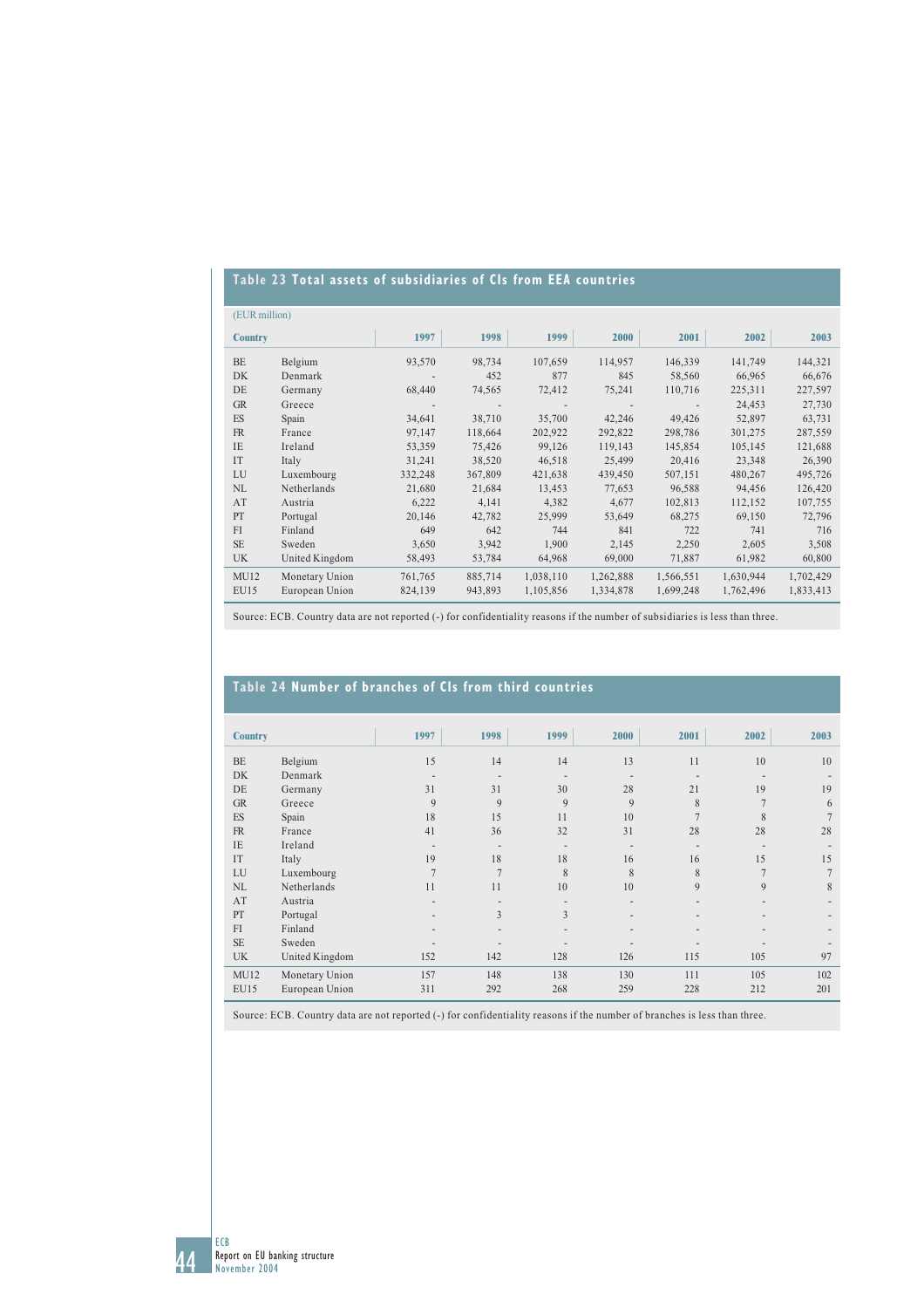**Table 23 Total assets of subsidiaries of CIs from EEA countries**

(EUR million)

| Country | | 1997 | 1998 | 1999 | 2000 | 2001 | 2002 | 2003 |
|---|---|---|---|---|---|---|---|---|
| BE | Belgium | 93,570 | 98,734 | 107,659 | 114,957 | 146,339 | 141,749 | 144,321 |
| DK | Denmark | - | 452 | 877 | 845 | 58,560 | 66,965 | 66,676 |
| DE | Germany | 68,440 | 74,565 | 72,412 | 75,241 | 110,716 | 225,311 | 227,597 |
| GR | Greece | - | - | - | - | - | 24,453 | 27,730 |
| ES | Spain | 34,641 | 38,710 | 35,700 | 42,246 | 49,426 | 52,897 | 63,731 |
| FR | France | 97,147 | 118,664 | 202,922 | 292,822 | 298,786 | 301,275 | 287,559 |
| IE | Ireland | 53,359 | 75,426 | 99,126 | 119,143 | 145,854 | 105,145 | 121,688 |
| IT | Italy | 31,241 | 38,520 | 46,518 | 25,499 | 20,416 | 23,348 | 26,390 |
| LU | Luxembourg | 332,248 | 367,809 | 421,638 | 439,450 | 507,151 | 480,267 | 495,726 |
| NL | Netherlands | 21,680 | 21,684 | 13,453 | 77,653 | 96,588 | 94,456 | 126,420 |
| AT | Austria | 6,222 | 4,141 | 4,382 | 4,677 | 102,813 | 112,152 | 107,755 |
| PT | Portugal | 20,146 | 42,782 | 25,999 | 53,649 | 68,275 | 69,150 | 72,796 |
| FI | Finland | 649 | 642 | 744 | 841 | 722 | 741 | 716 |
| SE | Sweden | 3,650 | 3,942 | 1,900 | 2,145 | 2,250 | 2,605 | 3,508 |
| UK | United Kingdom | 58,493 | 53,784 | 64,968 | 69,000 | 71,887 | 61,982 | 60,800 |
| MU12 | Monetary Union | 761,765 | 885,714 | 1,038,110 | 1,262,888 | 1,566,551 | 1,630,944 | 1,702,429 |
| EU15 | European Union | 824,139 | 943,893 | 1,105,856 | 1,334,878 | 1,699,248 | 1,762,496 | 1,833,413 |

Source: ECB. Country data are not reported (-) for confidentiality reasons if the number of subsidiaries is less than three.

**Table 24 Number of branches of CIs from third countries**

| Country | | 1997 | 1998 | 1999 | 2000 | 2001 | 2002 | 2003 |
|---|---|---|---|---|---|---|---|---|
| BE | Belgium | 15 | 14 | 14 | 13 | 11 | 10 | 10 |
| DK | Denmark | - | - | - | - | - | - | - |
| DE | Germany | 31 | 31 | 30 | 28 | 21 | 19 | 19 |
| GR | Greece | 9 | 9 | 9 | 9 | 8 | 7 | 6 |
| ES | Spain | 18 | 15 | 11 | 10 | 7 | 8 | 7 |
| FR | France | 41 | 36 | 32 | 31 | 28 | 28 | 28 |
| IE | Ireland | - | - | - | - | - | - | - |
| IT | Italy | 19 | 18 | 18 | 16 | 16 | 15 | 15 |
| LU | Luxembourg | 7 | 7 | 8 | 8 | 8 | 7 | 7 |
| NL | Netherlands | 11 | 11 | 10 | 10 | 9 | 9 | 8 |
| AT | Austria | - | - | - | - | - | - | - |
| PT | Portugal | - | 3 | 3 | - | - | - | - |
| FI | Finland | - | - | - | - | - | - | - |
| SE | Sweden | - | - | - | - | - | - | - |
| UK | United Kingdom | 152 | 142 | 128 | 126 | 115 | 105 | 97 |
| MU12 | Monetary Union | 157 | 148 | 138 | 130 | 111 | 105 | 102 |
| EU15 | European Union | 311 | 292 | 268 | 259 | 228 | 212 | 201 |

Source: ECB. Country data are not reported (-) for confidentiality reasons if the number of branches is less than three.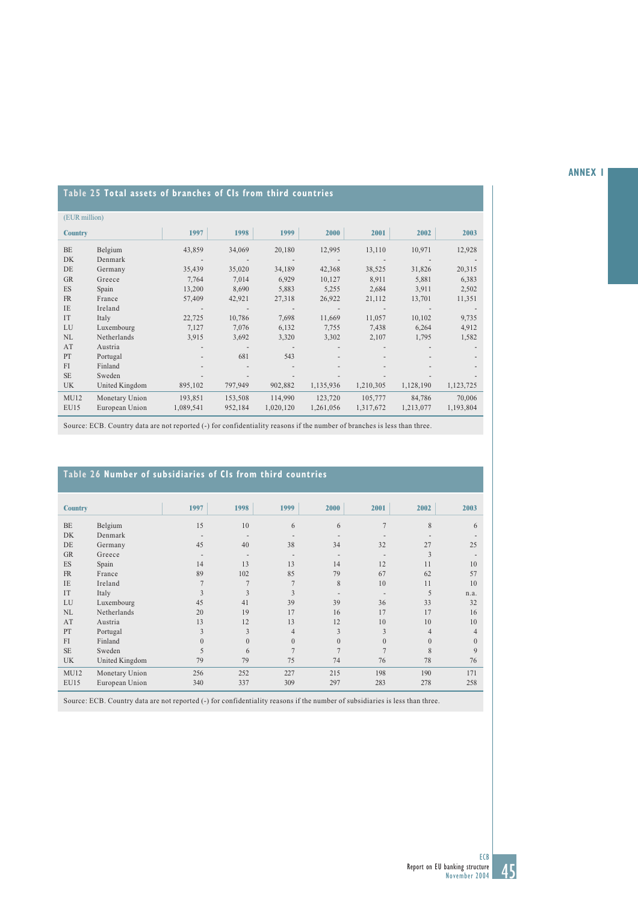## Table 25 Total assets of branches of CIs from third countries

(EUR million)

| Country | | 1997 | 1998 | 1999 | 2000 | 2001 | 2002 | 2003 |
|---|---|---|---|---|---|---|---|---|
| BE | Belgium | 43,859 | 34,069 | 20,180 | 12,995 | 13,110 | 10,971 | 12,928 |
| DK | Denmark | - | - | - | - | - | - | - |
| DE | Germany | 35,439 | 35,020 | 34,189 | 42,368 | 38,525 | 31,826 | 20,315 |
| GR | Greece | 7,764 | 7,014 | 6,929 | 10,127 | 8,911 | 5,881 | 6,383 |
| ES | Spain | 13,200 | 8,690 | 5,883 | 5,255 | 2,684 | 3,911 | 2,502 |
| FR | France | 57,409 | 42,921 | 27,318 | 26,922 | 21,112 | 13,701 | 11,351 |
| IE | Ireland | - | - | - | - | - | - | - |
| IT | Italy | 22,725 | 10,786 | 7,698 | 11,669 | 11,057 | 10,102 | 9,735 |
| LU | Luxembourg | 7,127 | 7,076 | 6,132 | 7,755 | 7,438 | 6,264 | 4,912 |
| NL | Netherlands | 3,915 | 3,692 | 3,320 | 3,302 | 2,107 | 1,795 | 1,582 |
| AT | Austria | - | - | - | - | - | - | - |
| PT | Portugal | - | 681 | 543 | - | - | - | - |
| FI | Finland | - | - | - | - | - | - | - |
| SE | Sweden | - | - | - | - | - | - | - |
| UK | United Kingdom | 895,102 | 797,949 | 902,882 | 1,135,936 | 1,210,305 | 1,128,190 | 1,123,725 |
| MU12 | Monetary Union | 193,851 | 153,508 | 114,990 | 123,720 | 105,777 | 84,786 | 70,006 |
| EU15 | European Union | 1,089,541 | 952,184 | 1,020,120 | 1,261,056 | 1,317,672 | 1,213,077 | 1,193,804 |

Source: ECB. Country data are not reported (-) for confidentiality reasons if the number of branches is less than three.

## Table 26 Number of subsidiaries of CIs from third countries

| Country | | 1997 | 1998 | 1999 | 2000 | 2001 | 2002 | 2003 |
|---|---|---|---|---|---|---|---|---|
| BE | Belgium | 15 | 10 | 6 | 6 | 7 | 8 | 6 |
| DK | Denmark | - | - | - | - | - | - | - |
| DE | Germany | 45 | 40 | 38 | 34 | 32 | 27 | 25 |
| GR | Greece | - | - | - | - | - | 3 | - |
| ES | Spain | 14 | 13 | 13 | 14 | 12 | 11 | 10 |
| FR | France | 89 | 102 | 85 | 79 | 67 | 62 | 57 |
| IE | Ireland | 7 | 7 | 7 | 8 | 10 | 11 | 10 |
| IT | Italy | 3 | 3 | 3 | - | - | 5 | n.a. |
| LU | Luxembourg | 45 | 41 | 39 | 39 | 36 | 33 | 32 |
| NL | Netherlands | 20 | 19 | 17 | 16 | 17 | 17 | 16 |
| AT | Austria | 13 | 12 | 13 | 12 | 10 | 10 | 10 |
| PT | Portugal | 3 | 3 | 4 | 3 | 3 | 4 | 4 |
| FI | Finland | 0 | 0 | 0 | 0 | 0 | 0 | 0 |
| SE | Sweden | 5 | 6 | 7 | 7 | 7 | 8 | 9 |
| UK | United Kingdom | 79 | 79 | 75 | 74 | 76 | 78 | 76 |
| MU12 | Monetary Union | 256 | 252 | 227 | 215 | 198 | 190 | 171 |
| EU15 | European Union | 340 | 337 | 309 | 297 | 283 | 278 | 258 |

Source: ECB. Country data are not reported (-) for confidentiality reasons if the number of subsidiaries is less than three.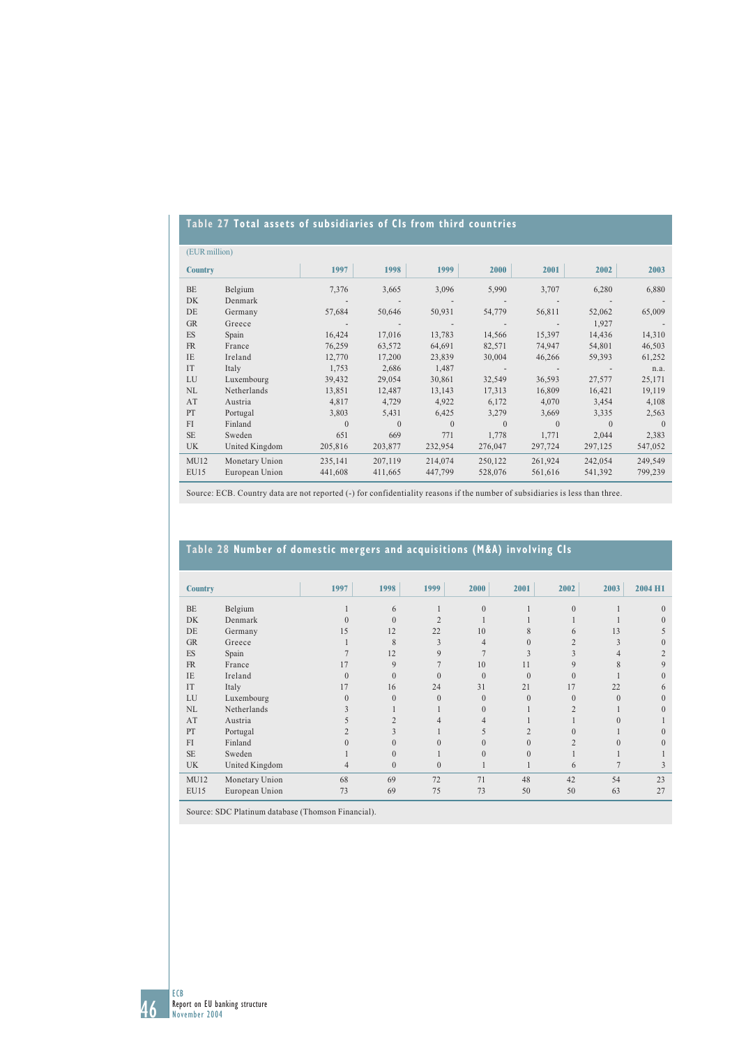## Table 27 Total assets of subsidiaries of CIs from third countries

(EUR million)

| Country | | 1997 | 1998 | 1999 | 2000 | 2001 | 2002 | 2003 |
|---|---|---|---|---|---|---|---|---|
| BE | Belgium | 7,376 | 3,665 | 3,096 | 5,990 | 3,707 | 6,280 | 6,880 |
| DK | Denmark | - | - | - | - | - | - | - |
| DE | Germany | 57,684 | 50,646 | 50,931 | 54,779 | 56,811 | 52,062 | 65,009 |
| GR | Greece | - | - | - | - | - | 1,927 | - |
| ES | Spain | 16,424 | 17,016 | 13,783 | 14,566 | 15,397 | 14,436 | 14,310 |
| FR | France | 76,259 | 63,572 | 64,691 | 82,571 | 74,947 | 54,801 | 46,503 |
| IE | Ireland | 12,770 | 17,200 | 23,839 | 30,004 | 46,266 | 59,393 | 61,252 |
| IT | Italy | 1,753 | 2,686 | 1,487 | - | - | - | n.a. |
| LU | Luxembourg | 39,432 | 29,054 | 30,861 | 32,549 | 36,593 | 27,577 | 25,171 |
| NL | Netherlands | 13,851 | 12,487 | 13,143 | 17,313 | 16,809 | 16,421 | 19,119 |
| AT | Austria | 4,817 | 4,729 | 4,922 | 6,172 | 4,070 | 3,454 | 4,108 |
| PT | Portugal | 3,803 | 5,431 | 6,425 | 3,279 | 3,669 | 3,335 | 2,563 |
| FI | Finland | 0 | 0 | 0 | 0 | 0 | 0 | 0 |
| SE | Sweden | 651 | 669 | 771 | 1,778 | 1,771 | 2,044 | 2,383 |
| UK | United Kingdom | 205,816 | 203,877 | 232,954 | 276,047 | 297,724 | 297,125 | 547,052 |
| MU12 | Monetary Union | 235,141 | 207,119 | 214,074 | 250,122 | 261,924 | 242,054 | 249,549 |
| EU15 | European Union | 441,608 | 411,665 | 447,799 | 528,076 | 561,616 | 541,392 | 799,239 |

Source: ECB. Country data are not reported (-) for confidentiality reasons if the number of subsidiaries is less than three.

## Table 28 Number of domestic mergers and acquisitions (M&A) involving CIs

| Country | | 1997 | 1998 | 1999 | 2000 | 2001 | 2002 | 2003 | 2004 H1 |
|---|---|---|---|---|---|---|---|---|---|
| BE | Belgium | 1 | 6 | 1 | 0 | 1 | 0 | 1 | 0 |
| DK | Denmark | 0 | 0 | 2 | 1 | 1 | 1 | 1 | 0 |
| DE | Germany | 15 | 12 | 22 | 10 | 8 | 6 | 13 | 5 |
| GR | Greece | 1 | 8 | 3 | 4 | 0 | 2 | 3 | 0 |
| ES | Spain | 7 | 12 | 9 | 7 | 3 | 3 | 4 | 2 |
| FR | France | 17 | 9 | 7 | 10 | 11 | 9 | 8 | 9 |
| IE | Ireland | 0 | 0 | 0 | 0 | 0 | 0 | 1 | 0 |
| IT | Italy | 17 | 16 | 24 | 31 | 21 | 17 | 22 | 6 |
| LU | Luxembourg | 0 | 0 | 0 | 0 | 0 | 0 | 0 | 0 |
| NL | Netherlands | 3 | 1 | 1 | 0 | 1 | 2 | 1 | 0 |
| AT | Austria | 5 | 2 | 4 | 4 | 1 | 1 | 0 | 1 |
| PT | Portugal | 2 | 3 | 1 | 5 | 2 | 0 | 1 | 0 |
| FI | Finland | 0 | 0 | 0 | 0 | 0 | 2 | 0 | 0 |
| SE | Sweden | 1 | 0 | 1 | 0 | 0 | 1 | 1 | 1 |
| UK | United Kingdom | 4 | 0 | 0 | 1 | 1 | 6 | 7 | 3 |
| MU12 | Monetary Union | 68 | 69 | 72 | 71 | 48 | 42 | 54 | 23 |
| EU15 | European Union | 73 | 69 | 75 | 73 | 50 | 50 | 63 | 27 |

Source: SDC Platinum database (Thomson Financial).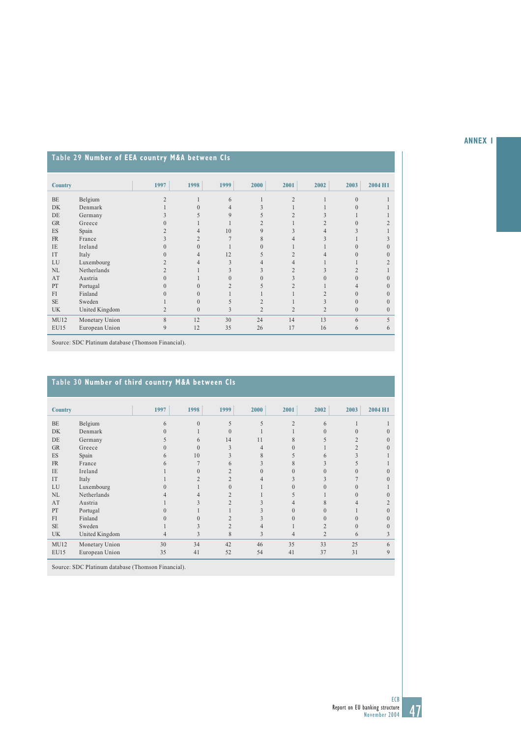## Table 29 Number of EEA country M&A between CIs

| Country | | 1997 | 1998 | 1999 | 2000 | 2001 | 2002 | 2003 | 2004 H1 |
|---|---|---|---|---|---|---|---|---|---|
| BE | Belgium | 2 | 1 | 6 | 1 | 2 | 1 | 0 | 1 |
| DK | Denmark | 1 | 0 | 4 | 3 | 1 | 1 | 0 | 1 |
| DE | Germany | 3 | 5 | 9 | 5 | 2 | 3 | 1 | 1 |
| GR | Greece | 0 | 1 | 1 | 2 | 1 | 2 | 0 | 2 |
| ES | Spain | 2 | 4 | 10 | 9 | 3 | 4 | 3 | 1 |
| FR | France | 3 | 2 | 7 | 8 | 4 | 3 | 1 | 3 |
| IE | Ireland | 0 | 0 | 1 | 0 | 1 | 1 | 0 | 0 |
| IT | Italy | 0 | 4 | 12 | 5 | 2 | 4 | 0 | 0 |
| LU | Luxembourg | 2 | 4 | 3 | 4 | 4 | 1 | 1 | 2 |
| NL | Netherlands | 2 | 1 | 3 | 3 | 2 | 3 | 2 | 1 |
| AT | Austria | 0 | 1 | 0 | 0 | 3 | 0 | 0 | 0 |
| PT | Portugal | 0 | 0 | 2 | 5 | 2 | 1 | 4 | 0 |
| FI | Finland | 0 | 0 | 1 | 1 | 1 | 2 | 0 | 0 |
| SE | Sweden | 1 | 0 | 5 | 2 | 1 | 3 | 0 | 0 |
| UK | United Kingdom | 2 | 0 | 3 | 2 | 2 | 2 | 0 | 0 |
| MU12 | Monetary Union | 8 | 12 | 30 | 24 | 14 | 13 | 6 | 5 |
| EU15 | European Union | 9 | 12 | 35 | 26 | 17 | 16 | 6 | 6 |

Source: SDC Platinum database (Thomson Financial).

## Table 30 Number of third country M&A between CIs

| Country | | 1997 | 1998 | 1999 | 2000 | 2001 | 2002 | 2003 | 2004 H1 |
|---|---|---|---|---|---|---|---|---|---|
| BE | Belgium | 6 | 0 | 5 | 5 | 2 | 6 | 1 | 1 |
| DK | Denmark | 0 | 1 | 0 | 1 | 1 | 0 | 0 | 0 |
| DE | Germany | 5 | 6 | 14 | 11 | 8 | 5 | 2 | 0 |
| GR | Greece | 0 | 0 | 3 | 4 | 0 | 1 | 2 | 0 |
| ES | Spain | 6 | 10 | 3 | 8 | 5 | 6 | 3 | 1 |
| FR | France | 6 | 7 | 6 | 3 | 8 | 3 | 5 | 1 |
| IE | Ireland | 1 | 0 | 2 | 0 | 0 | 0 | 0 | 0 |
| IT | Italy | 1 | 2 | 2 | 4 | 3 | 3 | 7 | 0 |
| LU | Luxembourg | 0 | 1 | 0 | 1 | 0 | 0 | 0 | 1 |
| NL | Netherlands | 4 | 4 | 2 | 1 | 5 | 1 | 0 | 0 |
| AT | Austria | 1 | 3 | 2 | 3 | 4 | 8 | 4 | 2 |
| PT | Portugal | 0 | 1 | 1 | 3 | 0 | 0 | 1 | 0 |
| FI | Finland | 0 | 0 | 2 | 3 | 0 | 0 | 0 | 0 |
| SE | Sweden | 1 | 3 | 2 | 4 | 1 | 2 | 0 | 0 |
| UK | United Kingdom | 4 | 3 | 8 | 3 | 4 | 2 | 6 | 3 |
| MU12 | Monetary Union | 30 | 34 | 42 | 46 | 35 | 33 | 25 | 6 |
| EU15 | European Union | 35 | 41 | 52 | 54 | 41 | 37 | 31 | 9 |

Source: SDC Platinum database (Thomson Financial).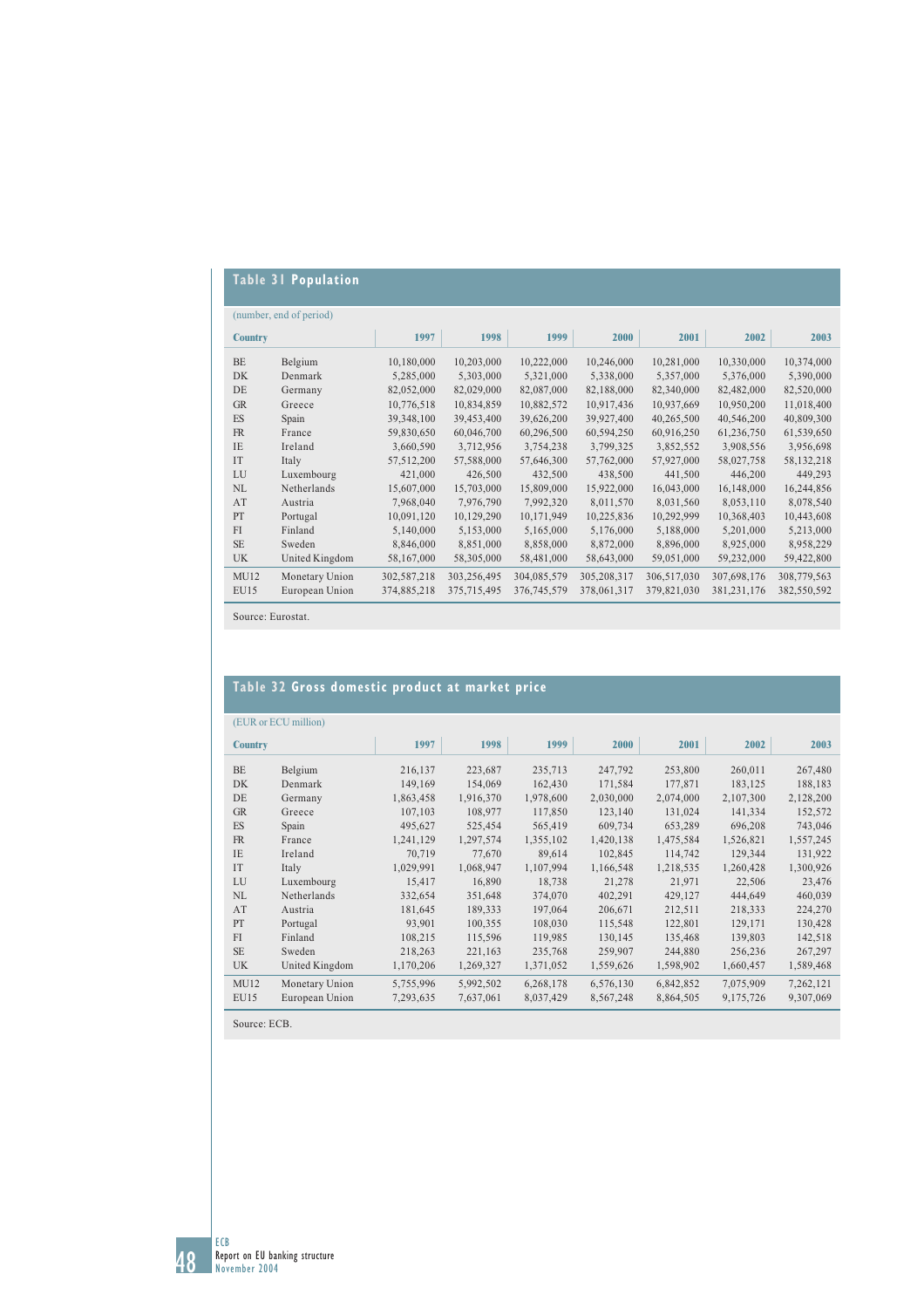## Table 31 Population

(number, end of period)

| Country | | 1997 | 1998 | 1999 | 2000 | 2001 | 2002 | 2003 |
|---|---|---|---|---|---|---|---|---|
| BE | Belgium | 10,180,000 | 10,203,000 | 10,222,000 | 10,246,000 | 10,281,000 | 10,330,000 | 10,374,000 |
| DK | Denmark | 5,285,000 | 5,303,000 | 5,321,000 | 5,338,000 | 5,357,000 | 5,376,000 | 5,390,000 |
| DE | Germany | 82,052,000 | 82,029,000 | 82,087,000 | 82,188,000 | 82,340,000 | 82,482,000 | 82,520,000 |
| GR | Greece | 10,776,518 | 10,834,859 | 10,882,572 | 10,917,436 | 10,937,669 | 10,950,200 | 11,018,400 |
| ES | Spain | 39,348,100 | 39,453,400 | 39,626,200 | 39,927,400 | 40,265,500 | 40,546,200 | 40,809,300 |
| FR | France | 59,830,650 | 60,046,700 | 60,296,500 | 60,594,250 | 60,916,250 | 61,236,750 | 61,539,650 |
| IE | Ireland | 3,660,590 | 3,712,956 | 3,754,238 | 3,799,325 | 3,852,552 | 3,908,556 | 3,956,698 |
| IT | Italy | 57,512,200 | 57,588,000 | 57,646,300 | 57,762,000 | 57,927,000 | 58,027,758 | 58,132,218 |
| LU | Luxembourg | 421,000 | 426,500 | 432,500 | 438,500 | 441,500 | 446,200 | 449,293 |
| NL | Netherlands | 15,607,000 | 15,703,000 | 15,809,000 | 15,922,000 | 16,043,000 | 16,148,000 | 16,244,856 |
| AT | Austria | 7,968,040 | 7,976,790 | 7,992,320 | 8,011,570 | 8,031,560 | 8,053,110 | 8,078,540 |
| PT | Portugal | 10,091,120 | 10,129,290 | 10,171,949 | 10,225,836 | 10,292,999 | 10,368,403 | 10,443,608 |
| FI | Finland | 5,140,000 | 5,153,000 | 5,165,000 | 5,176,000 | 5,188,000 | 5,201,000 | 5,213,000 |
| SE | Sweden | 8,846,000 | 8,851,000 | 8,858,000 | 8,872,000 | 8,896,000 | 8,925,000 | 8,958,229 |
| UK | United Kingdom | 58,167,000 | 58,305,000 | 58,481,000 | 58,643,000 | 59,051,000 | 59,232,000 | 59,422,800 |
| MU12 | Monetary Union | 302,587,218 | 303,256,495 | 304,085,579 | 305,208,317 | 306,517,030 | 307,698,176 | 308,779,563 |
| EU15 | European Union | 374,885,218 | 375,715,495 | 376,745,579 | 378,061,317 | 379,821,030 | 381,231,176 | 382,550,592 |

Source: Eurostat.

## Table 32 Gross domestic product at market price

(EUR or ECU million)

| Country | | 1997 | 1998 | 1999 | 2000 | 2001 | 2002 | 2003 |
|---|---|---|---|---|---|---|---|---|
| BE | Belgium | 216,137 | 223,687 | 235,713 | 247,792 | 253,800 | 260,011 | 267,480 |
| DK | Denmark | 149,169 | 154,069 | 162,430 | 171,584 | 177,871 | 183,125 | 188,183 |
| DE | Germany | 1,863,458 | 1,916,370 | 1,978,600 | 2,030,000 | 2,074,000 | 2,107,300 | 2,128,200 |
| GR | Greece | 107,103 | 108,977 | 117,850 | 123,140 | 131,024 | 141,334 | 152,572 |
| ES | Spain | 495,627 | 525,454 | 565,419 | 609,734 | 653,289 | 696,208 | 743,046 |
| FR | France | 1,241,129 | 1,297,574 | 1,355,102 | 1,420,138 | 1,475,584 | 1,526,821 | 1,557,245 |
| IE | Ireland | 70,719 | 77,670 | 89,614 | 102,845 | 114,742 | 129,344 | 131,922 |
| IT | Italy | 1,029,991 | 1,068,947 | 1,107,994 | 1,166,548 | 1,218,535 | 1,260,428 | 1,300,926 |
| LU | Luxembourg | 15,417 | 16,890 | 18,738 | 21,278 | 21,971 | 22,506 | 23,476 |
| NL | Netherlands | 332,654 | 351,648 | 374,070 | 402,291 | 429,127 | 444,649 | 460,039 |
| AT | Austria | 181,645 | 189,333 | 197,064 | 206,671 | 212,511 | 218,333 | 224,270 |
| PT | Portugal | 93,901 | 100,355 | 108,030 | 115,548 | 122,801 | 129,171 | 130,428 |
| FI | Finland | 108,215 | 115,596 | 119,985 | 130,145 | 135,468 | 139,803 | 142,518 |
| SE | Sweden | 218,263 | 221,163 | 235,768 | 259,907 | 244,880 | 256,236 | 267,297 |
| UK | United Kingdom | 1,170,206 | 1,269,327 | 1,371,052 | 1,559,626 | 1,598,902 | 1,660,457 | 1,589,468 |
| MU12 | Monetary Union | 5,755,996 | 5,992,502 | 6,268,178 | 6,576,130 | 6,842,852 | 7,075,909 | 7,262,121 |
| EU15 | European Union | 7,293,635 | 7,637,061 | 8,037,429 | 8,567,248 | 8,864,505 | 9,175,726 | 9,307,069 |

Source: ECB.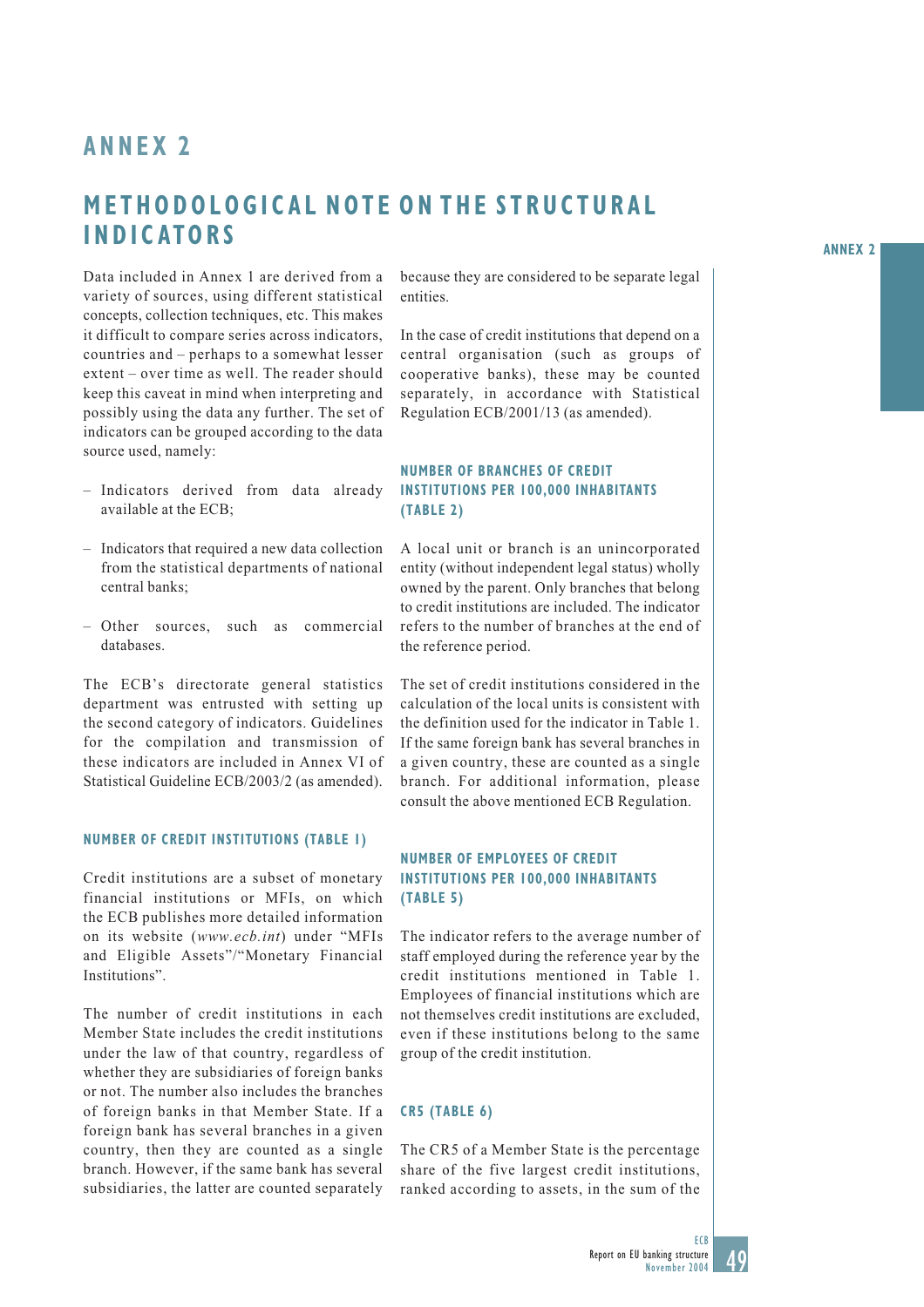# ANNEX 2

# METHODOLOGICAL NOTE ON THE STRUCTURAL INDICATORS

Data included in Annex 1 are derived from a variety of sources, using different statistical concepts, collection techniques, etc. This makes it difficult to compare series across indicators, countries and – perhaps to a somewhat lesser extent – over time as well. The reader should keep this caveat in mind when interpreting and possibly using the data any further. The set of indicators can be grouped according to the data source used, namely:

- Indicators derived from data already available at the ECB;
- Indicators that required a new data collection from the statistical departments of national central banks;
- Other sources, such as commercial databases.

The ECB's directorate general statistics department was entrusted with setting up the second category of indicators. Guidelines for the compilation and transmission of these indicators are included in Annex VI of Statistical Guideline ECB/2003/2 (as amended).

### NUMBER OF CREDIT INSTITUTIONS (TABLE 1)

Credit institutions are a subset of monetary financial institutions or MFIs, on which the ECB publishes more detailed information on its website (*www.ecb.int*) under "MFIs and Eligible Assets"/"Monetary Financial Institutions".

The number of credit institutions in each Member State includes the credit institutions under the law of that country, regardless of whether they are subsidiaries of foreign banks or not. The number also includes the branches of foreign banks in that Member State. If a foreign bank has several branches in a given country, then they are counted as a single branch. However, if the same bank has several subsidiaries, the latter are counted separately because they are considered to be separate legal entities.

In the case of credit institutions that depend on a central organisation (such as groups of cooperative banks), these may be counted separately, in accordance with Statistical Regulation ECB/2001/13 (as amended).

### NUMBER OF BRANCHES OF CREDIT INSTITUTIONS PER 100,000 INHABITANTS (TABLE 2)

A local unit or branch is an unincorporated entity (without independent legal status) wholly owned by the parent. Only branches that belong to credit institutions are included. The indicator refers to the number of branches at the end of the reference period.

The set of credit institutions considered in the calculation of the local units is consistent with the definition used for the indicator in Table 1. If the same foreign bank has several branches in a given country, these are counted as a single branch. For additional information, please consult the above mentioned ECB Regulation.

### NUMBER OF EMPLOYEES OF CREDIT INSTITUTIONS PER 100,000 INHABITANTS (TABLE 5)

The indicator refers to the average number of staff employed during the reference year by the credit institutions mentioned in Table 1. Employees of financial institutions which are not themselves credit institutions are excluded, even if these institutions belong to the same group of the credit institution.

### CR5 (TABLE 6)

The CR5 of a Member State is the percentage share of the five largest credit institutions, ranked according to assets, in the sum of the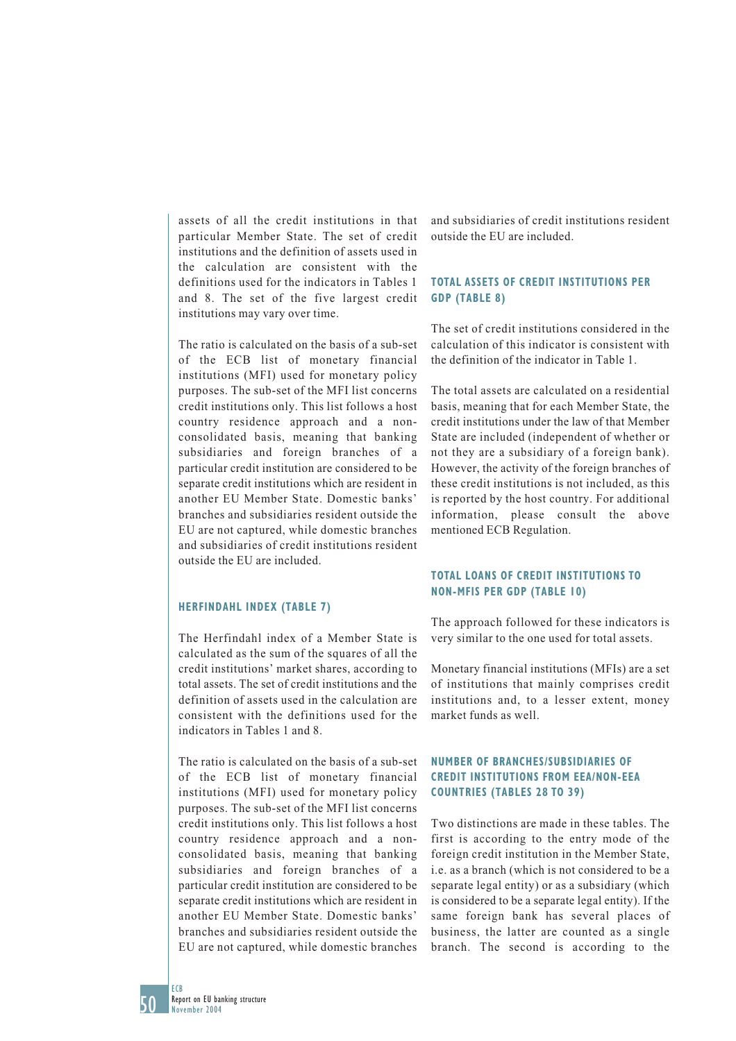assets of all the credit institutions in that particular Member State. The set of credit institutions and the definition of assets used in the calculation are consistent with the definitions used for the indicators in Tables 1 and 8. The set of the five largest credit institutions may vary over time.

The ratio is calculated on the basis of a sub-set of the ECB list of monetary financial institutions (MFI) used for monetary policy purposes. The sub-set of the MFI list concerns credit institutions only. This list follows a host country residence approach and a non-consolidated basis, meaning that banking subsidiaries and foreign branches of a particular credit institution are considered to be separate credit institutions which are resident in another EU Member State. Domestic banks' branches and subsidiaries resident outside the EU are not captured, while domestic branches and subsidiaries of credit institutions resident outside the EU are included.

### HERFINDAHL INDEX (TABLE 7)

The Herfindahl index of a Member State is calculated as the sum of the squares of all the credit institutions' market shares, according to total assets. The set of credit institutions and the definition of assets used in the calculation are consistent with the definitions used for the indicators in Tables 1 and 8.

The ratio is calculated on the basis of a sub-set of the ECB list of monetary financial institutions (MFI) used for monetary policy purposes. The sub-set of the MFI list concerns credit institutions only. This list follows a host country residence approach and a non-consolidated basis, meaning that banking subsidiaries and foreign branches of a particular credit institution are considered to be separate credit institutions which are resident in another EU Member State. Domestic banks' branches and subsidiaries resident outside the EU are not captured, while domestic branches and subsidiaries of credit institutions resident outside the EU are included.

### TOTAL ASSETS OF CREDIT INSTITUTIONS PER GDP (TABLE 8)

The set of credit institutions considered in the calculation of this indicator is consistent with the definition of the indicator in Table 1.

The total assets are calculated on a residential basis, meaning that for each Member State, the credit institutions under the law of that Member State are included (independent of whether or not they are a subsidiary of a foreign bank). However, the activity of the foreign branches of these credit institutions is not included, as this is reported by the host country. For additional information, please consult the above mentioned ECB Regulation.

### TOTAL LOANS OF CREDIT INSTITUTIONS TO NON-MFIS PER GDP (TABLE 10)

The approach followed for these indicators is very similar to the one used for total assets.

Monetary financial institutions (MFIs) are a set of institutions that mainly comprises credit institutions and, to a lesser extent, money market funds as well.

### NUMBER OF BRANCHES/SUBSIDIARIES OF CREDIT INSTITUTIONS FROM EEA/NON-EEA COUNTRIES (TABLES 28 TO 39)

Two distinctions are made in these tables. The first is according to the entry mode of the foreign credit institution in the Member State, i.e. as a branch (which is not considered to be a separate legal entity) or as a subsidiary (which is considered to be a separate legal entity). If the same foreign bank has several places of business, the latter are counted as a single branch. The second is according to the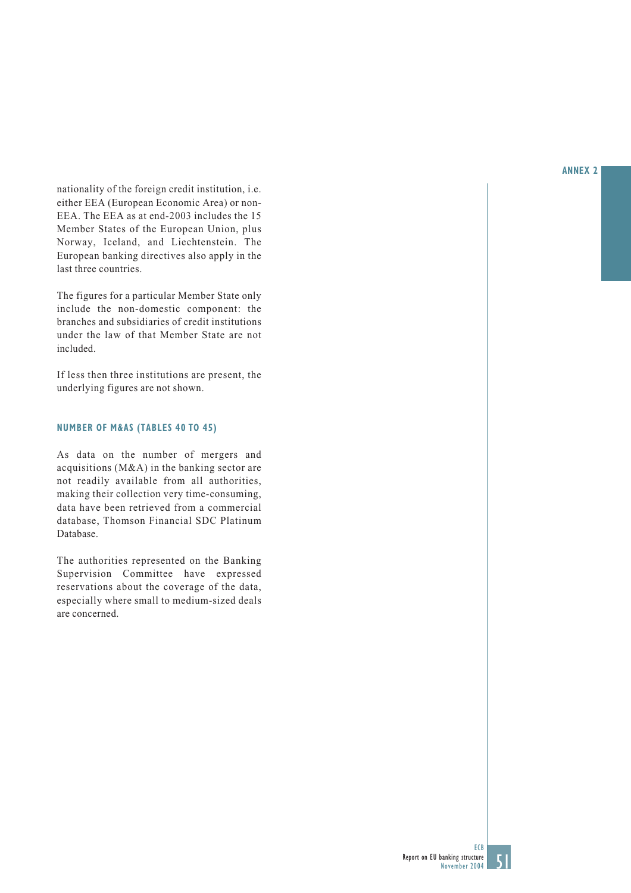nationality of the foreign credit institution, i.e. either EEA (European Economic Area) or non-EEA. The EEA as at end-2003 includes the 15 Member States of the European Union, plus Norway, Iceland, and Liechtenstein. The European banking directives also apply in the last three countries.

The figures for a particular Member State only include the non-domestic component: the branches and subsidiaries of credit institutions under the law of that Member State are not included.

If less then three institutions are present, the underlying figures are not shown.

### NUMBER OF M&AS (TABLES 40 TO 45)

As data on the number of mergers and acquisitions (M&A) in the banking sector are not readily available from all authorities, making their collection very time-consuming, data have been retrieved from a commercial database, Thomson Financial SDC Platinum Database.

The authorities represented on the Banking Supervision Committee have expressed reservations about the coverage of the data, especially where small to medium-sized deals are concerned.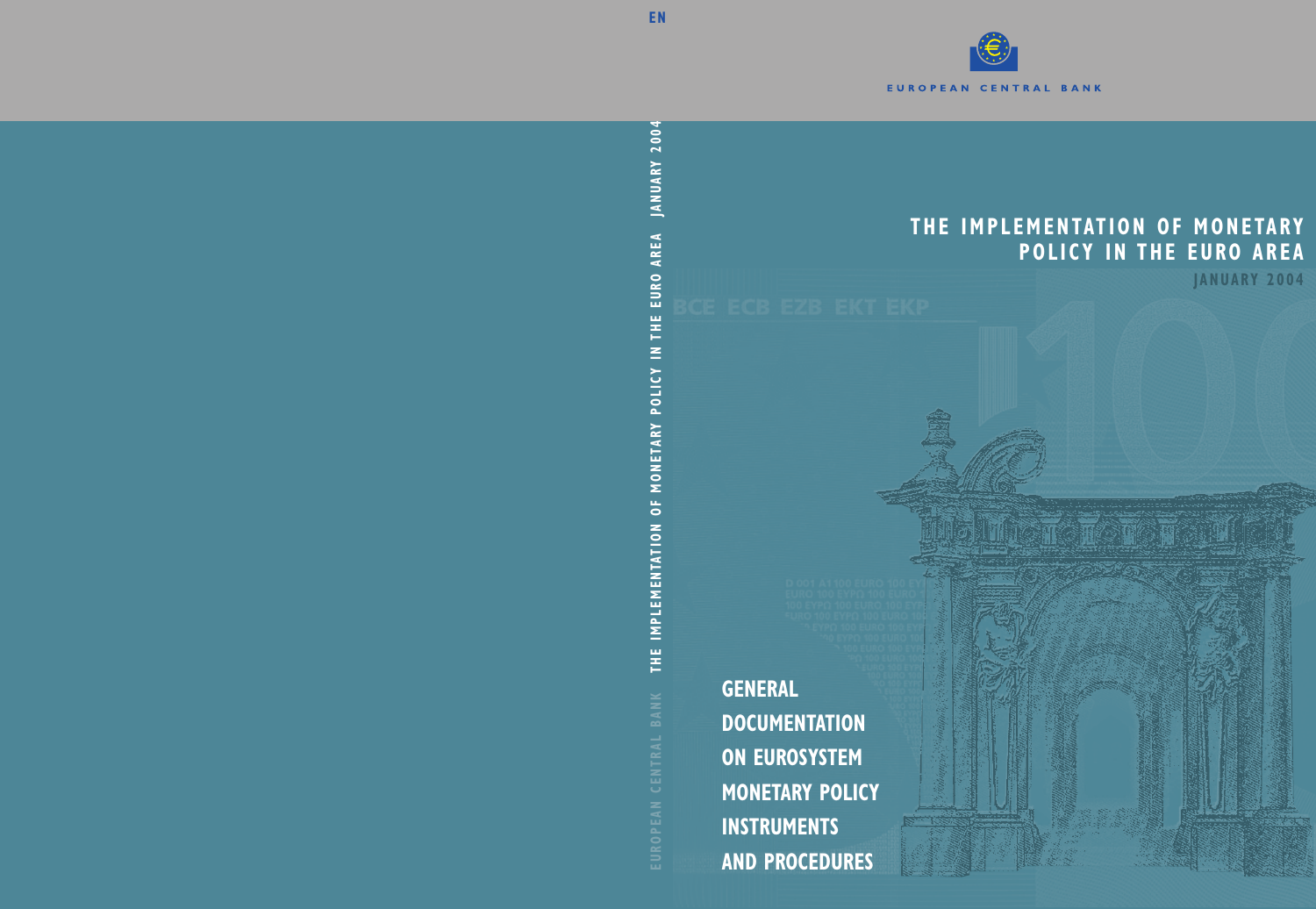EN

EUROPEAN CENTRAL BANK

# THE IMPLEMENTATION OF MONETARY POLICY IN THE EURO AREA

JANUARY 2004

BCE ECB EZB EKT EKP

EUROPEAN CENTRAL BANK THE IMPLEMENTATION OF MONETARY POLICY IN THE EURO AREA JANUARY 2004

## GENERAL DOCUMENTATION ON EUROSYSTEM MONETARY POLICY INSTRUMENTS AND PROCEDURES